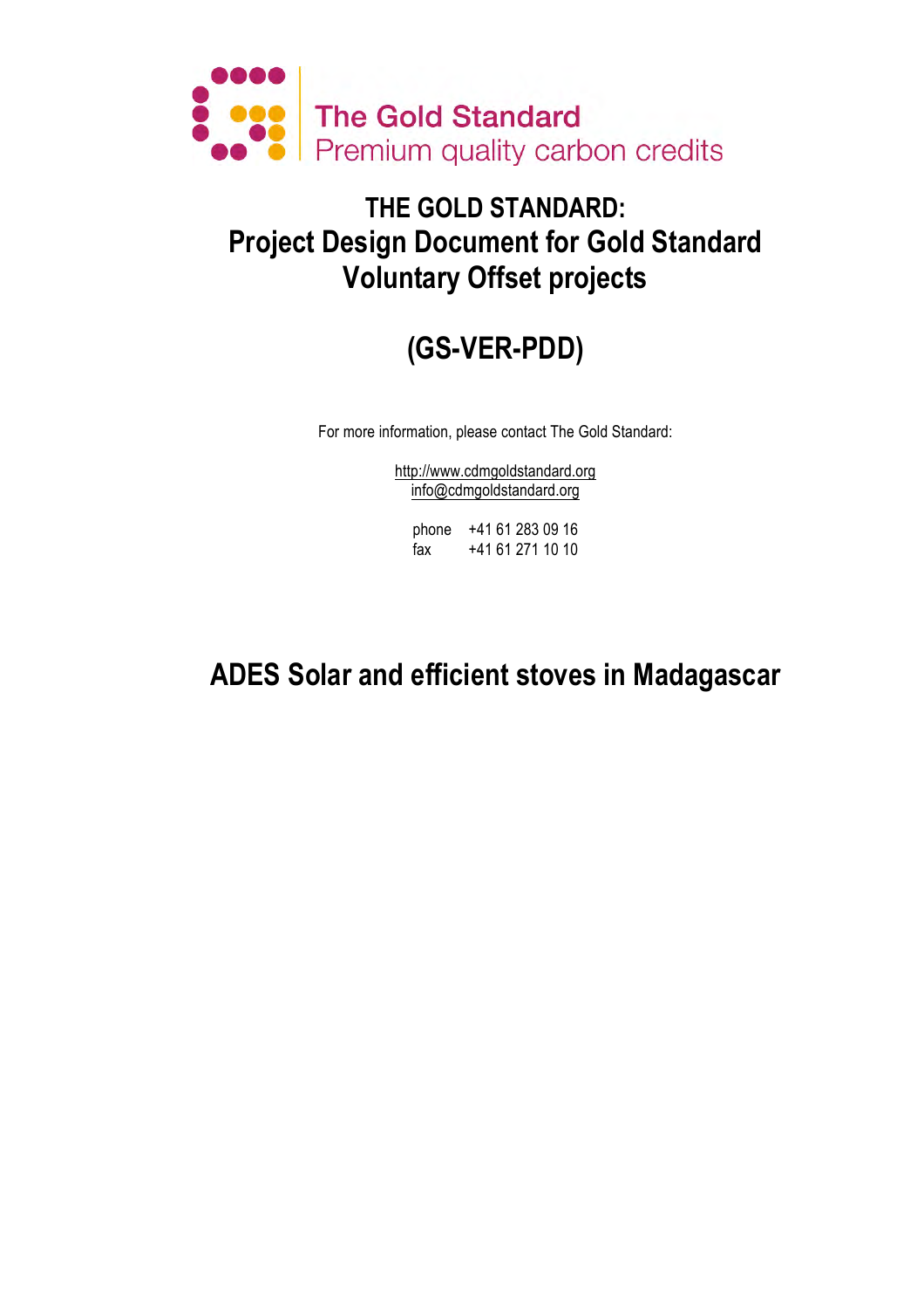The Gold Standard
Premium quality carbon credits

# THE GOLD STANDARD: Project Design Document for Gold Standard Voluntary Offset projects

# (GS-VER-PDD)

For more information, please contact The Gold Standard:

http://www.cdmgoldstandard.org
info@cdmgoldstandard.org

phone +41 61 283 09 16
fax +41 61 271 10 10

# ADES Solar and efficient stoves in Madagascar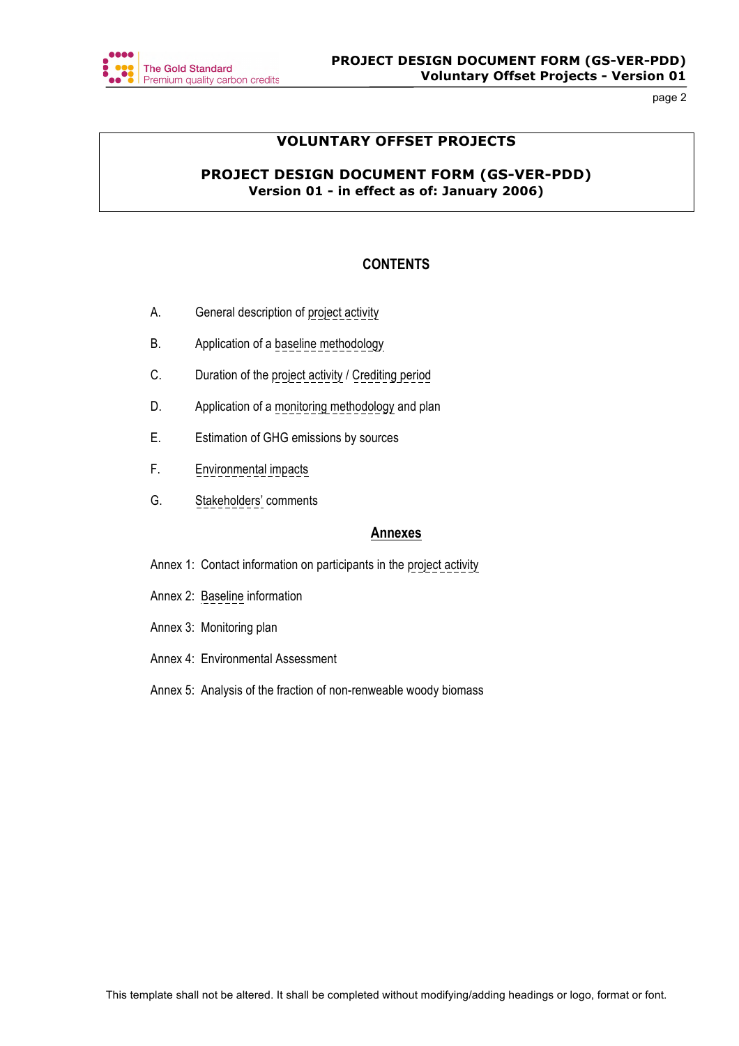**VOLUNTARY OFFSET PROJECTS**

**PROJECT DESIGN DOCUMENT FORM (GS-VER-PDD)**
**Version 01 - in effect as of: January 2006)**

## CONTENTS

A. General description of project activity

B. Application of a baseline methodology

C. Duration of the project activity / Crediting period

D. Application of a monitoring methodology and plan

E. Estimation of GHG emissions by sources

F. Environmental impacts

G. Stakeholders' comments

## Annexes

Annex 1: Contact information on participants in the project activity

Annex 2: Baseline information

Annex 3: Monitoring plan

Annex 4: Environmental Assessment

Annex 5: Analysis of the fraction of non-renweable woody biomass

This template shall not be altered. It shall be completed without modifying/adding headings or logo, format or font.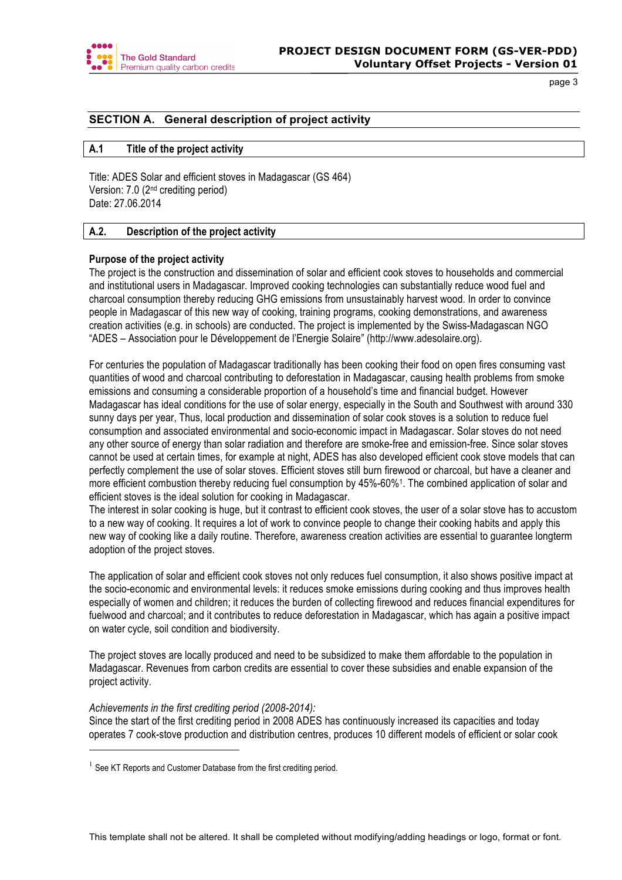## SECTION A. General description of project activity

### A.1 Title of the project activity

Title: ADES Solar and efficient stoves in Madagascar (GS 464)
Version: 7.0 (2nd crediting period)
Date: 27.06.2014

### A.2. Description of the project activity

**Purpose of the project activity**

The project is the construction and dissemination of solar and efficient cook stoves to households and commercial and institutional users in Madagascar. Improved cooking technologies can substantially reduce wood fuel and charcoal consumption thereby reducing GHG emissions from unsustainably harvest wood. In order to convince people in Madagascar of this new way of cooking, training programs, cooking demonstrations, and awareness creation activities (e.g. in schools) are conducted. The project is implemented by the Swiss-Madagascan NGO "ADES – Association pour le Développement de l'Energie Solaire" (http://www.adesolaire.org).

For centuries the population of Madagascar traditionally has been cooking their food on open fires consuming vast quantities of wood and charcoal contributing to deforestation in Madagascar, causing health problems from smoke emissions and consuming a considerable proportion of a household's time and financial budget. However Madagascar has ideal conditions for the use of solar energy, especially in the South and Southwest with around 330 sunny days per year, Thus, local production and dissemination of solar cook stoves is a solution to reduce fuel consumption and associated environmental and socio-economic impact in Madagascar. Solar stoves do not need any other source of energy than solar radiation and therefore are smoke-free and emission-free. Since solar stoves cannot be used at certain times, for example at night, ADES has also developed efficient cook stove models that can perfectly complement the use of solar stoves. Efficient stoves still burn firewood or charcoal, but have a cleaner and more efficient combustion thereby reducing fuel consumption by 45%-60%[1]. The combined application of solar and efficient stoves is the ideal solution for cooking in Madagascar.
The interest in solar cooking is huge, but it contrast to efficient cook stoves, the user of a solar stove has to accustom to a new way of cooking. It requires a lot of work to convince people to change their cooking habits and apply this new way of cooking like a daily routine. Therefore, awareness creation activities are essential to guarantee longterm adoption of the project stoves.

The application of solar and efficient cook stoves not only reduces fuel consumption, it also shows positive impact at the socio-economic and environmental levels: it reduces smoke emissions during cooking and thus improves health especially of women and children; it reduces the burden of collecting firewood and reduces financial expenditures for fuelwood and charcoal; and it contributes to reduce deforestation in Madagascar, which has again a positive impact on water cycle, soil condition and biodiversity.

The project stoves are locally produced and need to be subsidized to make them affordable to the population in Madagascar. Revenues from carbon credits are essential to cover these subsidies and enable expansion of the project activity.

*Achievements in the first crediting period (2008-2014):*
Since the start of the first crediting period in 2008 ADES has continuously increased its capacities and today operates 7 cook-stove production and distribution centres, produces 10 different models of efficient or solar cook

[1] See KT Reports and Customer Database from the first crediting period.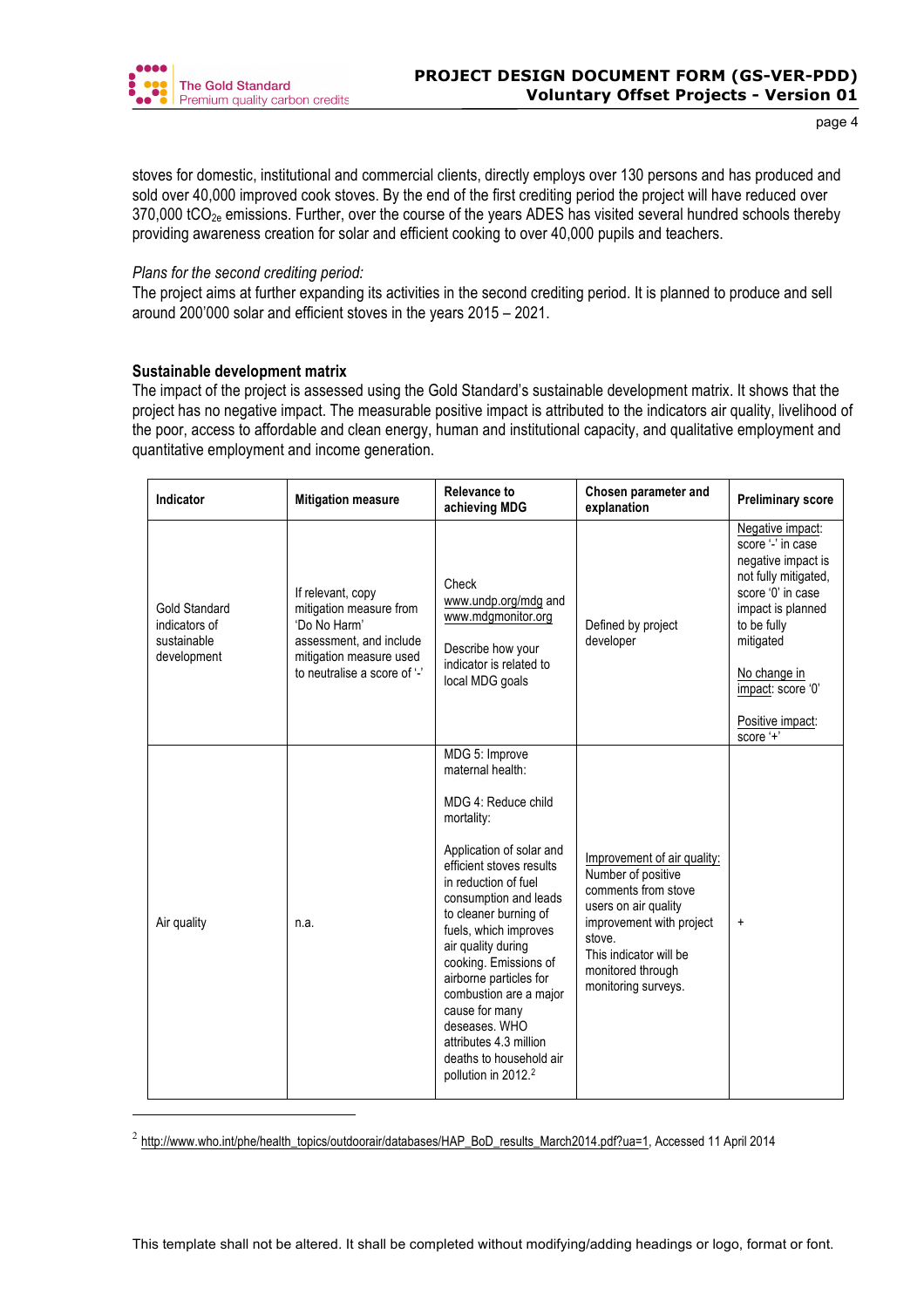stoves for domestic, institutional and commercial clients, directly employs over 130 persons and has produced and sold over 40,000 improved cook stoves. By the end of the first crediting period the project will have reduced over 370,000 $tCO_{2e}$ emissions. Further, over the course of the years ADES has visited several hundred schools thereby providing awareness creation for solar and efficient cooking to over 40,000 pupils and teachers.

*Plans for the second crediting period:*
The project aims at further expanding its activities in the second crediting period. It is planned to produce and sell around 200'000 solar and efficient stoves in the years 2015 – 2021.

**Sustainable development matrix**
The impact of the project is assessed using the Gold Standard's sustainable development matrix. It shows that the project has no negative impact. The measurable positive impact is attributed to the indicators air quality, livelihood of the poor, access to affordable and clean energy, human and institutional capacity, and qualitative employment and quantitative employment and income generation.

| Indicator | Mitigation measure | Relevance to achieving MDG | Chosen parameter and explanation | Preliminary score |
|---|---|---|---|---|
| Gold Standard indicators of sustainable development | If relevant, copy mitigation measure from 'Do No Harm' assessment, and include mitigation measure used to neutralise a score of '-' | Check www.undp.org/mdg and www.mdgmonitor.org<br><br>Describe how your indicator is related to local MDG goals | Defined by project developer | Negative impact: score '-' in case negative impact is not fully mitigated, score '0' in case impact is planned to be fully mitigated<br><br>No change in impact: score '0'<br><br>Positive impact: score '+' |
| Air quality | n.a. | MDG 5: Improve maternal health:<br><br>MDG 4: Reduce child mortality:<br><br>Application of solar and efficient stoves results in reduction of fuel consumption and leads to cleaner burning of fuels, which improves air quality during cooking. Emissions of airborne particles for combustion are a major cause for many deseases. WHO attributes 4.3 million deaths to household air pollution in 2012.[2] | Improvement of air quality: Number of positive comments from stove users on air quality improvement with project stove.<br>This indicator will be monitored through monitoring surveys. | + |

[2] http://www.who.int/phe/health_topics/outdoorair/databases/HAP_BoD_results_March2014.pdf?ua=1, Accessed 11 April 2014

This template shall not be altered. It shall be completed without modifying/adding headings or logo, format or font.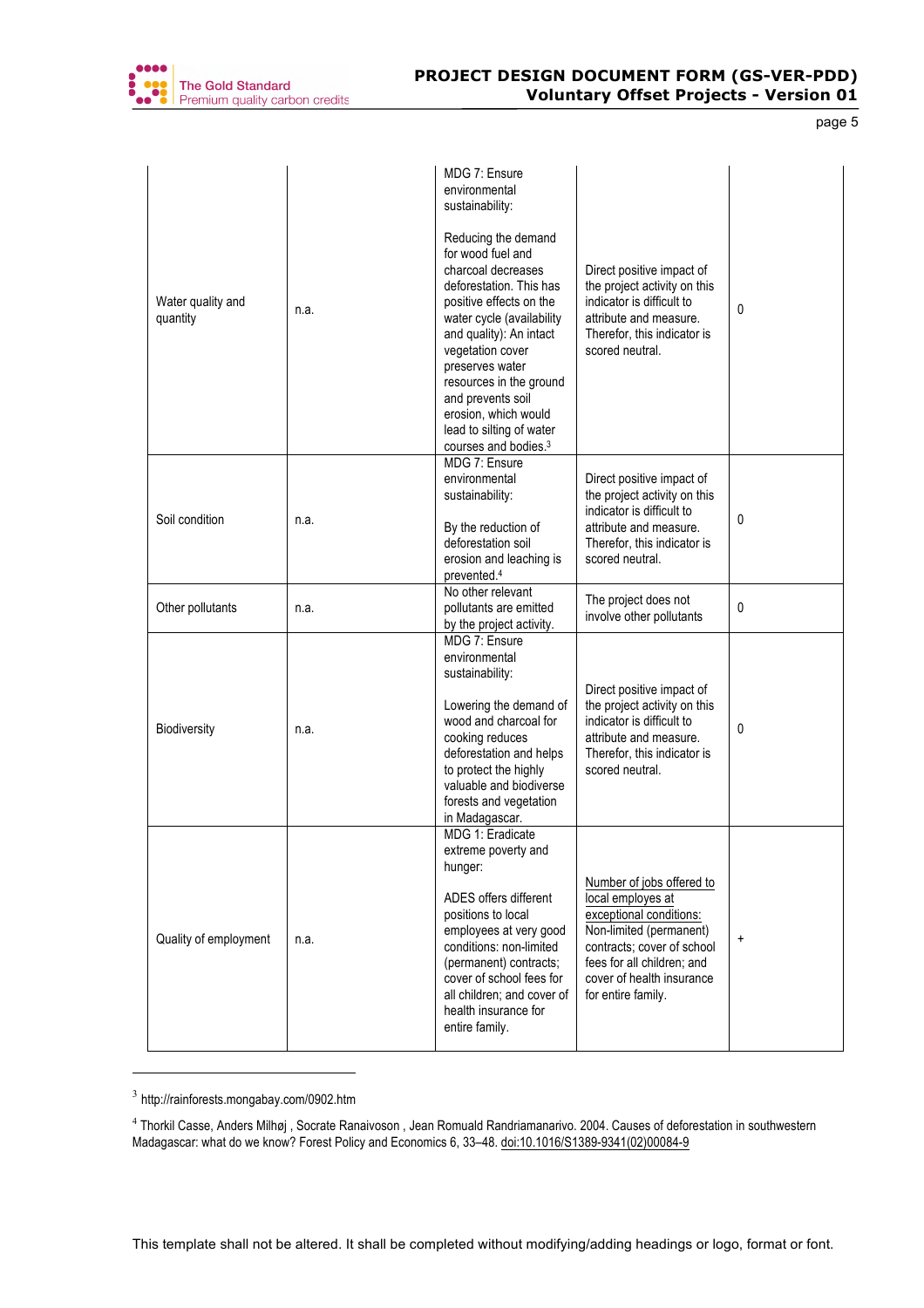| | | | | |
|---|---|---|---|---|
| Water quality and quantity | n.a. | MDG 7: Ensure environmental sustainability:<br><br>Reducing the demand for wood fuel and charcoal decreases deforestation. This has positive effects on the water cycle (availability and quality): An intact vegetation cover preserves water resources in the ground and prevents soil erosion, which would lead to silting of water courses and bodies.[3] | Direct positive impact of the project activity on this indicator is difficult to attribute and measure. Therefor, this indicator is scored neutral. | 0 |
| Soil condition | n.a. | MDG 7: Ensure environmental sustainability:<br><br>By the reduction of deforestation soil erosion and leaching is prevented.[4] | Direct positive impact of the project activity on this indicator is difficult to attribute and measure. Therefor, this indicator is scored neutral. | 0 |
| Other pollutants | n.a. | No other relevant pollutants are emitted by the project activity. | The project does not involve other pollutants | 0 |
| Biodiversity | n.a. | MDG 7: Ensure environmental sustainability:<br><br>Lowering the demand of wood and charcoal for cooking reduces deforestation and helps to protect the highly valuable and biodiverse forests and vegetation in Madagascar. | Direct positive impact of the project activity on this indicator is difficult to attribute and measure. Therefor, this indicator is scored neutral. | 0 |
| Quality of employment | n.a. | MDG 1: Eradicate extreme poverty and hunger:<br><br>ADES offers different positions to local employees at very good conditions: non-limited (permanent) contracts; cover of school fees for all children; and cover of health insurance for entire family. | Number of jobs offered to local employes at exceptional conditions: Non-limited (permanent) contracts; cover of school fees for all children; and cover of health insurance for entire family. | + |

[3] http://rainforests.mongabay.com/0902.htm

[4] Thorkil Casse, Anders Milhøj , Socrate Ranaivoson , Jean Romuald Randriamanarivo. 2004. Causes of deforestation in southwestern Madagascar: what do we know? Forest Policy and Economics 6, 33–48. doi:10.1016/S1389-9341(02)00084-9

This template shall not be altered. It shall be completed without modifying/adding headings or logo, format or font.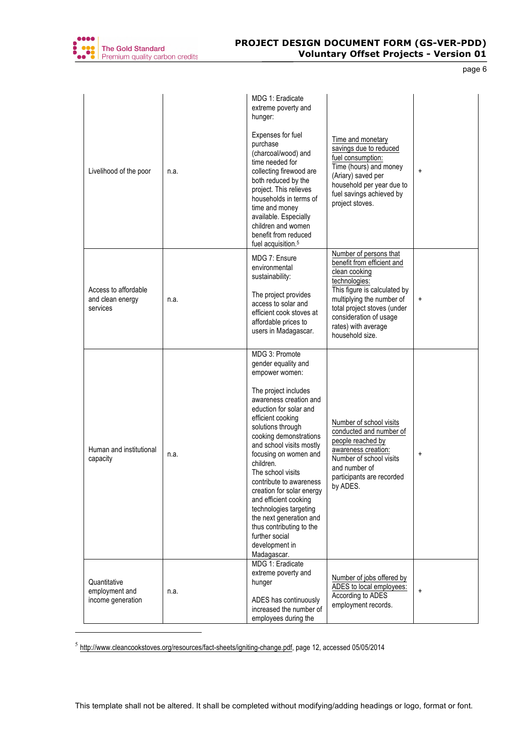| | | | | |
|---|---|---|---|---|
| Livelihood of the poor | n.a. | MDG 1: Eradicate extreme poverty and hunger:<br><br>Expenses for fuel purchase (charcoal/wood) and time needed for collecting firewood are both reduced by the project. This relieves households in terms of time and money available. Especially children and women benefit from reduced fuel acquisition.[5] | Time and monetary savings due to reduced fuel consumption:<br>Time (hours) and money (Ariary) saved per household per year due to fuel savings achieved by project stoves. | + |
| Access to affordable and clean energy services | n.a. | MDG 7: Ensure environmental sustainability:<br><br>The project provides access to solar and efficient cook stoves at affordable prices to users in Madagascar. | Number of persons that benefit from efficient and clean cooking technologies:<br>This figure is calculated by multiplying the number of total project stoves (under consideration of usage rates) with average household size. | + |
| Human and institutional capacity | n.a. | MDG 3: Promote gender equality and empower women:<br><br>The project includes awareness creation and eduction for solar and efficient cooking solutions through cooking demonstrations and school visits mostly focusing on women and children.<br>The school visits contribute to awareness creation for solar energy and efficient cooking technologies targeting the next generation and thus contributing to the further social development in Madagascar. | Number of school visits conducted and number of people reached by awareness creation:<br>Number of school visits and number of participants are recorded by ADES. | + |
| Quantitative employment and income generation | n.a. | MDG 1: Eradicate extreme poverty and hunger<br><br>ADES has continuously increased the number of employees during the | Number of jobs offered by ADES to local employees:<br>According to ADES employment records. | + |

[5] http://www.cleancookstoves.org/resources/fact-sheets/igniting-change.pdf, page 12, accessed 05/05/2014

This template shall not be altered. It shall be completed without modifying/adding headings or logo, format or font.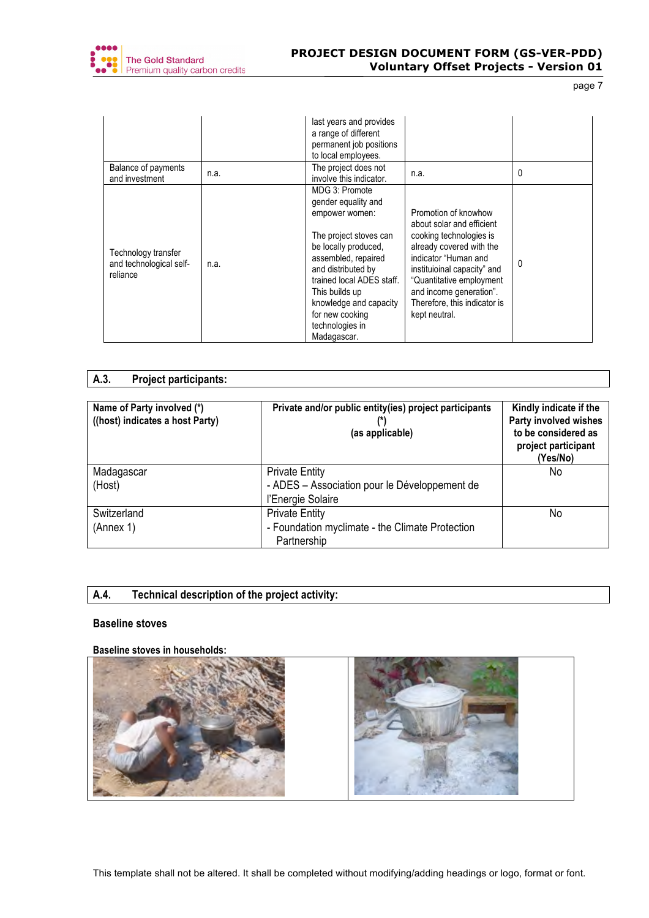| | | last years and provides a range of different permanent job positions to local employees. | | |
|---|---|---|---|---|
| Balance of payments and investment | n.a. | The project does not involve this indicator. | n.a. | 0 |
| Technology transfer and technological self-reliance | n.a. | MDG 3: Promote gender equality and empower women: The project stoves can be locally produced, repaired and distributed by trained local ADES staff. This builds up knowledge and capacity for new cooking technologies in Madagascar. | Promotion of knowhow about solar and efficient cooking technologies is already covered with the indicator "Human and instituioinal capacity" and "Quantitative employment and income generation". Therefore, this indicator is kept neutral. | 0 |

## A.3. Project participants:

| Name of Party involved (*) ((host) indicates a host Party) | Private and/or public entity(ies) project participants (*) (as applicable) | Kindly indicate if the Party involved wishes to be considered as project participant (Yes/No) |
|---|---|---|
| Madagascar (Host) | Private Entity - ADES – Association pour le Développement de l'Energie Solaire | No |
| Switzerland (Annex 1) | Private Entity - Foundation myclimate - the Climate Protection Partnership | No |

## A.4. Technical description of the project activity:

**Baseline stoves**

**Baseline stoves in households:**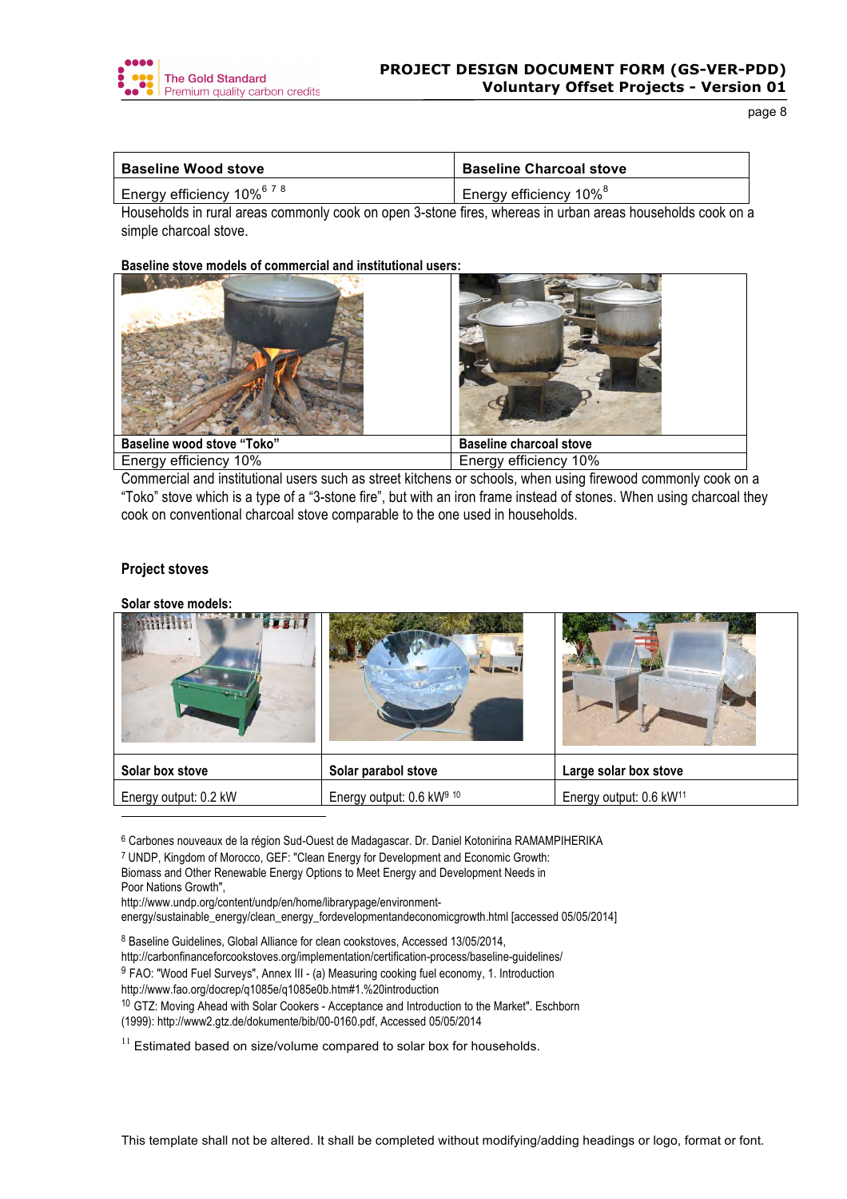| Baseline Wood stove | Baseline Charcoal stove |
| --- | --- |
| Energy efficiency 10%[6 7 8] | Energy efficiency 10%[8] |

Households in rural areas commonly cook on open 3-stone fires, whereas in urban areas households cook on a simple charcoal stove.

**Baseline stove models of commercial and institutional users:**

| Baseline wood stove "Toko" | Baseline charcoal stove |
| --- | --- |
| Energy efficiency 10% | Energy efficiency 10% |

Commercial and institutional users such as street kitchens or schools, when using firewood commonly cook on a "Toko" stove which is a type of a "3-stone fire", but with an iron frame instead of stones. When using charcoal they cook on conventional charcoal stove comparable to the one used in households.

**Project stoves**

**Solar stove models:**

| Solar box stove | Solar parabol stove | Large solar box stove |
| --- | --- | --- |
| Energy output: 0.2 kW | Energy output: 0.6 kW[9 10] | Energy output: 0.6 kW[11] |

---

[6] Carbones nouveaux de la région Sud-Ouest de Madagascar. Dr. Daniel Kotonirina RAMAMPIHERIKA

[7] UNDP, Kingdom of Morocco, GEF: "Clean Energy for Development and Economic Growth: Biomass and Other Renewable Energy Options to Meet Energy and Development Needs in Poor Nations Growth", http://www.undp.org/content/undp/en/home/librarypage/environment-energy/sustainable_energy/clean_energy_fordevelopmentandeconomicgrowth.html [accessed 05/05/2014]

[8] Baseline Guidelines, Global Alliance for clean cookstoves, Accessed 13/05/2014, http://carbonfinanceforcookstoves.org/implementation/certification-process/baseline-guidelines/

[9] FAO: "Wood Fuel Surveys", Annex III - (a) Measuring cooking fuel economy, 1. Introduction http://www.fao.org/docrep/q1085e/q1085e0b.htm#1.%20introduction

[10] GTZ: Moving Ahead with Solar Cookers - Acceptance and Introduction to the Market". Eschborn (1999): http://www2.gtz.de/dokumente/bib/00-0160.pdf, Accessed 05/05/2014

[11] Estimated based on size/volume compared to solar box for households.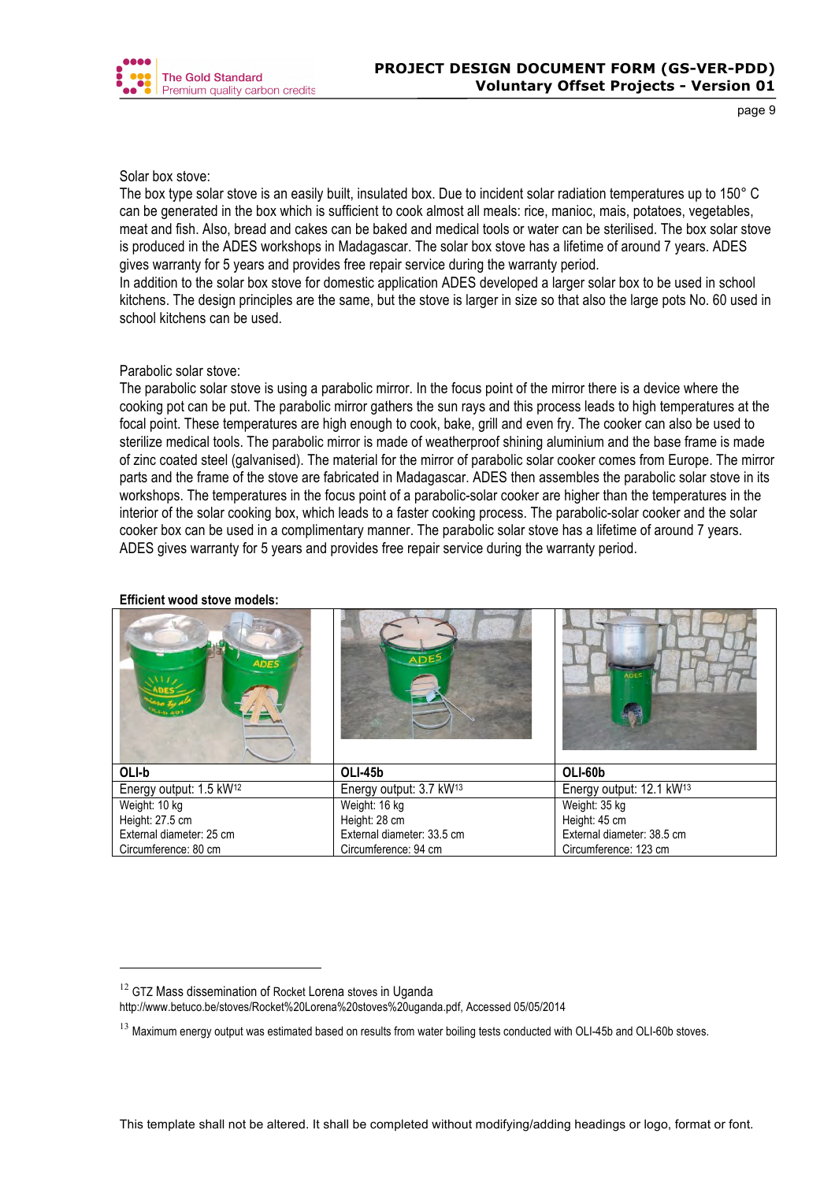Solar box stove:
The box type solar stove is an easily built, insulated box. Due to incident solar radiation temperatures up to 150° C can be generated in the box which is sufficient to cook almost all meals: rice, manioc, mais, potatoes, vegetables, meat and fish. Also, bread and cakes can be baked and medical tools or water can be sterilised. The box solar stove is produced in the ADES workshops in Madagascar. The solar box stove has a lifetime of around 7 years. ADES gives warranty for 5 years and provides free repair service during the warranty period.
In addition to the solar box stove for domestic application ADES developed a larger solar box to be used in school kitchens. The design principles are the same, but the stove is larger in size so that also the large pots No. 60 used in school kitchens can be used.

Parabolic solar stove:
The parabolic solar stove is using a parabolic mirror. In the focus point of the mirror there is a device where the cooking pot can be put. The parabolic mirror gathers the sun rays and this process leads to high temperatures at the focal point. These temperatures are high enough to cook, bake, grill and even fry. The cooker can also be used to sterilize medical tools. The parabolic mirror is made of weatherproof shining aluminium and the base frame is made of zinc coated steel (galvanised). The material for the mirror of parabolic solar cooker comes from Europe. The mirror parts and the frame of the stove are fabricated in Madagascar. ADES then assembles the parabolic solar stove in its workshops. The temperatures in the focus point of a parabolic-solar cooker are higher than the temperatures in the interior of the solar cooking box, which leads to a faster cooking process. The parabolic-solar cooker and the solar cooker box can be used in a complimentary manner. The parabolic solar stove has a lifetime of around 7 years. ADES gives warranty for 5 years and provides free repair service during the warranty period.

**Efficient wood stove models:**

| **OLI-b** | **OLI-45b** | **OLI-60b** |
|---|---|---|
| Energy output: 1.5 kW[12] | Energy output: 3.7 kW[13] | Energy output: 12.1 kW[13] |
| Weight: 10 kg<br>Height: 27.5 cm<br>External diameter: 25 cm<br>Circumference: 80 cm | Weight: 16 kg<br>Height: 28 cm<br>External diameter: 33.5 cm<br>Circumference: 94 cm | Weight: 35 kg<br>Height: 45 cm<br>External diameter: 38.5 cm<br>Circumference: 123 cm |

[12] GTZ Mass dissemination of Rocket Lorena stoves in Uganda http://www.betuco.be/stoves/Rocket%20Lorena%20stoves%20uganda.pdf, Accessed 05/05/2014

[13] Maximum energy output was estimated based on results from water boiling tests conducted with OLI-45b and OLI-60b stoves.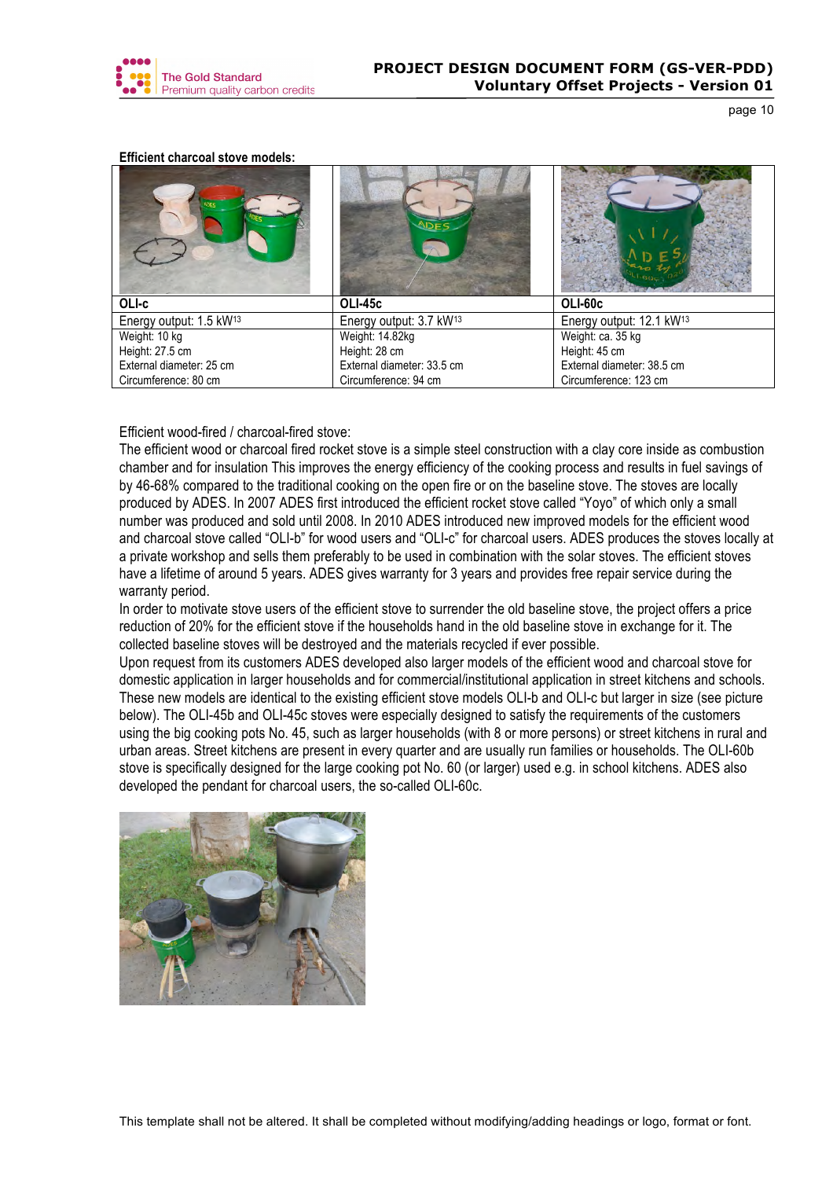**Efficient charcoal stove models:**

| OLI-c | OLI-45c | OLI-60c |
|---|---|---|
| Energy output: 1.5 kW[13] | Energy output: 3.7 kW[13] | Energy output: 12.1 kW[13] |
| Weight: 10 kg<br>Height: 27.5 cm<br>External diameter: 25 cm<br>Circumference: 80 cm | Weight: 14.82kg<br>Height: 28 cm<br>External diameter: 33.5 cm<br>Circumference: 94 cm | Weight: ca. 35 kg<br>Height: 45 cm<br>External diameter: 38.5 cm<br>Circumference: 123 cm |

Efficient wood-fired / charcoal-fired stove:

The efficient wood or charcoal fired rocket stove is a simple steel construction with a clay core inside as combustion chamber and for insulation This improves the energy efficiency of the cooking process and results in fuel savings of by 46-68% compared to the traditional cooking on the open fire or on the baseline stove. The stoves are locally produced by ADES. In 2007 ADES first introduced the efficient rocket stove called "Yoyo" of which only a small number was produced and sold until 2008. In 2010 ADES introduced new improved models for the efficient wood and charcoal stove called "OLI-b" for wood users and "OLI-c" for charcoal users. ADES produces the stoves locally at a private workshop and sells them preferably to be used in combination with the solar stoves. The efficient stoves have a lifetime of around 5 years. ADES gives warranty for 3 years and provides free repair service during the warranty period.

In order to motivate stove users of the efficient stove to surrender the old baseline stove, the project offers a price reduction of 20% for the efficient stove if the households hand in the old baseline stove in exchange for it. The collected baseline stoves will be destroyed and the materials recycled if ever possible.

Upon request from its customers ADES developed also larger models of the efficient wood and charcoal stove for domestic application in larger households and for commercial/institutional application in street kitchens and schools. These new models are identical to the existing efficient stove models OLI-b and OLI-c but larger in size (see picture below). The OLI-45b and OLI-45c stoves were especially designed to satisfy the requirements of the customers using the big cooking pots No. 45, such as larger households (with 8 or more persons) or street kitchens in rural and urban areas. Street kitchens are present in every quarter and are usually run families or households. The OLI-60b stove is specifically designed for the large cooking pot No. 60 (or larger) used e.g. in school kitchens. ADES also developed the pendant for charcoal users, the so-called OLI-60c.

This template shall not be altered. It shall be completed without modifying/adding headings or logo, format or font.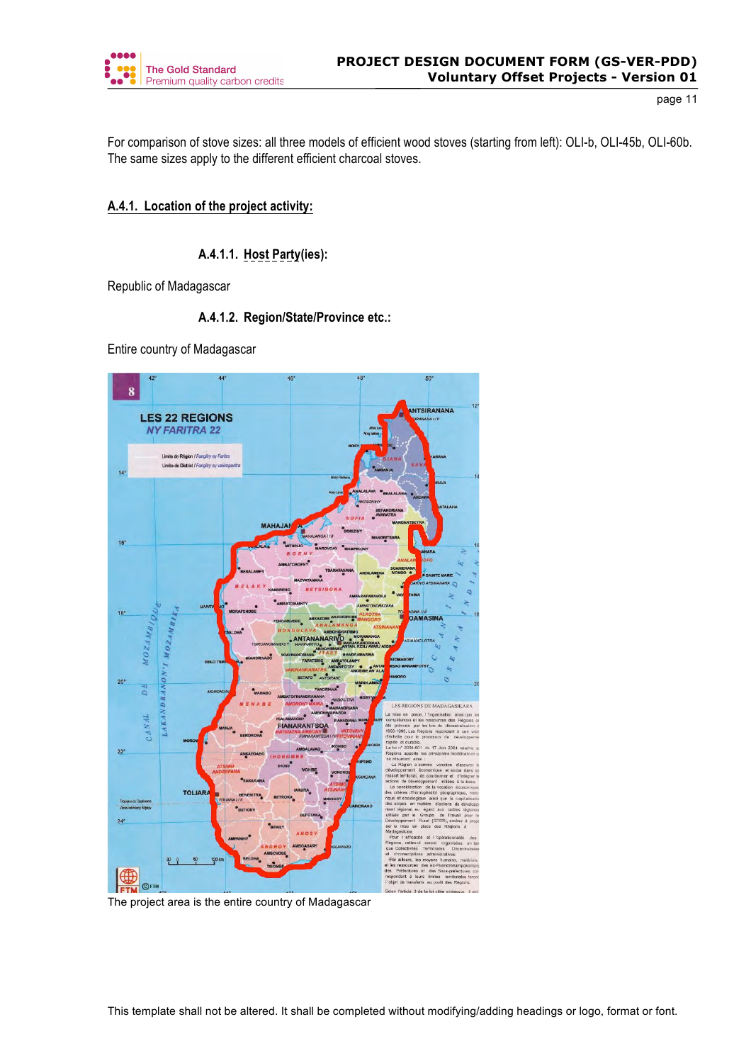For comparison of stove sizes: all three models of efficient wood stoves (starting from left): OLI-b, OLI-45b, OLI-60b. The same sizes apply to the different efficient charcoal stoves.

## A.4.1. Location of the project activity:

### A.4.1.1. Host Party(ies):

Republic of Madagascar

### A.4.1.2. Region/State/Province etc.:

Entire country of Madagascar

The project area is the entire country of Madagascar

This template shall not be altered. It shall be completed without modifying/adding headings or logo, format or font.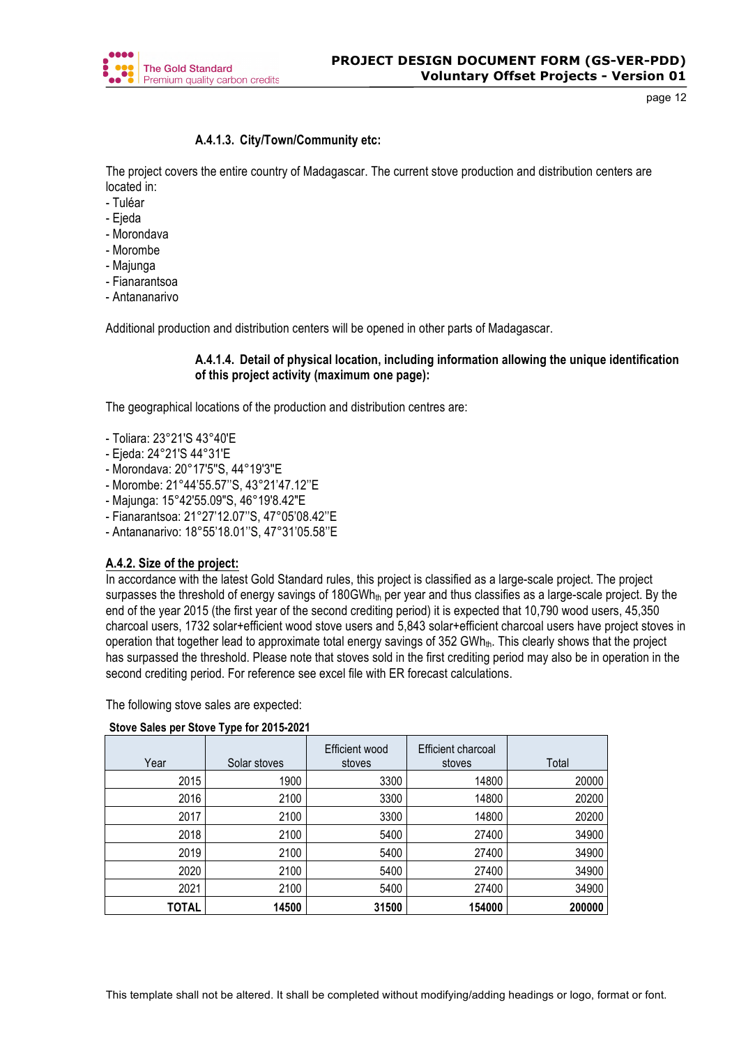#### A.4.1.3. City/Town/Community etc:

The project covers the entire country of Madagascar. The current stove production and distribution centers are located in:
- Tuléar
- Ejeda
- Morondava
- Morombe
- Majunga
- Fianarantsoa
- Antananarivo

Additional production and distribution centers will be opened in other parts of Madagascar.

#### A.4.1.4. Detail of physical location, including information allowing the unique identification of this project activity (maximum one page):

The geographical locations of the production and distribution centres are:

- Toliara: 23°21'S 43°40'E
- Ejeda: 24°21'S 44°31'E
- Morondava: 20°17'5"S, 44°19'3"E
- Morombe: 21°44'55.57''S, 43°21'47.12''E
- Majunga: 15°42'55.09"S, 46°19'8.42"E
- Fianarantsoa: 21°27'12.07''S, 47°05'08.42''E
- Antananarivo: 18°55'18.01''S, 47°31'05.58''E

### A.4.2. Size of the project:

In accordance with the latest Gold Standard rules, this project is classified as a large-scale project. The project surpasses the threshold of energy savings of 180GWh$_{th}$ per year and thus classifies as a large-scale project. By the end of the year 2015 (the first year of the second crediting period) it is expected that 10,790 wood users, 45,350 charcoal users, 1732 solar+efficient wood stove users and 5,843 solar+efficient charcoal users have project stoves in operation that together lead to approximate total energy savings of 352 GWh$_{th}$. This clearly shows that the project has surpassed the threshold. Please note that stoves sold in the first crediting period may also be in operation in the second crediting period. For reference see excel file with ER forecast calculations.

The following stove sales are expected:

**Stove Sales per Stove Type for 2015-2021**

| Year | Solar stoves | Efficient wood stoves | Efficient charcoal stoves | Total |
|---|---|---|---|---|
| 2015 | 1900 | 3300 | 14800 | 20000 |
| 2016 | 2100 | 3300 | 14800 | 20200 |
| 2017 | 2100 | 3300 | 14800 | 20200 |
| 2018 | 2100 | 5400 | 27400 | 34900 |
| 2019 | 2100 | 5400 | 27400 | 34900 |
| 2020 | 2100 | 5400 | 27400 | 34900 |
| 2021 | 2100 | 5400 | 27400 | 34900 |
| **TOTAL** | **14500** | **31500** | **154000** | **200000** |

This template shall not be altered. It shall be completed without modifying/adding headings or logo, format or font.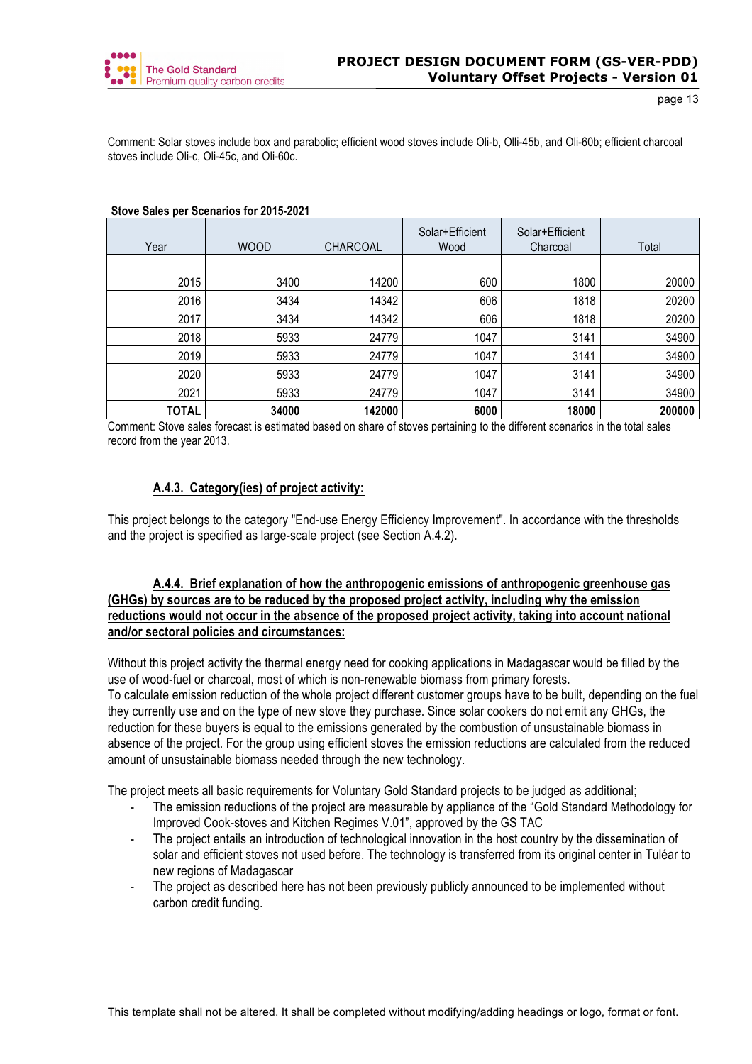Comment: Solar stoves include box and parabolic; efficient wood stoves include Oli-b, Olli-45b, and Oli-60b; efficient charcoal stoves include Oli-c, Oli-45c, and Oli-60c.

**Stove Sales per Scenarios for 2015-2021**

| Year | WOOD | CHARCOAL | Solar+Efficient Wood | Solar+Efficient Charcoal | Total |
|---|---|---|---|---|---|
| 2015 | 3400 | 14200 | 600 | 1800 | 20000 |
| 2016 | 3434 | 14342 | 606 | 1818 | 20200 |
| 2017 | 3434 | 14342 | 606 | 1818 | 20200 |
| 2018 | 5933 | 24779 | 1047 | 3141 | 34900 |
| 2019 | 5933 | 24779 | 1047 | 3141 | 34900 |
| 2020 | 5933 | 24779 | 1047 | 3141 | 34900 |
| 2021 | 5933 | 24779 | 1047 | 3141 | 34900 |
| **TOTAL** | **34000** | **142000** | **6000** | **18000** | **200000** |

Comment: Stove sales forecast is estimated based on share of stoves pertaining to the different scenarios in the total sales record from the year 2013.

### A.4.3. Category(ies) of project activity:

This project belongs to the category "End-use Energy Efficiency Improvement". In accordance with the thresholds and the project is specified as large-scale project (see Section A.4.2).

### A.4.4. Brief explanation of how the anthropogenic emissions of anthropogenic greenhouse gas (GHGs) by sources are to be reduced by the proposed project activity, including why the emission reductions would not occur in the absence of the proposed project activity, taking into account national and/or sectoral policies and circumstances:

Without this project activity the thermal energy need for cooking applications in Madagascar would be filled by the use of wood-fuel or charcoal, most of which is non-renewable biomass from primary forests.
To calculate emission reduction of the whole project different customer groups have to be built, depending on the fuel they currently use and on the type of new stove they purchase. Since solar cookers do not emit any GHGs, the reduction for these buyers is equal to the emissions generated by the combustion of unsustainable biomass in absence of the project. For the group using efficient stoves the emission reductions are calculated from the reduced amount of unsustainable biomass needed through the new technology.

The project meets all basic requirements for Voluntary Gold Standard projects to be judged as additional;

- The emission reductions of the project are measurable by appliance of the "Gold Standard Methodology for Improved Cook-stoves and Kitchen Regimes V.01", approved by the GS TAC
- The project entails an introduction of technological innovation in the host country by the dissemination of solar and efficient stoves not used before. The technology is transferred from its original center in Tuléar to new regions of Madagascar
- The project as described here has not been previously publicly announced to be implemented without carbon credit funding.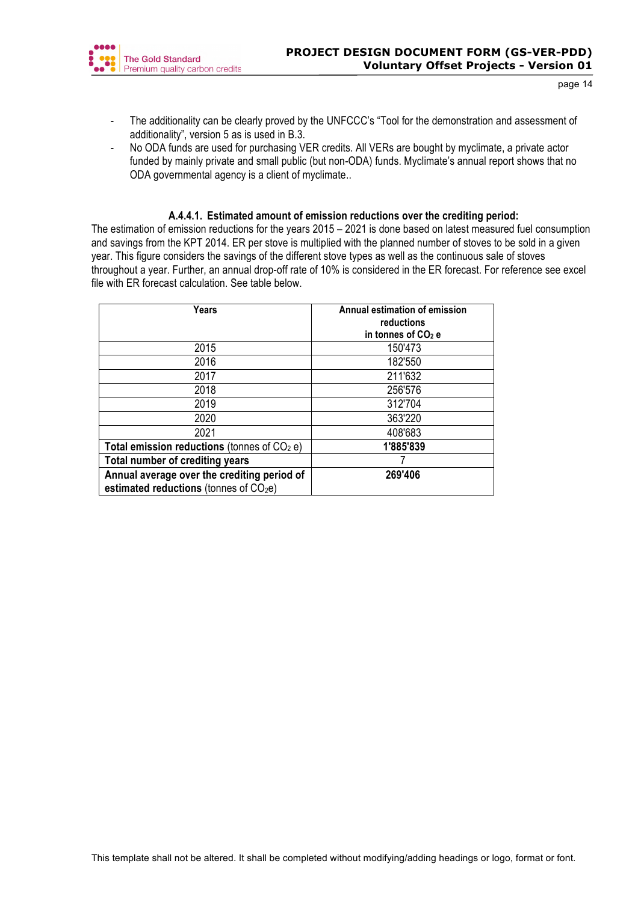- The additionality can be clearly proved by the UNFCCC's "Tool for the demonstration and assessment of additionality", version 5 as is used in B.3.
- No ODA funds are used for purchasing VER credits. All VERs are bought by myclimate, a private actor funded by mainly private and small public (but non-ODA) funds. Myclimate's annual report shows that no ODA governmental agency is a client of myclimate..

#### A.4.4.1. Estimated amount of emission reductions over the crediting period:

The estimation of emission reductions for the years 2015 – 2021 is done based on latest measured fuel consumption and savings from the KPT 2014. ER per stove is multiplied with the planned number of stoves to be sold in a given year. This figure considers the savings of the different stove types as well as the continuous sale of stoves throughout a year. Further, an annual drop-off rate of 10% is considered in the ER forecast. For reference see excel file with ER forecast calculation. See table below.

| Years | Annual estimation of emission reductions in tonnes of $CO_2$ e |
|---|---|
| 2015 | 150'473 |
| 2016 | 182'550 |
| 2017 | 211'632 |
| 2018 | 256'576 |
| 2019 | 312'704 |
| 2020 | 363'220 |
| 2021 | 408'683 |
| **Total emission reductions** (tonnes of $CO_2$ e) | **1'885'839** |
| **Total number of crediting years** | 7 |
| **Annual average over the crediting period of estimated reductions** (tonnes of $CO_2$e) | **269'406** |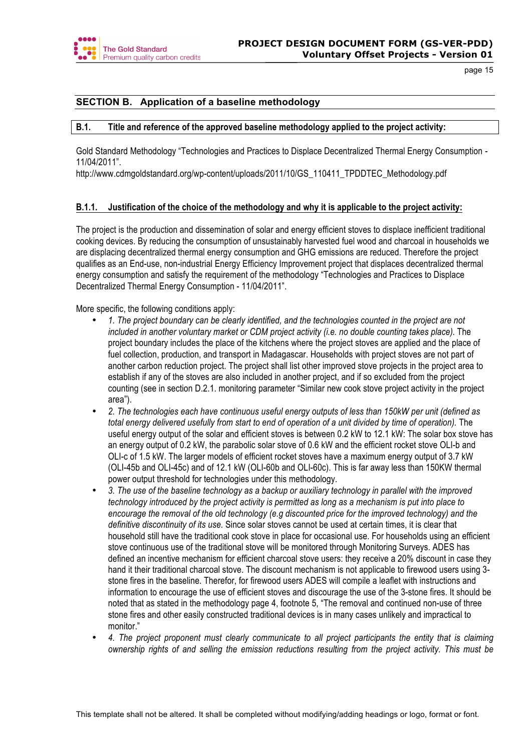## SECTION B. Application of a baseline methodology

### B.1. Title and reference of the approved baseline methodology applied to the project activity:

Gold Standard Methodology "Technologies and Practices to Displace Decentralized Thermal Energy Consumption - 11/04/2011".
http://www.cdmgoldstandard.org/wp-content/uploads/2011/10/GS_110411_TPDDTEC_Methodology.pdf

### B.1.1. Justification of the choice of the methodology and why it is applicable to the project activity:

The project is the production and dissemination of solar and energy efficient stoves to displace inefficient traditional cooking devices. By reducing the consumption of unsustainably harvested fuel wood and charcoal in households we are displacing decentralized thermal energy consumption and GHG emissions are reduced. Therefore the project qualifies as an End-use, non-industrial Energy Efficiency Improvement project that displaces decentralized thermal energy consumption and satisfy the requirement of the methodology "Technologies and Practices to Displace Decentralized Thermal Energy Consumption - 11/04/2011".

More specific, the following conditions apply:

- *1. The project boundary can be clearly identified, and the technologies counted in the project are not included in another voluntary market or CDM project activity (i.e. no double counting takes place).* The project boundary includes the place of the kitchens where the project stoves are applied and the place of fuel collection, production, and transport in Madagascar. Households with project stoves are not part of another carbon reduction project. The project shall list other improved stove projects in the project area to establish if any of the stoves are also included in another project, and if so excluded from the project counting (see in section D.2.1. monitoring parameter "Similar new cook stove project activity in the project area").
- *2. The technologies each have continuous useful energy outputs of less than 150kW per unit (defined as total energy delivered usefully from start to end of operation of a unit divided by time of operation).* The useful energy output of the solar and efficient stoves is between 0.2 kW to 12.1 kW: The solar box stove has an energy output of 0.2 kW, the parabolic solar stove of 0.6 kW and the efficient rocket stove OLI-b and OLI-c of 1.5 kW. The larger models of efficient rocket stoves have a maximum energy output of 3.7 kW (OLI-45b and OLI-45c) and of 12.1 kW (OLI-60b and OLI-60c). This is far away less than 150KW thermal power output threshold for technologies under this methodology.
- *3. The use of the baseline technology as a backup or auxiliary technology in parallel with the improved technology introduced by the project activity is permitted as long as a mechanism is put into place to encourage the removal of the old technology (e.g discounted price for the improved technology) and the definitive discontinuity of its use.* Since solar stoves cannot be used at certain times, it is clear that household still have the traditional cook stove in place for occasional use. For households using an efficient stove continuous use of the traditional stove will be monitored through Monitoring Surveys. ADES has defined an incentive mechanism for efficient charcoal stove users: they receive a 20% discount in case they hand it their traditional charcoal stove. The discount mechanism is not applicable to firewood users using 3-stone fires in the baseline. Therefor, for firewood users ADES will compile a leaflet with instructions and information to encourage the use of efficient stoves and discourage the use of the 3-stone fires. It should be noted that as stated in the methodology page 4, footnote 5, "The removal and continued non-use of three stone fires and other easily constructed traditional devices is in many cases unlikely and impractical to monitor."
- *4. The project proponent must clearly communicate to all project participants the entity that is claiming ownership rights of and selling the emission reductions resulting from the project activity. This must be*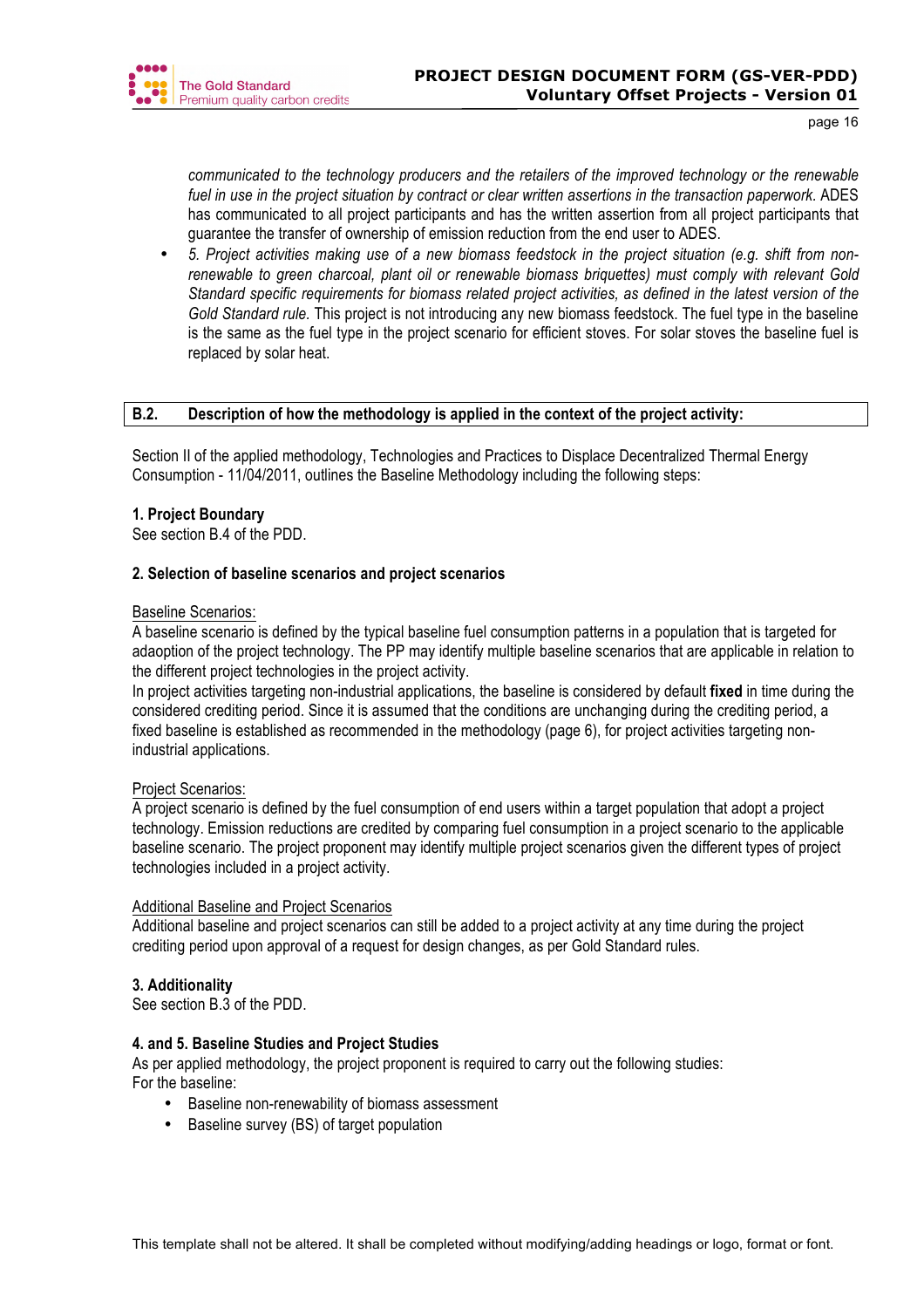*communicated to the technology producers and the retailers of the improved technology or the renewable fuel in use in the project situation by contract or clear written assertions in the transaction paperwork.* ADES has communicated to all project participants and has the written assertion from all project participants that guarantee the transfer of ownership of emission reduction from the end user to ADES.

- *5. Project activities making use of a new biomass feedstock in the project situation (e.g. shift from non-renewable to green charcoal, plant oil or renewable biomass briquettes) must comply with relevant Gold Standard specific requirements for biomass related project activities, as defined in the latest version of the Gold Standard rule.* This project is not introducing any new biomass feedstock. The fuel type in the baseline is the same as the fuel type in the project scenario for efficient stoves. For solar stoves the baseline fuel is replaced by solar heat.

## B.2. Description of how the methodology is applied in the context of the project activity:

Section II of the applied methodology, Technologies and Practices to Displace Decentralized Thermal Energy Consumption - 11/04/2011, outlines the Baseline Methodology including the following steps:

**1. Project Boundary**
See section B.4 of the PDD.

**2. Selection of baseline scenarios and project scenarios**

Baseline Scenarios:
A baseline scenario is defined by the typical baseline fuel consumption patterns in a population that is targeted for adaoption of the project technology. The PP may identify multiple baseline scenarios that are applicable in relation to the different project technologies in the project activity.
In project activities targeting non-industrial applications, the baseline is considered by default **fixed** in time during the considered crediting period. Since it is assumed that the conditions are unchanging during the crediting period, a fixed baseline is established as recommended in the methodology (page 6), for project activities targeting non-industrial applications.

Project Scenarios:
A project scenario is defined by the fuel consumption of end users within a target population that adopt a project technology. Emission reductions are credited by comparing fuel consumption in a project scenario to the applicable baseline scenario. The project proponent may identify multiple project scenarios given the different types of project technologies included in a project activity.

Additional Baseline and Project Scenarios
Additional baseline and project scenarios can still be added to a project activity at any time during the project crediting period upon approval of a request for design changes, as per Gold Standard rules.

**3. Additionality**
See section B.3 of the PDD.

**4. and 5. Baseline Studies and Project Studies**
As per applied methodology, the project proponent is required to carry out the following studies:
For the baseline:

- Baseline non-renewability of biomass assessment
- Baseline survey (BS) of target population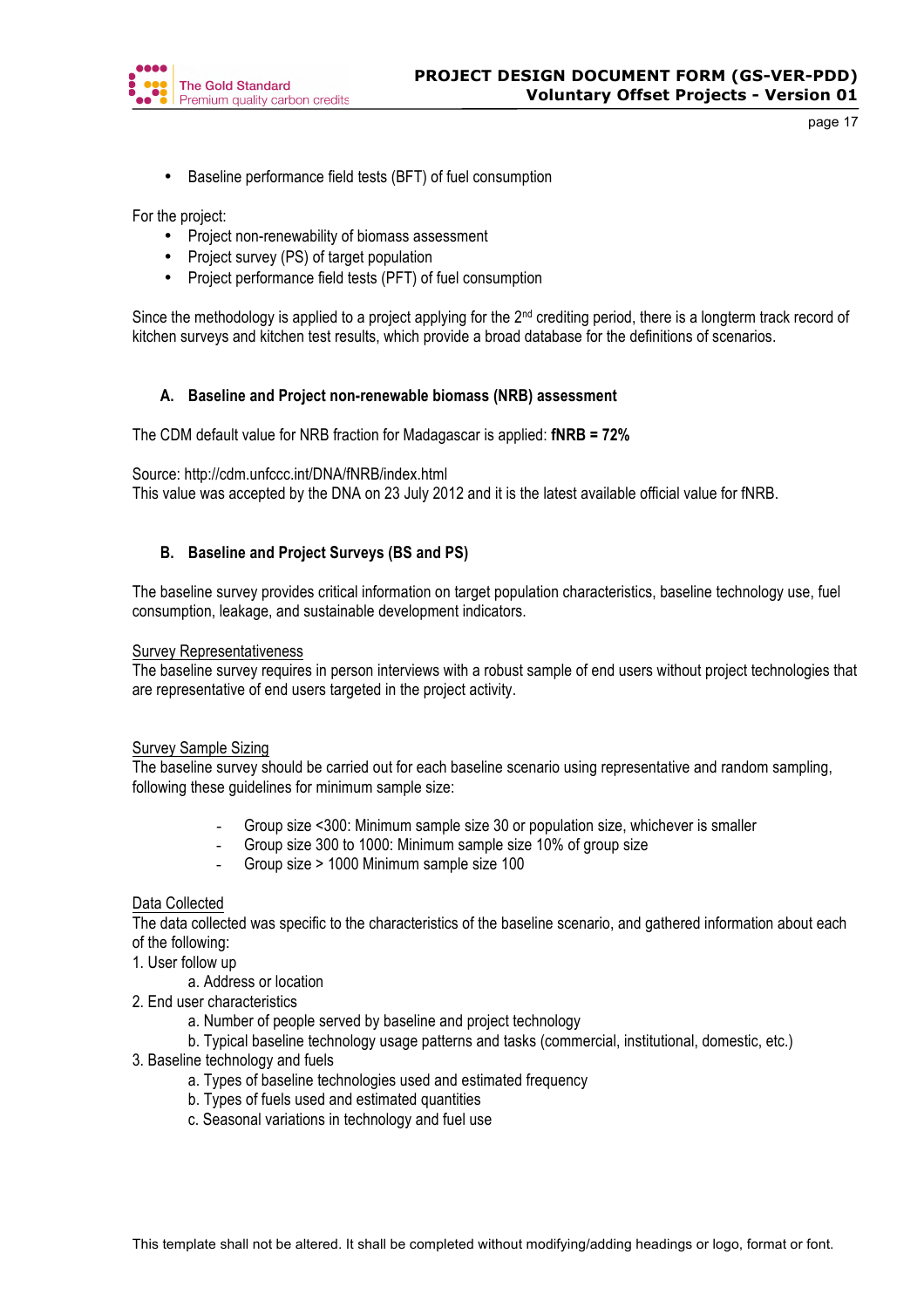- Baseline performance field tests (BFT) of fuel consumption

For the project:

- Project non-renewability of biomass assessment
- Project survey (PS) of target population
- Project performance field tests (PFT) of fuel consumption

Since the methodology is applied to a project applying for the 2nd crediting period, there is a longterm track record of kitchen surveys and kitchen test results, which provide a broad database for the definitions of scenarios.

### A. Baseline and Project non-renewable biomass (NRB) assessment

The CDM default value for NRB fraction for Madagascar is applied: **fNRB = 72%**

Source: http://cdm.unfccc.int/DNA/fNRB/index.html
This value was accepted by the DNA on 23 July 2012 and it is the latest available official value for fNRB.

### B. Baseline and Project Surveys (BS and PS)

The baseline survey provides critical information on target population characteristics, baseline technology use, fuel consumption, leakage, and sustainable development indicators.

Survey Representativeness
The baseline survey requires in person interviews with a robust sample of end users without project technologies that are representative of end users targeted in the project activity.

Survey Sample Sizing
The baseline survey should be carried out for each baseline scenario using representative and random sampling, following these guidelines for minimum sample size:

- Group size <300: Minimum sample size 30 or population size, whichever is smaller
- Group size 300 to 1000: Minimum sample size 10% of group size
- Group size > 1000 Minimum sample size 100

Data Collected
The data collected was specific to the characteristics of the baseline scenario, and gathered information about each of the following:

1. User follow up
    a. Address or location
2. End user characteristics
    a. Number of people served by baseline and project technology
    b. Typical baseline technology usage patterns and tasks (commercial, institutional, domestic, etc.)
3. Baseline technology and fuels
    a. Types of baseline technologies used and estimated frequency
    b. Types of fuels used and estimated quantities
    c. Seasonal variations in technology and fuel use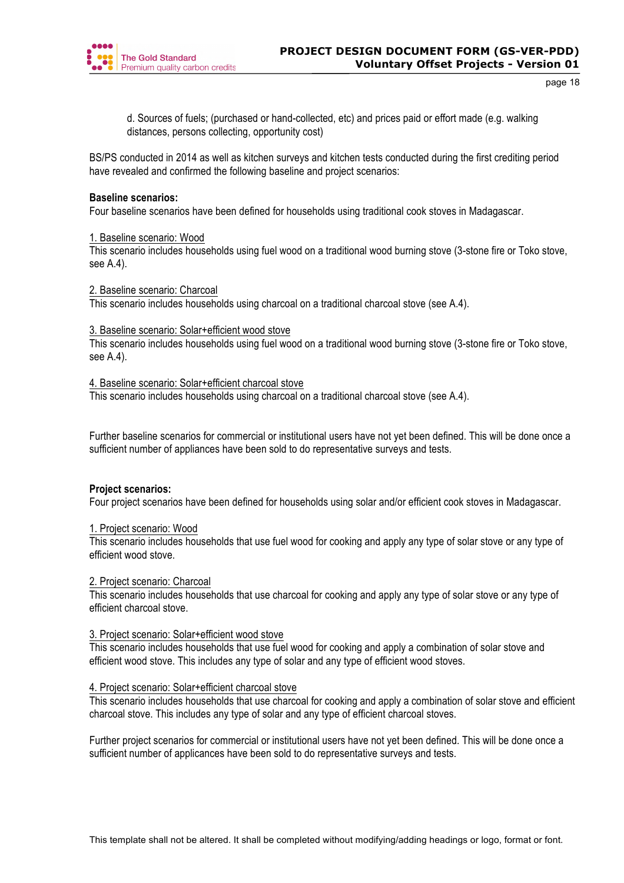d. Sources of fuels; (purchased or hand-collected, etc) and prices paid or effort made (e.g. walking distances, persons collecting, opportunity cost)

BS/PS conducted in 2014 as well as kitchen surveys and kitchen tests conducted during the first crediting period have revealed and confirmed the following baseline and project scenarios:

**Baseline scenarios:**
Four baseline scenarios have been defined for households using traditional cook stoves in Madagascar.

<u>1. Baseline scenario: Wood</u>
This scenario includes households using fuel wood on a traditional wood burning stove (3-stone fire or Toko stove, see A.4).

<u>2. Baseline scenario: Charcoal</u>
This scenario includes households using charcoal on a traditional charcoal stove (see A.4).

<u>3. Baseline scenario: Solar+efficient wood stove</u>
This scenario includes households using fuel wood on a traditional wood burning stove (3-stone fire or Toko stove, see A.4).

<u>4. Baseline scenario: Solar+efficient charcoal stove</u>
This scenario includes households using charcoal on a traditional charcoal stove (see A.4).

Further baseline scenarios for commercial or institutional users have not yet been defined. This will be done once a sufficient number of appliances have been sold to do representative surveys and tests.

**Project scenarios:**
Four project scenarios have been defined for households using solar and/or efficient cook stoves in Madagascar.

<u>1. Project scenario: Wood</u>
This scenario includes households that use fuel wood for cooking and apply any type of solar stove or any type of efficient wood stove.

<u>2. Project scenario: Charcoal</u>
This scenario includes households that use charcoal for cooking and apply any type of solar stove or any type of efficient charcoal stove.

<u>3. Project scenario: Solar+efficient wood stove</u>
This scenario includes households that use fuel wood for cooking and apply a combination of solar stove and efficient wood stove. This includes any type of solar and any type of efficient wood stoves.

<u>4. Project scenario: Solar+efficient charcoal stove</u>
This scenario includes households that use charcoal for cooking and apply a combination of solar stove and efficient charcoal stove. This includes any type of solar and any type of efficient charcoal stoves.

Further project scenarios for commercial or institutional users have not yet been defined. This will be done once a sufficient number of applicances have been sold to do representative surveys and tests.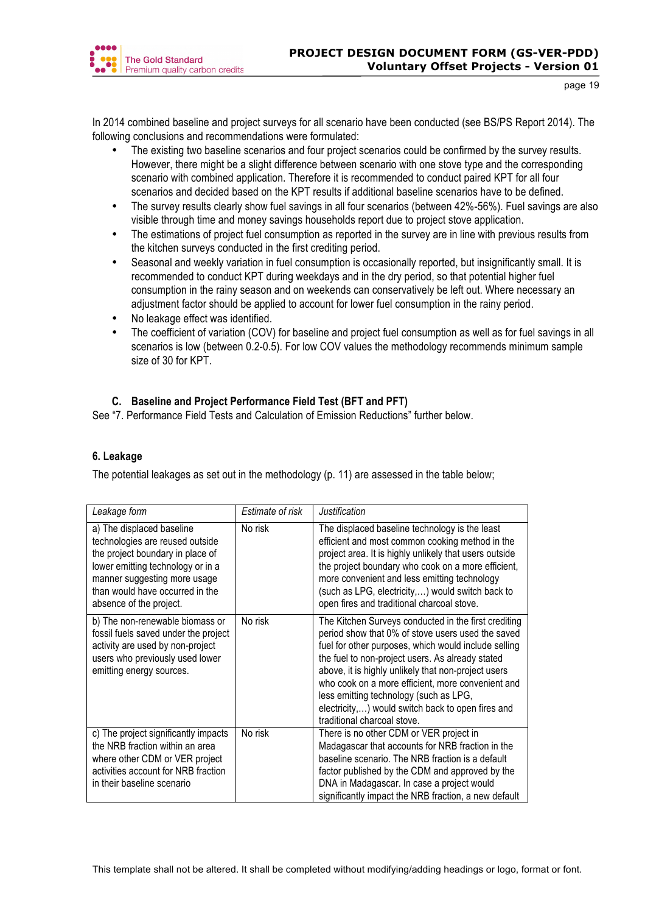In 2014 combined baseline and project surveys for all scenario have been conducted (see BS/PS Report 2014). The following conclusions and recommendations were formulated:

- The existing two baseline scenarios and four project scenarios could be confirmed by the survey results. However, there might be a slight difference between scenario with one stove type and the corresponding scenario with combined application. Therefore it is recommended to conduct paired KPT for all four scenarios and decided based on the KPT results if additional baseline scenarios have to be defined.
- The survey results clearly show fuel savings in all four scenarios (between 42%-56%). Fuel savings are also visible through time and money savings households report due to project stove application.
- The estimations of project fuel consumption as reported in the survey are in line with previous results from the kitchen surveys conducted in the first crediting period.
- Seasonal and weekly variation in fuel consumption is occasionally reported, but insignificantly small. It is recommended to conduct KPT during weekdays and in the dry period, so that potential higher fuel consumption in the rainy season and on weekends can conservatively be left out. Where necessary an adjustment factor should be applied to account for lower fuel consumption in the rainy period.
- No leakage effect was identified.
- The coefficient of variation (COV) for baseline and project fuel consumption as well as for fuel savings in all scenarios is low (between 0.2-0.5). For low COV values the methodology recommends minimum sample size of 30 for KPT.

### C. Baseline and Project Performance Field Test (BFT and PFT)

See "7. Performance Field Tests and Calculation of Emission Reductions" further below.

## 6. Leakage

The potential leakages as set out in the methodology (p. 11) are assessed in the table below;

| *Leakage form* | *Estimate of risk* | *Justification* |
|---|---|---|
| a) The displaced baseline technologies are reused outside the project boundary in place of lower emitting technology or in a manner suggesting more usage than would have occurred in the absence of the project. | No risk | The displaced baseline technology is the least efficient and most common cooking method in the project area. It is highly unlikely that users outside the project boundary who cook on a more efficient, more convenient and less emitting technology (such as LPG, electricity,…) would switch back to open fires and traditional charcoal stove. |
| b) The non-renewable biomass or fossil fuels saved under the project activity are used by non-project users who previously used lower emitting energy sources. | No risk | The Kitchen Surveys conducted in the first crediting period show that 0% of stove users used the saved fuel for other purposes, which would include selling the fuel to non-project users. As already stated above, it is highly unlikely that non-project users who cook on a more efficient, more convenient and less emitting technology (such as LPG, electricity,…) would switch back to open fires and traditional charcoal stove. |
| c) The project significantly impacts the NRB fraction within an area where other CDM or VER project activities account for NRB fraction in their baseline scenario | No risk | There is no other CDM or VER project in Madagascar that accounts for NRB fraction in the baseline scenario. The NRB fraction is a default factor published by the CDM and approved by the DNA in Madagascar. In case a project would significantly impact the NRB fraction, a new default |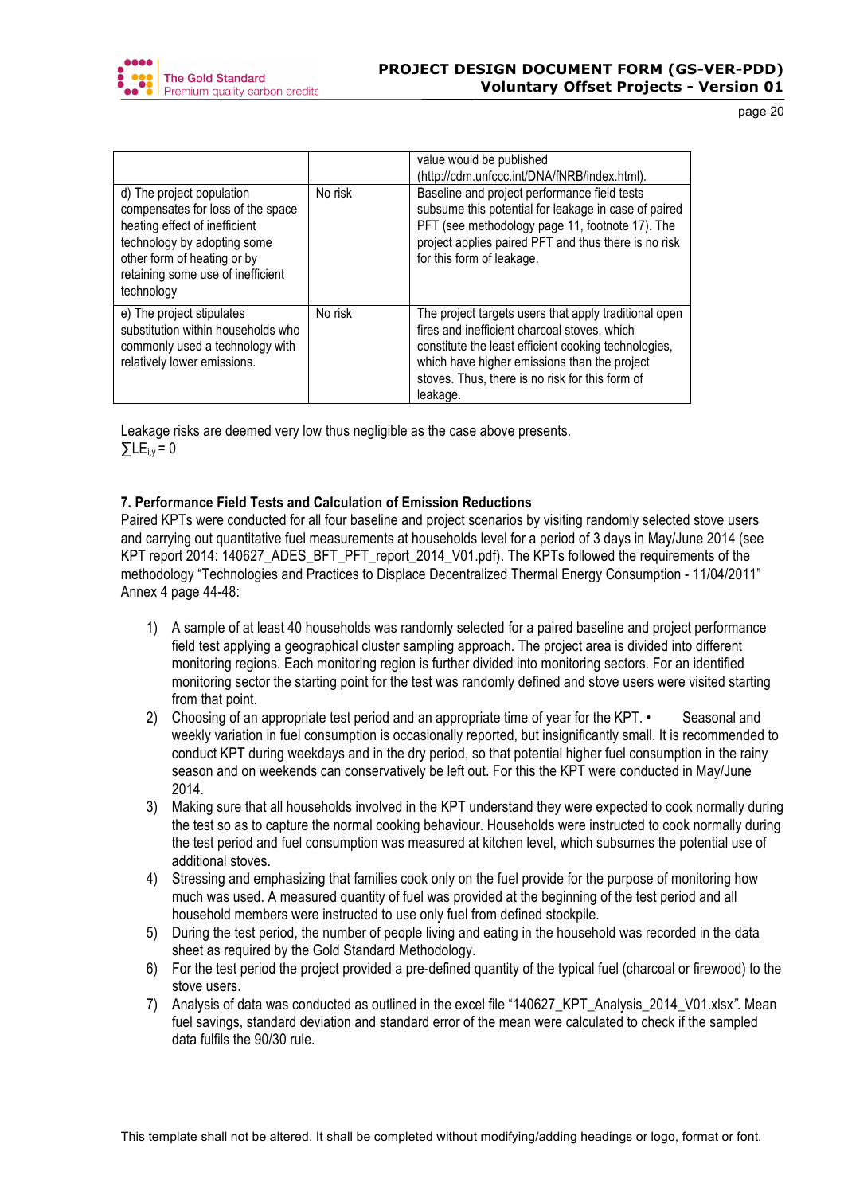|  |  | value would be published (http://cdm.unfccc.int/DNA/fNRB/index.html). |
|---|---|---|
| d) The project population compensates for loss of the space heating effect of inefficient technology by adopting some other form of heating or by retaining some use of inefficient technology | No risk | Baseline and project performance field tests subsume this potential for leakage in case of paired PFT (see methodology page 11, footnote 17). The project applies paired PFT and thus there is no risk for this form of leakage. |
| e) The project stipulates substitution within households who commonly used a technology with relatively lower emissions. | No risk | The project targets users that apply traditional open fires and inefficient charcoal stoves, which constitute the least efficient cooking technologies, which have higher emissions than the project stoves. Thus, there is no risk for this form of leakage. |

Leakage risks are deemed very low thus negligible as the case above presents.
$\sum LE_{i,y} = 0$

**7. Performance Field Tests and Calculation of Emission Reductions**

Paired KPTs were conducted for all four baseline and project scenarios by visiting randomly selected stove users and carrying out quantitative fuel measurements at households level for a period of 3 days in May/June 2014 (see KPT report 2014: 140627_ADES_BFT_PFT_report_2014_V01.pdf). The KPTs followed the requirements of the methodology "Technologies and Practices to Displace Decentralized Thermal Energy Consumption - 11/04/2011" Annex 4 page 44-48:

1) A sample of at least 40 households was randomly selected for a paired baseline and project performance field test applying a geographical cluster sampling approach. The project area is divided into different monitoring regions. Each monitoring region is further divided into monitoring sectors. For an identified monitoring sector the starting point for the test was randomly defined and stove users were visited starting from that point.
2) Choosing of an appropriate test period and an appropriate time of year for the KPT. • Seasonal and weekly variation in fuel consumption is occasionally reported, but insignificantly small. It is recommended to conduct KPT during weekdays and in the dry period, so that potential higher fuel consumption in the rainy season and on weekends can conservatively be left out. For this the KPT were conducted in May/June 2014.
3) Making sure that all households involved in the KPT understand they were expected to cook normally during the test so as to capture the normal cooking behaviour. Households were instructed to cook normally during the test period and fuel consumption was measured at kitchen level, which subsumes the potential use of additional stoves.
4) Stressing and emphasizing that families cook only on the fuel provide for the purpose of monitoring how much was used. A measured quantity of fuel was provided at the beginning of the test period and all household members were instructed to use only fuel from defined stockpile.
5) During the test period, the number of people living and eating in the household was recorded in the data sheet as required by the Gold Standard Methodology.
6) For the test period the project provided a pre-defined quantity of the typical fuel (charcoal or firewood) to the stove users.
7) Analysis of data was conducted as outlined in the excel file "140627_KPT_Analysis_2014_V01.xlsx". Mean fuel savings, standard deviation and standard error of the mean were calculated to check if the sampled data fulfils the 90/30 rule.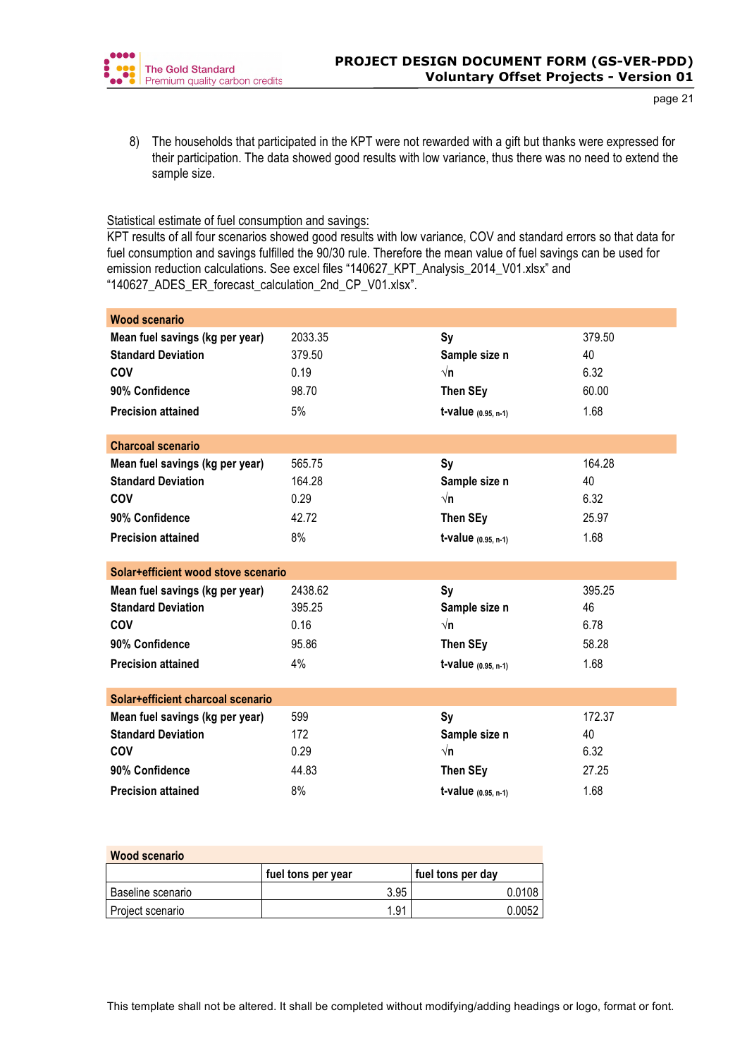8) The households that participated in the KPT were not rewarded with a gift but thanks were expressed for their participation. The data showed good results with low variance, thus there was no need to extend the sample size.

Statistical estimate of fuel consumption and savings:

KPT results of all four scenarios showed good results with low variance, COV and standard errors so that data for fuel consumption and savings fulfilled the 90/30 rule. Therefore the mean value of fuel savings can be used for emission reduction calculations. See excel files "140627_KPT_Analysis_2014_V01.xlsx" and "140627_ADES_ER_forecast_calculation_2nd_CP_V01.xlsx".

| **Wood scenario** | | | |
|---|---|---|---|
| **Mean fuel savings (kg per year)** | 2033.35 | **Sy** | 379.50 |
| **Standard Deviation** | 379.50 | **Sample size n** | 40 |
| **COV** | 0.19 | **√n** | 6.32 |
| **90% Confidence** | 98.70 | **Then SEy** | 60.00 |
| **Precision attained** | 5% | **t-value** $_{(0.95,\ n-1)}$ | 1.68 |

| **Charcoal scenario** | | | |
|---|---|---|---|
| **Mean fuel savings (kg per year)** | 565.75 | **Sy** | 164.28 |
| **Standard Deviation** | 164.28 | **Sample size n** | 40 |
| **COV** | 0.29 | **√n** | 6.32 |
| **90% Confidence** | 42.72 | **Then SEy** | 25.97 |
| **Precision attained** | 8% | **t-value** $_{(0.95,\ n-1)}$ | 1.68 |

| **Solar+efficient wood stove scenario** | | | |
|---|---|---|---|
| **Mean fuel savings (kg per year)** | 2438.62 | **Sy** | 395.25 |
| **Standard Deviation** | 395.25 | **Sample size n** | 46 |
| **COV** | 0.16 | **√n** | 6.78 |
| **90% Confidence** | 95.86 | **Then SEy** | 58.28 |
| **Precision attained** | 4% | **t-value** $_{(0.95,\ n-1)}$ | 1.68 |

| **Solar+efficient charcoal scenario** | | | |
|---|---|---|---|
| **Mean fuel savings (kg per year)** | 599 | **Sy** | 172.37 |
| **Standard Deviation** | 172 | **Sample size n** | 40 |
| **COV** | 0.29 | **√n** | 6.32 |
| **90% Confidence** | 44.83 | **Then SEy** | 27.25 |
| **Precision attained** | 8% | **t-value** $_{(0.95,\ n-1)}$ | 1.68 |

| **Wood scenario** | | |
|---|---|---|
| | **fuel tons per year** | **fuel tons per day** |
| Baseline scenario | 3.95 | 0.0108 |
| Project scenario | 1.91 | 0.0052 |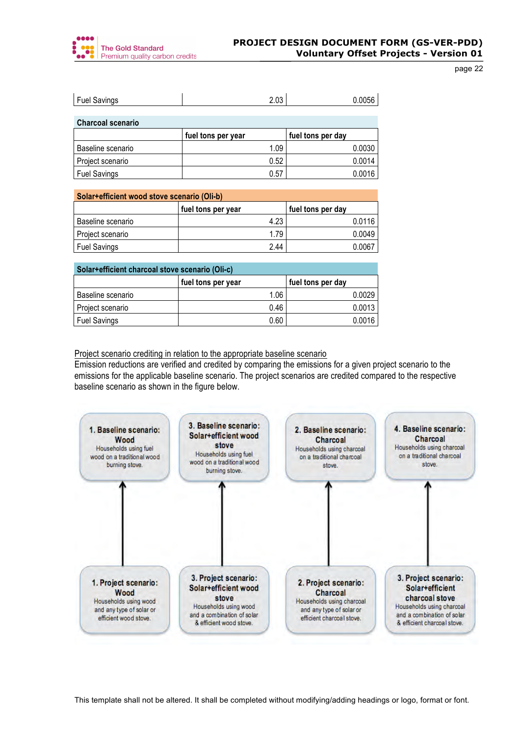| Fuel Savings | 2.03 | 0.0056 |
|---|---|---|

**Charcoal scenario**

| | fuel tons per year | fuel tons per day |
|---|---|---|
| Baseline scenario | 1.09 | 0.0030 |
| Project scenario | 0.52 | 0.0014 |
| Fuel Savings | 0.57 | 0.0016 |

**Solar+efficient wood stove scenario (Oli-b)**

| | fuel tons per year | fuel tons per day |
|---|---|---|
| Baseline scenario | 4.23 | 0.0116 |
| Project scenario | 1.79 | 0.0049 |
| Fuel Savings | 2.44 | 0.0067 |

**Solar+efficient charcoal stove scenario (Oli-c)**

| | fuel tons per year | fuel tons per day |
|---|---|---|
| Baseline scenario | 1.06 | 0.0029 |
| Project scenario | 0.46 | 0.0013 |
| Fuel Savings | 0.60 | 0.0016 |

Project scenario crediting in relation to the appropriate baseline scenario

Emission reductions are verified and credited by comparing the emissions for a given project scenario to the emissions for the applicable baseline scenario. The project scenarios are credited compared to the respective baseline scenario as shown in the figure below.

| Baseline | Project (credited against baseline above) |
|---|---|
| **1. Baseline scenario: Wood** Households using fuel wood on a traditional wood burning stove. | **1. Project scenario: Wood** Households using wood and any type of solar or efficient wood stove. |
| **3. Baseline scenario: Solar+efficient wood stove** Households using fuel wood on a traditional wood burning stove. | **3. Project scenario: Solar+efficient wood stove** Households using wood and a combination of solar & efficient wood stove. |
| **2. Baseline scenario: Charcoal** Households using charcoal on a traditional charcoal stove. | **2. Project scenario: Charcoal** Households using charcoal and any type of solar or efficient charcoal stove. |
| **4. Baseline scenario: Charcoal** Households using charcoal on a traditional charcoal stove. | **3. Project scenario: Solar+efficient charcoal stove** Households using charcoal and a combination of solar & efficient charcoal stove. |

This template shall not be altered. It shall be completed without modifying/adding headings or logo, format or font.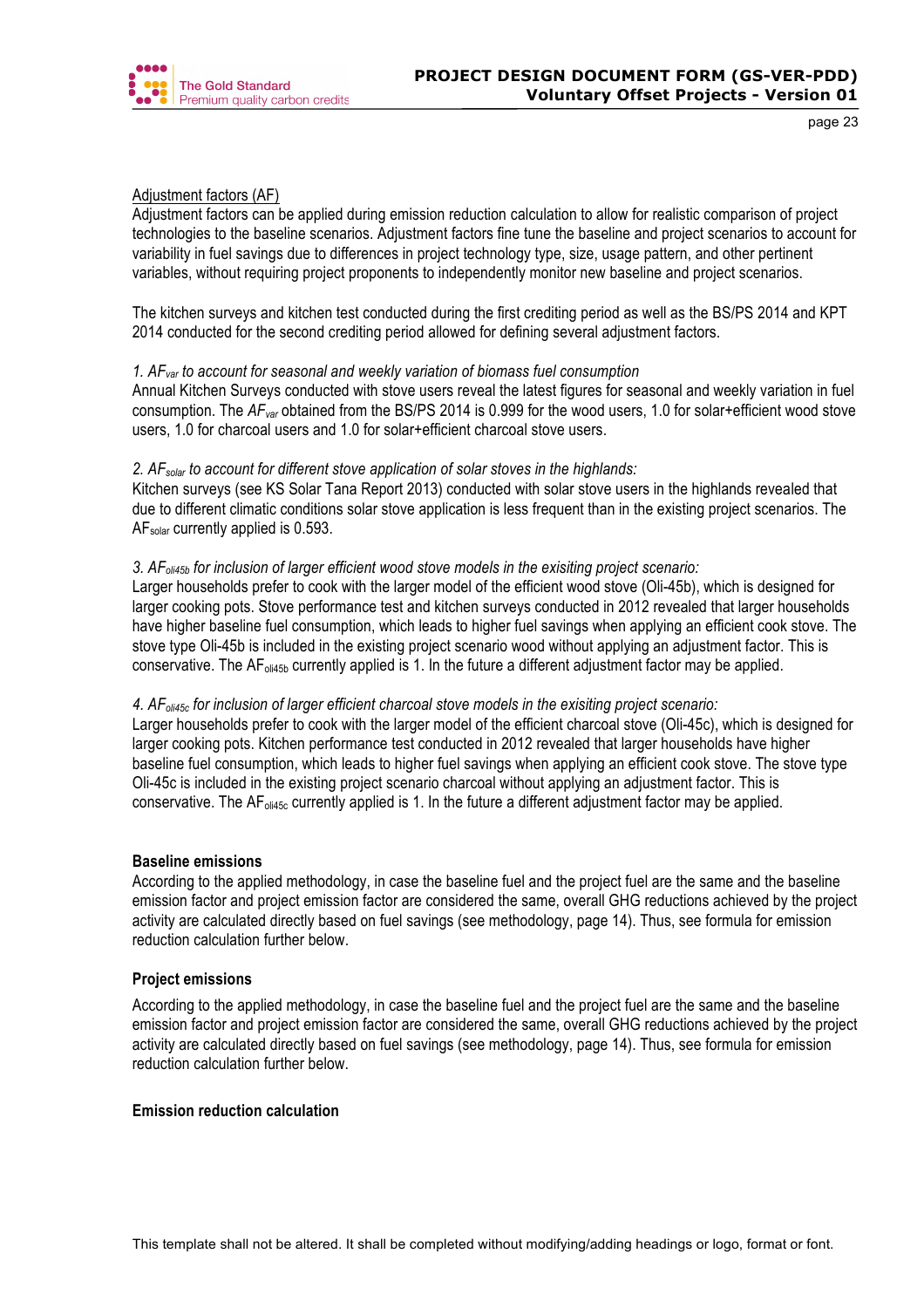Adjustment factors (AF)

Adjustment factors can be applied during emission reduction calculation to allow for realistic comparison of project technologies to the baseline scenarios. Adjustment factors fine tune the baseline and project scenarios to account for variability in fuel savings due to differences in project technology type, size, usage pattern, and other pertinent variables, without requiring project proponents to independently monitor new baseline and project scenarios.

The kitchen surveys and kitchen test conducted during the first crediting period as well as the BS/PS 2014 and KPT 2014 conducted for the second crediting period allowed for defining several adjustment factors.

*1. $AF_{var}$ to account for seasonal and weekly variation of biomass fuel consumption*

Annual Kitchen Surveys conducted with stove users reveal the latest figures for seasonal and weekly variation in fuel consumption. The $AF_{var}$ obtained from the BS/PS 2014 is 0.999 for the wood users, 1.0 for solar+efficient wood stove users, 1.0 for charcoal users and 1.0 for solar+efficient charcoal stove users.

*2. $AF_{solar}$ to account for different stove application of solar stoves in the highlands:*

Kitchen surveys (see KS Solar Tana Report 2013) conducted with solar stove users in the highlands revealed that due to different climatic conditions solar stove application is less frequent than in the existing project scenarios. The $AF_{solar}$ currently applied is 0.593.

*3. $AF_{oli45b}$ for inclusion of larger efficient wood stove models in the exisiting project scenario:*

Larger households prefer to cook with the larger model of the efficient wood stove (Oli-45b), which is designed for larger cooking pots. Stove performance test and kitchen surveys conducted in 2012 revealed that larger households have higher baseline fuel consumption, which leads to higher fuel savings when applying an efficient cook stove. The stove type Oli-45b is included in the existing project scenario wood without applying an adjustment factor. This is conservative. The $AF_{oli45b}$ currently applied is 1. In the future a different adjustment factor may be applied.

*4. $AF_{oli45c}$ for inclusion of larger efficient charcoal stove models in the exisiting project scenario:*

Larger households prefer to cook with the larger model of the efficient charcoal stove (Oli-45c), which is designed for larger cooking pots. Kitchen performance test conducted in 2012 revealed that larger households have higher baseline fuel consumption, which leads to higher fuel savings when applying an efficient cook stove. The stove type Oli-45c is included in the existing project scenario charcoal without applying an adjustment factor. This is conservative. The $AF_{oli45c}$ currently applied is 1. In the future a different adjustment factor may be applied.

**Baseline emissions**

According to the applied methodology, in case the baseline fuel and the project fuel are the same and the baseline emission factor and project emission factor are considered the same, overall GHG reductions achieved by the project activity are calculated directly based on fuel savings (see methodology, page 14). Thus, see formula for emission reduction calculation further below.

**Project emissions**

According to the applied methodology, in case the baseline fuel and the project fuel are the same and the baseline emission factor and project emission factor are considered the same, overall GHG reductions achieved by the project activity are calculated directly based on fuel savings (see methodology, page 14). Thus, see formula for emission reduction calculation further below.

**Emission reduction calculation**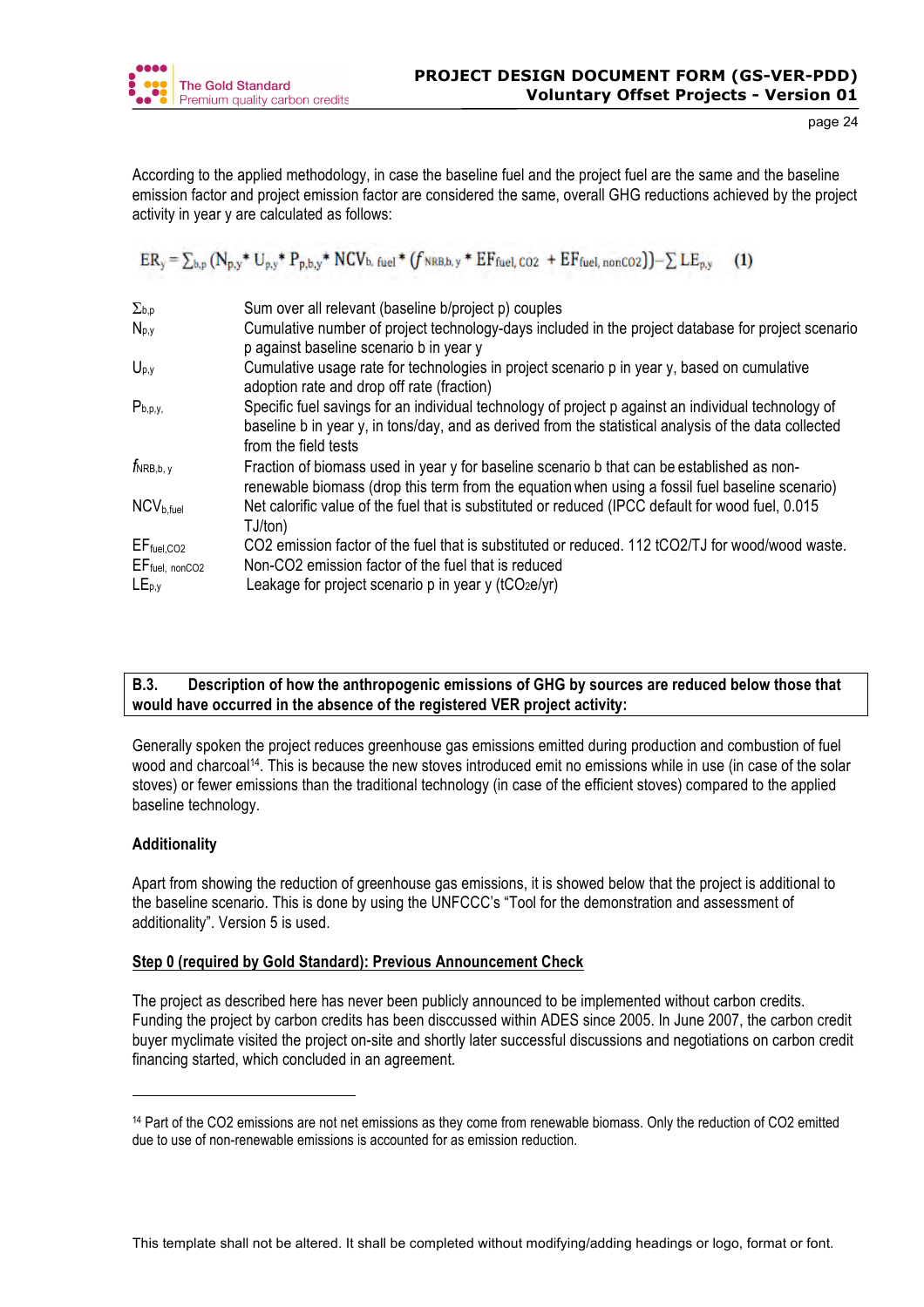According to the applied methodology, in case the baseline fuel and the project fuel are the same and the baseline emission factor and project emission factor are considered the same, overall GHG reductions achieved by the project activity in year y are calculated as follows:

$$ER_y = \sum_{b,p} (N_{p,y} * U_{p,y} * P_{p,b,y} * NCV_{b,\,fuel} * (f_{NRB,b,y} * EF_{fuel,\,CO2} + EF_{fuel,\,nonCO2})) - \sum LE_{p,y} \qquad (1)$$

| | |
|---|---|
| $\Sigma_{b,p}$ | Sum over all relevant (baseline b/project p) couples |
| $N_{p,y}$ | Cumulative number of project technology-days included in the project database for project scenario p against baseline scenario b in year y |
| $U_{p,y}$ | Cumulative usage rate for technologies in project scenario p in year y, based on cumulative adoption rate and drop off rate (fraction) |
| $P_{b,p,y,}$ | Specific fuel savings for an individual technology of project p against an individual technology of baseline b in year y, in tons/day, and as derived from the statistical analysis of the data collected from the field tests |
| $f_{NRB,b,y}$ | Fraction of biomass used in year y for baseline scenario b that can be established as non-renewable biomass (drop this term from the equation when using a fossil fuel baseline scenario) |
| $NCV_{b,fuel}$ | Net calorific value of the fuel that is substituted or reduced (IPCC default for wood fuel, 0.015 TJ/ton) |
| $EF_{fuel,CO2}$ | CO2 emission factor of the fuel that is substituted or reduced. 112 tCO2/TJ for wood/wood waste. |
| $EF_{fuel,\,nonCO2}$ | Non-CO2 emission factor of the fuel that is reduced |
| $LE_{p,y}$ | Leakage for project scenario p in year y ($tCO_2e$/yr) |

**B.3. Description of how the anthropogenic emissions of GHG by sources are reduced below those that would have occurred in the absence of the registered VER project activity:**

Generally spoken the project reduces greenhouse gas emissions emitted during production and combustion of fuel wood and charcoal[14]. This is because the new stoves introduced emit no emissions while in use (in case of the solar stoves) or fewer emissions than the traditional technology (in case of the efficient stoves) compared to the applied baseline technology.

**Additionality**

Apart from showing the reduction of greenhouse gas emissions, it is showed below that the project is additional to the baseline scenario. This is done by using the UNFCCC's "Tool for the demonstration and assessment of additionality". Version 5 is used.

**Step 0 (required by Gold Standard): Previous Announcement Check**

The project as described here has never been publicly announced to be implemented without carbon credits. Funding the project by carbon credits has been disccussed within ADES since 2005. In June 2007, the carbon credit buyer myclimate visited the project on-site and shortly later successful discussions and negotiations on carbon credit financing started, which concluded in an agreement.

---

[14] Part of the CO2 emissions are not net emissions as they come from renewable biomass. Only the reduction of CO2 emitted due to use of non-renewable emissions is accounted for as emission reduction.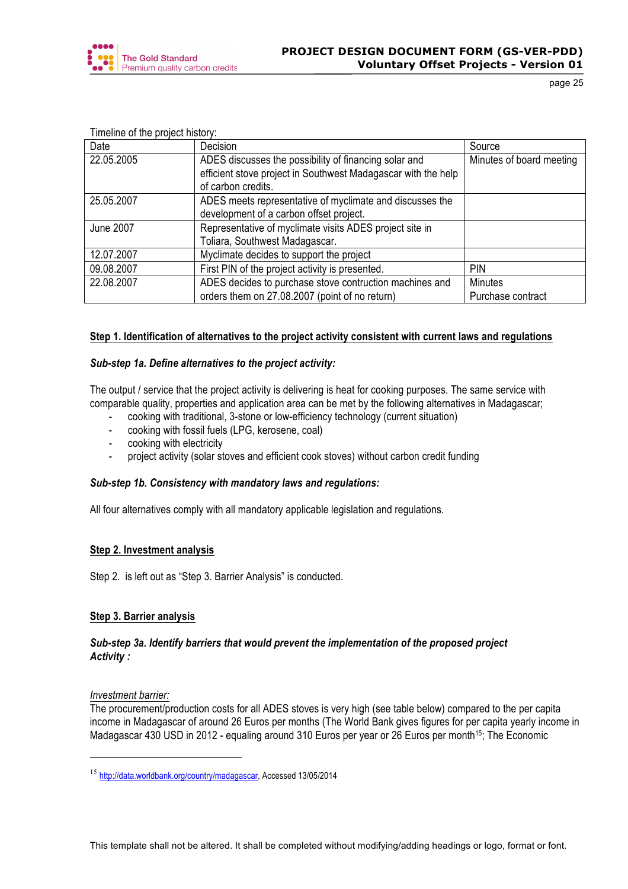Timeline of the project history:

| Date | Decision | Source |
| --- | --- | --- |
| 22.05.2005 | ADES discusses the possibility of financing solar and efficient stove project in Southwest Madagascar with the help of carbon credits. | Minutes of board meeting |
| 25.05.2007 | ADES meets representative of myclimate and discusses the development of a carbon offset project. | |
| June 2007 | Representative of myclimate visits ADES project site in Toliara, Southwest Madagascar. | |
| 12.07.2007 | Myclimate decides to support the project | |
| 09.08.2007 | First PIN of the project activity is presented. | PIN |
| 22.08.2007 | ADES decides to purchase stove contruction machines and orders them on 27.08.2007 (point of no return) | Minutes<br>Purchase contract |

**Step 1. Identification of alternatives to the project activity consistent with current laws and regulations**

***Sub-step 1a. Define alternatives to the project activity:***

The output / service that the project activity is delivering is heat for cooking purposes. The same service with comparable quality, properties and application area can be met by the following alternatives in Madagascar;

- cooking with traditional, 3-stone or low-efficiency technology (current situation)
- cooking with fossil fuels (LPG, kerosene, coal)
- cooking with electricity
- project activity (solar stoves and efficient cook stoves) without carbon credit funding

***Sub-step 1b. Consistency with mandatory laws and regulations:***

All four alternatives comply with all mandatory applicable legislation and regulations.

**Step 2. Investment analysis**

Step 2. is left out as "Step 3. Barrier Analysis" is conducted.

**Step 3. Barrier analysis**

***Sub-step 3a. Identify barriers that would prevent the implementation of the proposed project Activity :***

*Investment barrier:*

The procurement/production costs for all ADES stoves is very high (see table below) compared to the per capita income in Madagascar of around 26 Euros per months (The World Bank gives figures for per capita yearly income in Madagascar 430 USD in 2012 - equaling around 310 Euros per year or 26 Euros per month[15]; The Economic

[15] http://data.worldbank.org/country/madagascar, Accessed 13/05/2014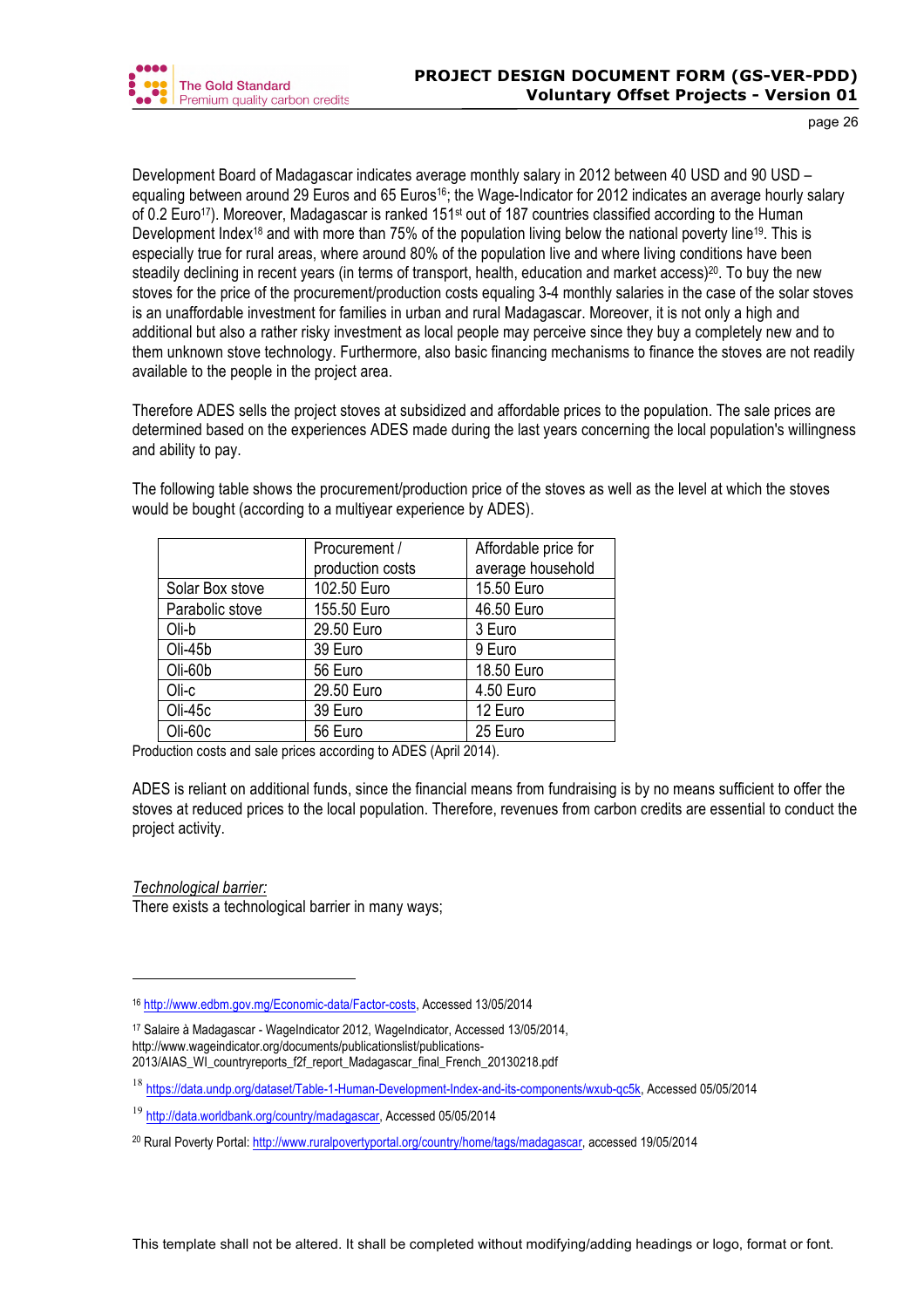Development Board of Madagascar indicates average monthly salary in 2012 between 40 USD and 90 USD – equaling between around 29 Euros and 65 Euros[16]; the Wage-Indicator for 2012 indicates an average hourly salary of 0.2 Euro[17]). Moreover, Madagascar is ranked 151st out of 187 countries classified according to the Human Development Index[18] and with more than 75% of the population living below the national poverty line[19]. This is especially true for rural areas, where around 80% of the population live and where living conditions have been steadily declining in recent years (in terms of transport, health, education and market access)[20]. To buy the new stoves for the price of the procurement/production costs equaling 3-4 monthly salaries in the case of the solar stoves is an unaffordable investment for families in urban and rural Madagascar. Moreover, it is not only a high and additional but also a rather risky investment as local people may perceive since they buy a completely new and to them unknown stove technology. Furthermore, also basic financing mechanisms to finance the stoves are not readily available to the people in the project area.

Therefore ADES sells the project stoves at subsidized and affordable prices to the population. The sale prices are determined based on the experiences ADES made during the last years concerning the local population's willingness and ability to pay.

The following table shows the procurement/production price of the stoves as well as the level at which the stoves would be bought (according to a multiyear experience by ADES).

| | Procurement / production costs | Affordable price for average household |
|---|---|---|
| Solar Box stove | 102.50 Euro | 15.50 Euro |
| Parabolic stove | 155.50 Euro | 46.50 Euro |
| Oli-b | 29.50 Euro | 3 Euro |
| Oli-45b | 39 Euro | 9 Euro |
| Oli-60b | 56 Euro | 18.50 Euro |
| Oli-c | 29.50 Euro | 4.50 Euro |
| Oli-45c | 39 Euro | 12 Euro |
| Oli-60c | 56 Euro | 25 Euro |

Production costs and sale prices according to ADES (April 2014).

ADES is reliant on additional funds, since the financial means from fundraising is by no means sufficient to offer the stoves at reduced prices to the local population. Therefore, revenues from carbon credits are essential to conduct the project activity.

*Technological barrier:*
There exists a technological barrier in many ways;

---

[16] http://www.edbm.gov.mg/Economic-data/Factor-costs, Accessed 13/05/2014

[17] Salaire à Madagascar - WageIndicator 2012, WageIndicator, Accessed 13/05/2014, http://www.wageindicator.org/documents/publicationslist/publications-2013/AIAS_WI_countryreports_f2f_report_Madagascar_final_French_20130218.pdf

[18] https://data.undp.org/dataset/Table-1-Human-Development-Index-and-its-components/wxub-qc5k, Accessed 05/05/2014

[19] http://data.worldbank.org/country/madagascar, Accessed 05/05/2014

[20] Rural Poverty Portal: http://www.ruralpovertyportal.org/country/home/tags/madagascar, accessed 19/05/2014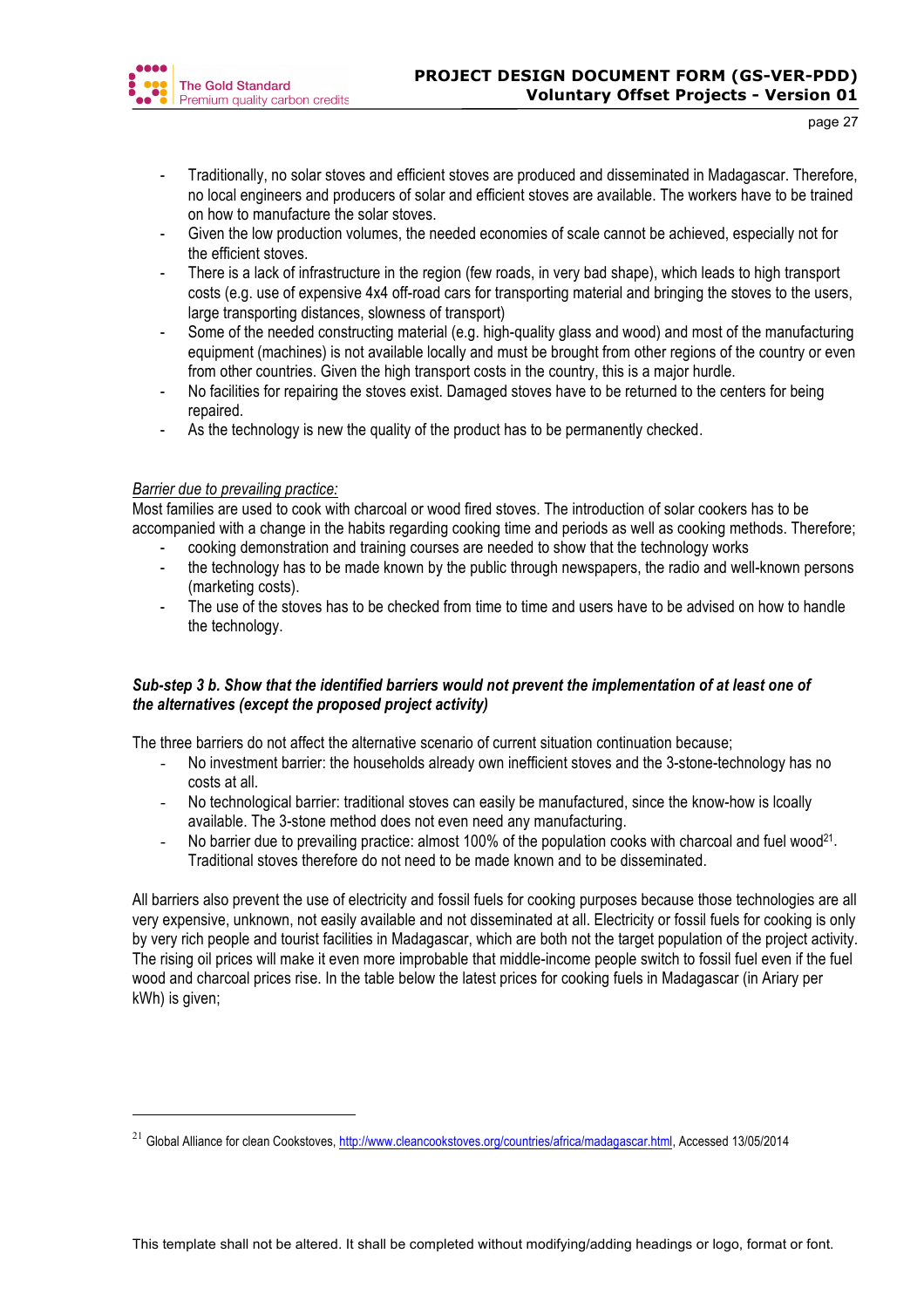- Traditionally, no solar stoves and efficient stoves are produced and disseminated in Madagascar. Therefore, no local engineers and producers of solar and efficient stoves are available. The workers have to be trained on how to manufacture the solar stoves.
- Given the low production volumes, the needed economies of scale cannot be achieved, especially not for the efficient stoves.
- There is a lack of infrastructure in the region (few roads, in very bad shape), which leads to high transport costs (e.g. use of expensive 4x4 off-road cars for transporting material and bringing the stoves to the users, large transporting distances, slowness of transport)
- Some of the needed constructing material (e.g. high-quality glass and wood) and most of the manufacturing equipment (machines) is not available locally and must be brought from other regions of the country or even from other countries. Given the high transport costs in the country, this is a major hurdle.
- No facilities for repairing the stoves exist. Damaged stoves have to be returned to the centers for being repaired.
- As the technology is new the quality of the product has to be permanently checked.

_Barrier due to prevailing practice:_
Most families are used to cook with charcoal or wood fired stoves. The introduction of solar cookers has to be accompanied with a change in the habits regarding cooking time and periods as well as cooking methods. Therefore;

- cooking demonstration and training courses are needed to show that the technology works
- the technology has to be made known by the public through newspapers, the radio and well-known persons (marketing costs).
- The use of the stoves has to be checked from time to time and users have to be advised on how to handle the technology.

***Sub-step 3 b. Show that the identified barriers would not prevent the implementation of at least one of the alternatives (except the proposed project activity)***

The three barriers do not affect the alternative scenario of current situation continuation because;

- No investment barrier: the households already own inefficient stoves and the 3-stone-technology has no costs at all.
- No technological barrier: traditional stoves can easily be manufactured, since the know-how is lcoally available. The 3-stone method does not even need any manufacturing.
- No barrier due to prevailing practice: almost 100% of the population cooks with charcoal and fuel wood[21]. Traditional stoves therefore do not need to be made known and to be disseminated.

All barriers also prevent the use of electricity and fossil fuels for cooking purposes because those technologies are all very expensive, unknown, not easily available and not disseminated at all. Electricity or fossil fuels for cooking is only by very rich people and tourist facilities in Madagascar, which are both not the target population of the project activity. The rising oil prices will make it even more improbable that middle-income people switch to fossil fuel even if the fuel wood and charcoal prices rise. In the table below the latest prices for cooking fuels in Madagascar (in Ariary per kWh) is given;

[21] Global Alliance for clean Cookstoves, http://www.cleancookstoves.org/countries/africa/madagascar.html, Accessed 13/05/2014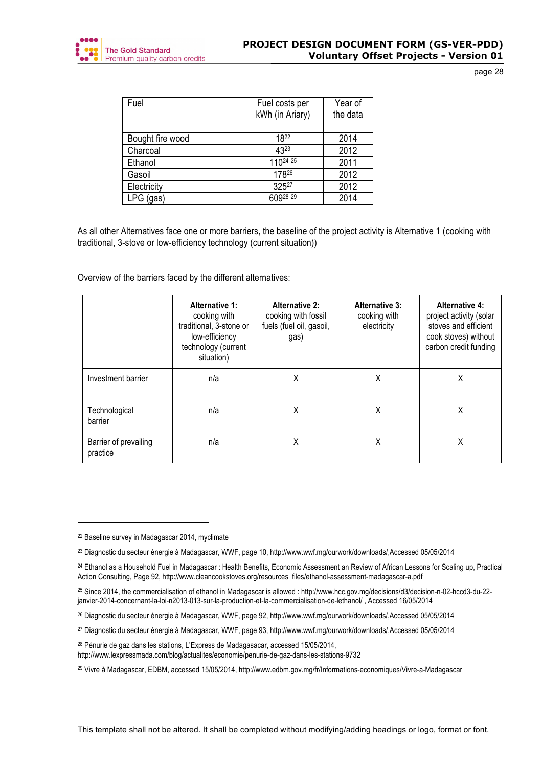| Fuel | Fuel costs per kWh (in Ariary) | Year of the data |
|---|---|---|
| | | |
| Bought fire wood | 18[22] | 2014 |
| Charcoal | 43[23] | 2012 |
| Ethanol | 110[24] [25] | 2011 |
| Gasoil | 178[26] | 2012 |
| Electricity | 325[27] | 2012 |
| LPG (gas) | 609[28] [29] | 2014 |

As all other Alternatives face one or more barriers, the baseline of the project activity is Alternative 1 (cooking with traditional, 3-stove or low-efficiency technology (current situation))

Overview of the barriers faced by the different alternatives:

| | **Alternative 1:** cooking with traditional, 3-stone or low-efficiency technology (current situation) | **Alternative 2:** cooking with fossil fuels (fuel oil, gasoil, gas) | **Alternative 3:** cooking with electricity | **Alternative 4:** project activity (solar stoves and efficient cook stoves) without carbon credit funding |
|---|---|---|---|---|
| Investment barrier | n/a | X | X | X |
| Technological barrier | n/a | X | X | X |
| Barrier of prevailing practice | n/a | X | X | X |

---

[22] Baseline survey in Madagascar 2014, myclimate

[23] Diagnostic du secteur énergie à Madagascar, WWF, page 10, http://www.wwf.mg/ourwork/downloads/,Accessed 05/05/2014

[24] Ethanol as a Household Fuel in Madagascar : Health Benefits, Economic Assessment an Review of African Lessons for Scaling up, Practical Action Consulting, Page 92, http://www.cleancookstoves.org/resources_files/ethanol-assessment-madagascar-a.pdf

[25] Since 2014, the commercialisation of ethanol in Madagascar is allowed : http://www.hcc.gov.mg/decisions/d3/decision-n-02-hccd3-du-22-janvier-2014-concernant-la-loi-n2013-013-sur-la-production-et-la-commercialisation-de-lethanol/ , Accessed 16/05/2014

[26] Diagnostic du secteur énergie à Madagascar, WWF, page 92, http://www.wwf.mg/ourwork/downloads/,Accessed 05/05/2014

[27] Diagnostic du secteur énergie à Madagascar, WWF, page 93, http://www.wwf.mg/ourwork/downloads/,Accessed 05/05/2014

[28] Pénurie de gaz dans les stations, L'Express de Madagasacar, accessed 15/05/2014, http://www.lexpressmada.com/blog/actualites/economie/penurie-de-gaz-dans-les-stations-9732

[29] Vivre à Madagascar, EDBM, accessed 15/05/2014, http://www.edbm.gov.mg/fr/Informations-economiques/Vivre-a-Madagascar

This template shall not be altered. It shall be completed without modifying/adding headings or logo, format or font.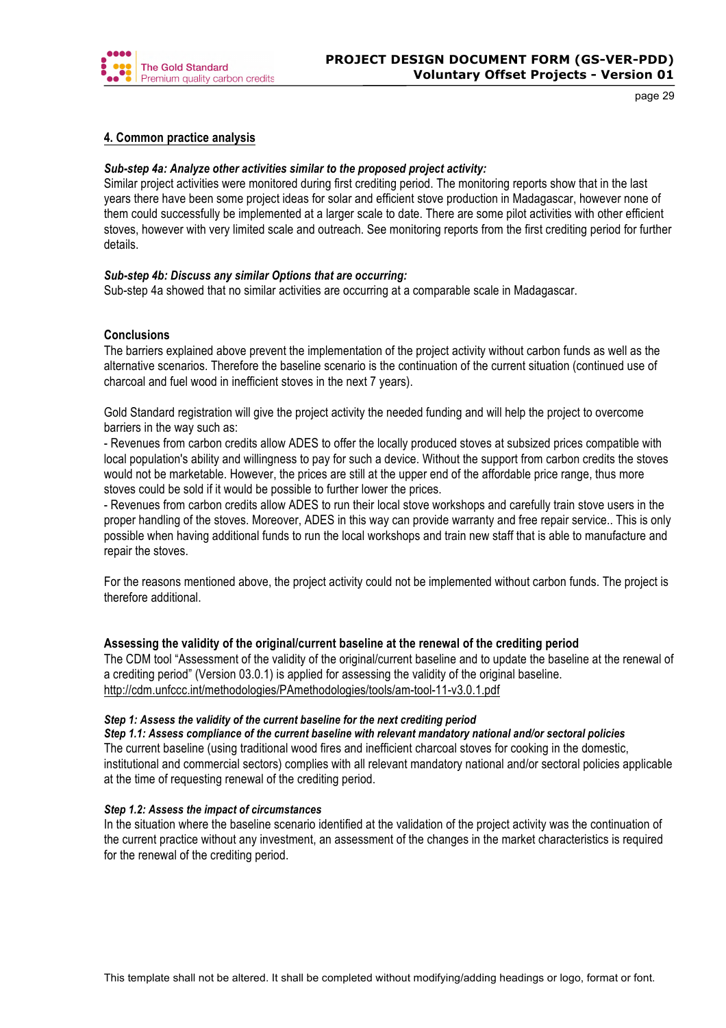**4. Common practice analysis**

***Sub-step 4a: Analyze other activities similar to the proposed project activity:***
Similar project activities were monitored during first crediting period. The monitoring reports show that in the last years there have been some project ideas for solar and efficient stove production in Madagascar, however none of them could successfully be implemented at a larger scale to date. There are some pilot activities with other efficient stoves, however with very limited scale and outreach. See monitoring reports from the first crediting period for further details.

***Sub-step 4b: Discuss any similar Options that are occurring:***
Sub-step 4a showed that no similar activities are occurring at a comparable scale in Madagascar.

**Conclusions**

The barriers explained above prevent the implementation of the project activity without carbon funds as well as the alternative scenarios. Therefore the baseline scenario is the continuation of the current situation (continued use of charcoal and fuel wood in inefficient stoves in the next 7 years).

Gold Standard registration will give the project activity the needed funding and will help the project to overcome barriers in the way such as:

- Revenues from carbon credits allow ADES to offer the locally produced stoves at subsized prices compatible with local population's ability and willingness to pay for such a device. Without the support from carbon credits the stoves would not be marketable. However, the prices are still at the upper end of the affordable price range, thus more stoves could be sold if it would be possible to further lower the prices.
- Revenues from carbon credits allow ADES to run their local stove workshops and carefully train stove users in the proper handling of the stoves. Moreover, ADES in this way can provide warranty and free repair service.. This is only possible when having additional funds to run the local workshops and train new staff that is able to manufacture and repair the stoves.

For the reasons mentioned above, the project activity could not be implemented without carbon funds. The project is therefore additional.

**Assessing the validity of the original/current baseline at the renewal of the crediting period**

The CDM tool "Assessment of the validity of the original/current baseline and to update the baseline at the renewal of a crediting period" (Version 03.0.1) is applied for assessing the validity of the original baseline.
http://cdm.unfccc.int/methodologies/PAmethodologies/tools/am-tool-11-v3.0.1.pdf

***Step 1: Assess the validity of the current baseline for the next crediting period***
***Step 1.1: Assess compliance of the current baseline with relevant mandatory national and/or sectoral policies***
The current baseline (using traditional wood fires and inefficient charcoal stoves for cooking in the domestic, institutional and commercial sectors) complies with all relevant mandatory national and/or sectoral policies applicable at the time of requesting renewal of the crediting period.

***Step 1.2: Assess the impact of circumstances***
In the situation where the baseline scenario identified at the validation of the project activity was the continuation of the current practice without any investment, an assessment of the changes in the market characteristics is required for the renewal of the crediting period.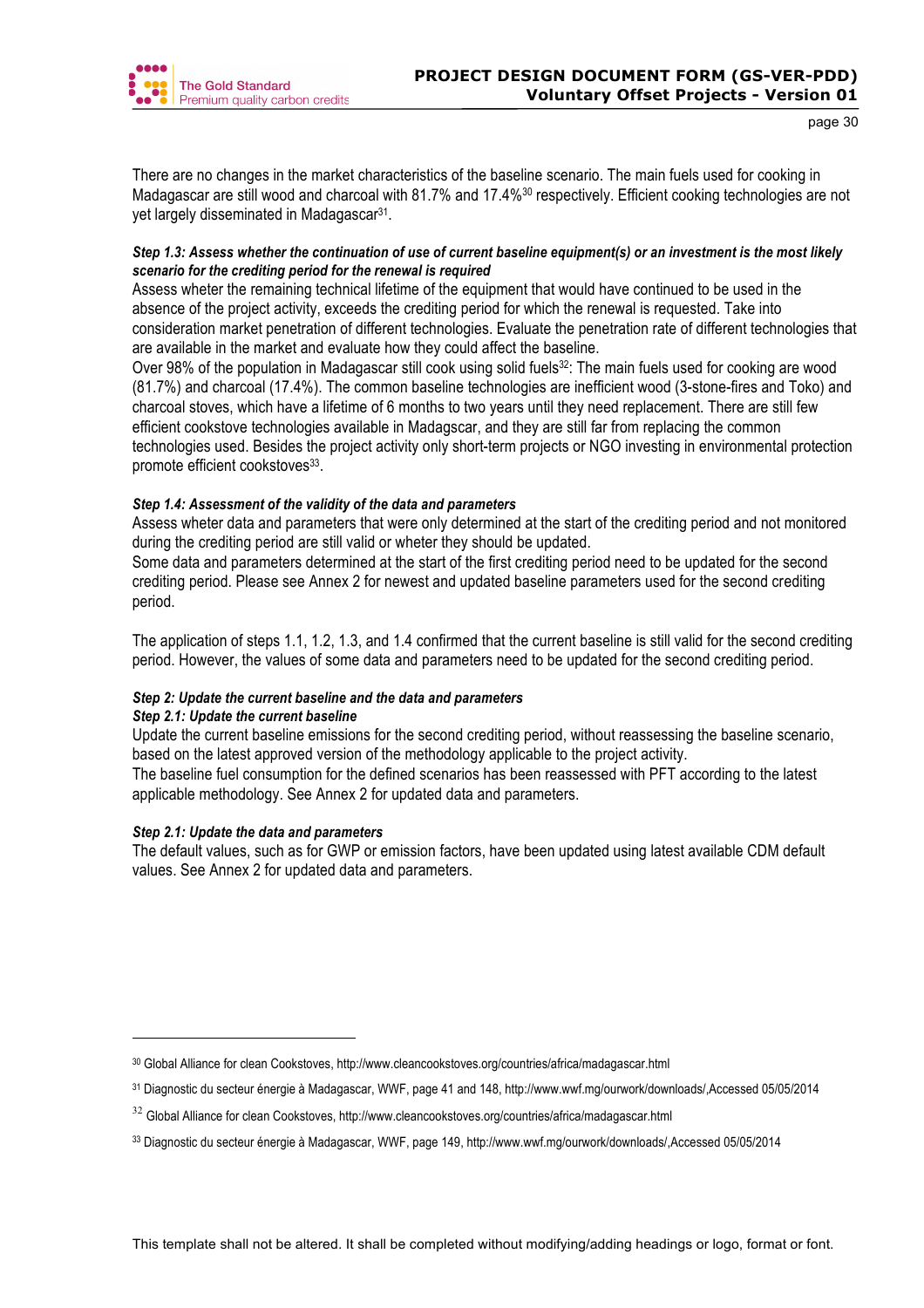There are no changes in the market characteristics of the baseline scenario. The main fuels used for cooking in Madagascar are still wood and charcoal with 81.7% and 17.4%[30] respectively. Efficient cooking technologies are not yet largely disseminated in Madagascar[31].

***Step 1.3: Assess whether the continuation of use of current baseline equipment(s) or an investment is the most likely scenario for the crediting period for the renewal is required***

Assess wheter the remaining technical lifetime of the equipment that would have continued to be used in the absence of the project activity, exceeds the crediting period for which the renewal is requested. Take into consideration market penetration of different technologies. Evaluate the penetration rate of different technologies that are available in the market and evaluate how they could affect the baseline.

Over 98% of the population in Madagascar still cook using solid fuels[32]: The main fuels used for cooking are wood (81.7%) and charcoal (17.4%). The common baseline technologies are inefficient wood (3-stone-fires and Toko) and charcoal stoves, which have a lifetime of 6 months to two years until they need replacement. There are still few efficient cookstove technologies available in Madagscar, and they are still far from replacing the common technologies used. Besides the project activity only short-term projects or NGO investing in environmental protection promote efficient cookstoves[33].

***Step 1.4: Assessment of the validity of the data and parameters***

Assess wheter data and parameters that were only determined at the start of the crediting period and not monitored during the crediting period are still valid or wheter they should be updated.

Some data and parameters determined at the start of the first crediting period need to be updated for the second crediting period. Please see Annex 2 for newest and updated baseline parameters used for the second crediting period.

The application of steps 1.1, 1.2, 1.3, and 1.4 confirmed that the current baseline is still valid for the second crediting period. However, the values of some data and parameters need to be updated for the second crediting period.

***Step 2: Update the current baseline and the data and parameters***

***Step 2.1: Update the current baseline***

Update the current baseline emissions for the second crediting period, without reassessing the baseline scenario, based on the latest approved version of the methodology applicable to the project activity.

The baseline fuel consumption for the defined scenarios has been reassessed with PFT according to the latest applicable methodology. See Annex 2 for updated data and parameters.

***Step 2.1: Update the data and parameters***

The default values, such as for GWP or emission factors, have been updated using latest available CDM default values. See Annex 2 for updated data and parameters.

---

[30] Global Alliance for clean Cookstoves, http://www.cleancookstoves.org/countries/africa/madagascar.html

[31] Diagnostic du secteur énergie à Madagascar, WWF, page 41 and 148, http://www.wwf.mg/ourwork/downloads/,Accessed 05/05/2014

[32] Global Alliance for clean Cookstoves, http://www.cleancookstoves.org/countries/africa/madagascar.html

[33] Diagnostic du secteur énergie à Madagascar, WWF, page 149, http://www.wwf.mg/ourwork/downloads/,Accessed 05/05/2014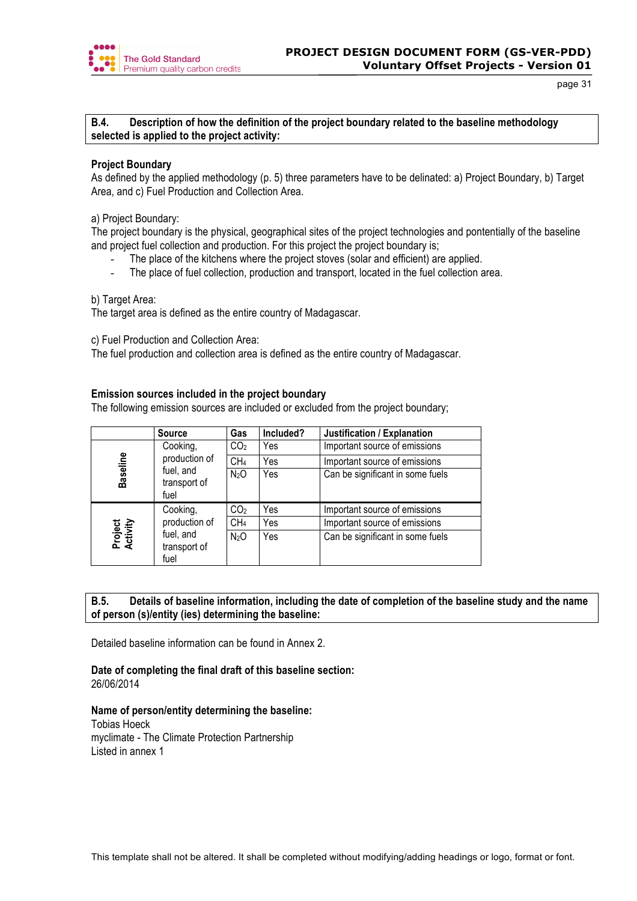**B.4. Description of how the definition of the project boundary related to the baseline methodology selected is applied to the project activity:**

**Project Boundary**

As defined by the applied methodology (p. 5) three parameters have to be delinated: a) Project Boundary, b) Target Area, and c) Fuel Production and Collection Area.

a) Project Boundary:

The project boundary is the physical, geographical sites of the project technologies and pontentially of the baseline and project fuel collection and production. For this project the project boundary is;

- The place of the kitchens where the project stoves (solar and efficient) are applied.
- The place of fuel collection, production and transport, located in the fuel collection area.

b) Target Area:

The target area is defined as the entire country of Madagascar.

c) Fuel Production and Collection Area:

The fuel production and collection area is defined as the entire country of Madagascar.

**Emission sources included in the project boundary**

The following emission sources are included or excluded from the project boundary;

| | Source | Gas | Included? | Justification / Explanation |
|---|---|---|---|---|
| Baseline | Cooking, production of fuel, and transport of fuel | $CO_2$ | Yes | Important source of emissions |
| | | $CH_4$ | Yes | Important source of emissions |
| | | $N_2O$ | Yes | Can be significant in some fuels |
| Project Activity | Cooking, production of fuel, and transport of fuel | $CO_2$ | Yes | Important source of emissions |
| | | $CH_4$ | Yes | Important source of emissions |
| | | $N_2O$ | Yes | Can be significant in some fuels |

**B.5. Details of baseline information, including the date of completion of the baseline study and the name of person (s)/entity (ies) determining the baseline:**

Detailed baseline information can be found in Annex 2.

**Date of completing the final draft of this baseline section:**

26/06/2014

**Name of person/entity determining the baseline:**

Tobias Hoeck

myclimate - The Climate Protection Partnership

Listed in annex 1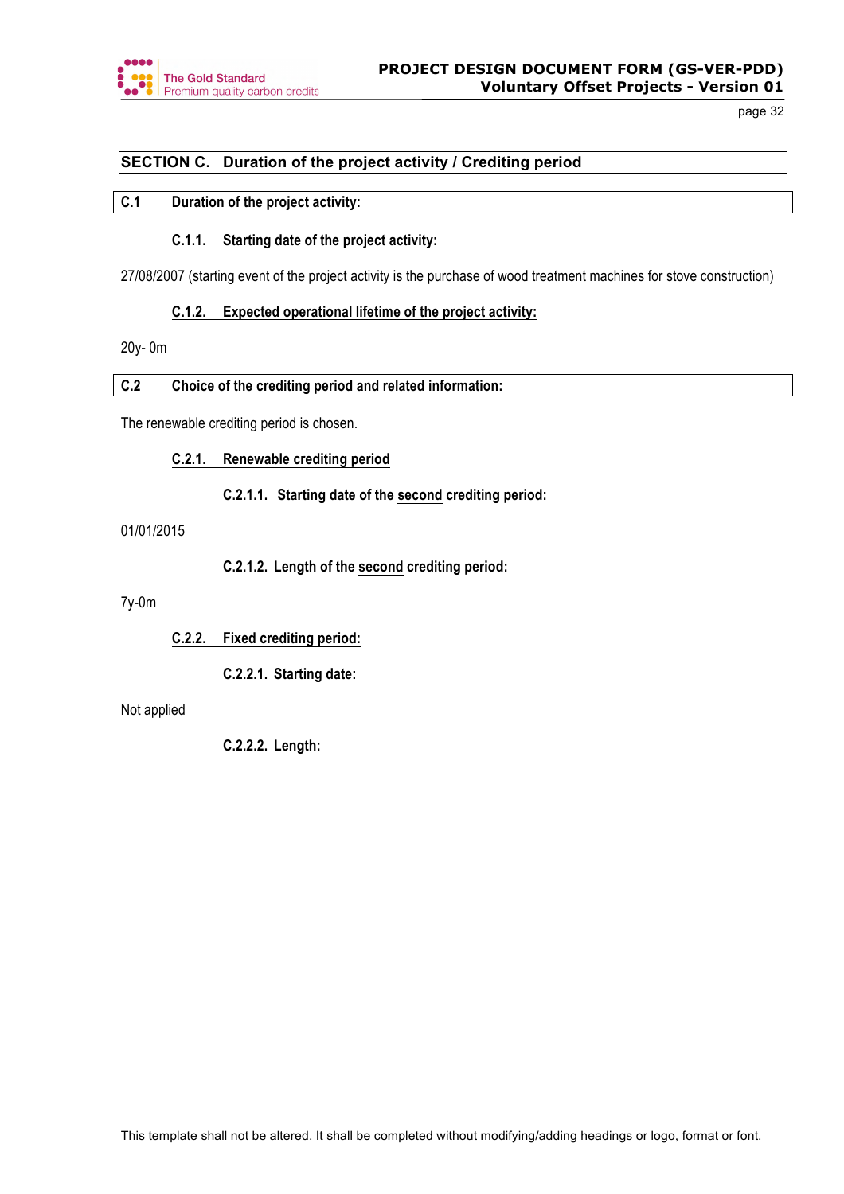## SECTION C. Duration of the project activity / Crediting period

### C.1 Duration of the project activity:

#### C.1.1. Starting date of the project activity:

27/08/2007 (starting event of the project activity is the purchase of wood treatment machines for stove construction)

#### C.1.2. Expected operational lifetime of the project activity:

20y- 0m

### C.2 Choice of the crediting period and related information:

The renewable crediting period is chosen.

#### C.2.1. Renewable crediting period

##### C.2.1.1. Starting date of the second crediting period:

01/01/2015

##### C.2.1.2. Length of the second crediting period:

7y-0m

#### C.2.2. Fixed crediting period:

##### C.2.2.1. Starting date:

Not applied

##### C.2.2.2. Length:

This template shall not be altered. It shall be completed without modifying/adding headings or logo, format or font.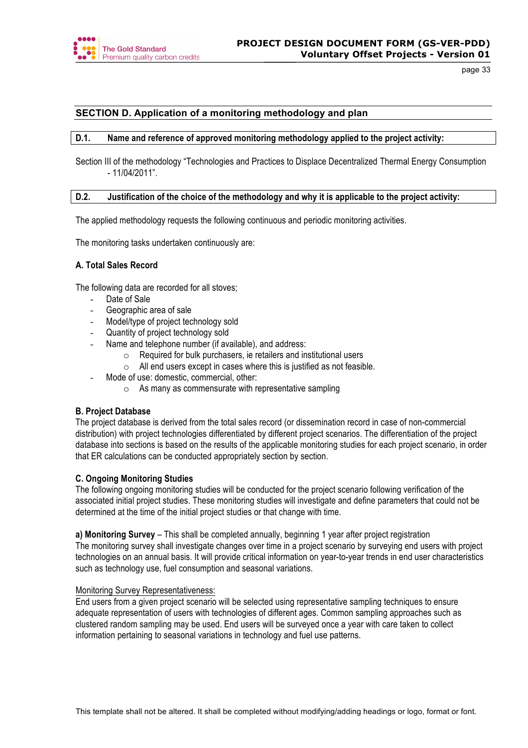## SECTION D. Application of a monitoring methodology and plan

### D.1. Name and reference of approved monitoring methodology applied to the project activity:

Section III of the methodology "Technologies and Practices to Displace Decentralized Thermal Energy Consumption - 11/04/2011".

### D.2. Justification of the choice of the methodology and why it is applicable to the project activity:

The applied methodology requests the following continuous and periodic monitoring activities.

The monitoring tasks undertaken continuously are:

**A. Total Sales Record**

The following data are recorded for all stoves;

- Date of Sale
- Geographic area of sale
- Model/type of project technology sold
- Quantity of project technology sold
- Name and telephone number (if available), and address:
  - Required for bulk purchasers, ie retailers and institutional users
  - All end users except in cases where this is justified as not feasible.
- Mode of use: domestic, commercial, other:
  - As many as commensurate with representative sampling

**B. Project Database**

The project database is derived from the total sales record (or dissemination record in case of non-commercial distribution) with project technologies differentiated by different project scenarios. The differentiation of the project database into sections is based on the results of the applicable monitoring studies for each project scenario, in order that ER calculations can be conducted appropriately section by section.

**C. Ongoing Monitoring Studies**

The following ongoing monitoring studies will be conducted for the project scenario following verification of the associated initial project studies. These monitoring studies will investigate and define parameters that could not be determined at the time of the initial project studies or that change with time.

**a) Monitoring Survey** – This shall be completed annually, beginning 1 year after project registration

The monitoring survey shall investigate changes over time in a project scenario by surveying end users with project technologies on an annual basis. It will provide critical information on year-to-year trends in end user characteristics such as technology use, fuel consumption and seasonal variations.

Monitoring Survey Representativeness:

End users from a given project scenario will be selected using representative sampling techniques to ensure adequate representation of users with technologies of different ages. Common sampling approaches such as clustered random sampling may be used. End users will be surveyed once a year with care taken to collect information pertaining to seasonal variations in technology and fuel use patterns.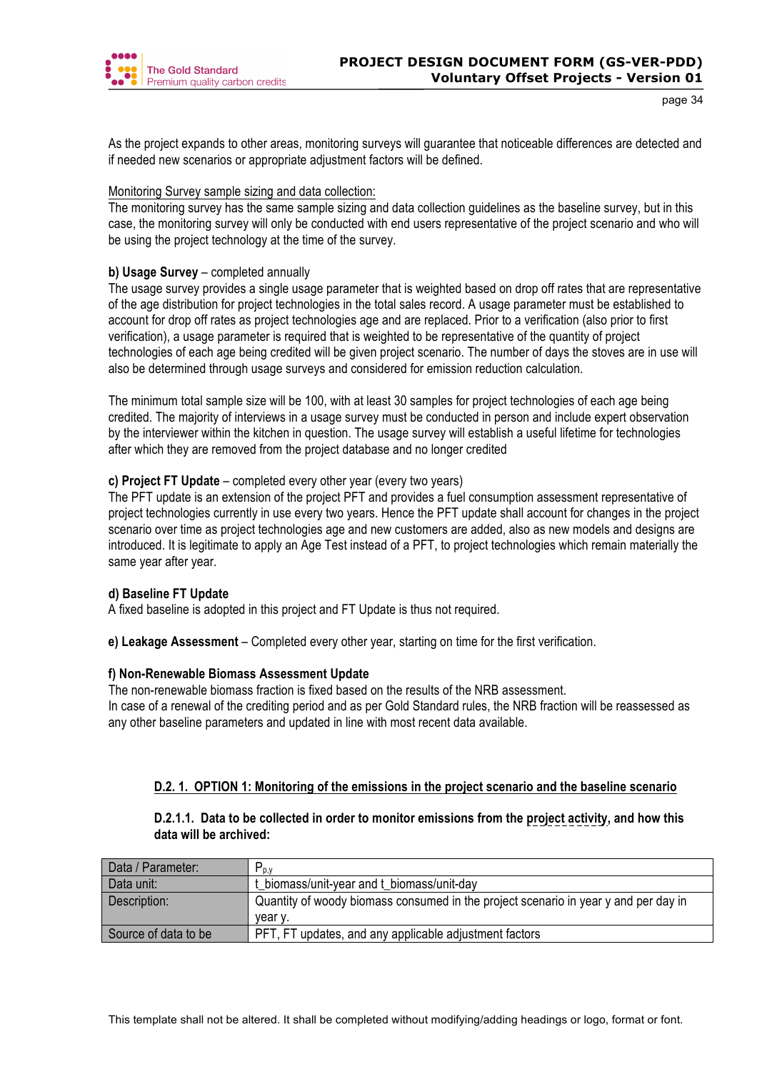As the project expands to other areas, monitoring surveys will guarantee that noticeable differences are detected and if needed new scenarios or appropriate adjustment factors will be defined.

Monitoring Survey sample sizing and data collection:

The monitoring survey has the same sample sizing and data collection guidelines as the baseline survey, but in this case, the monitoring survey will only be conducted with end users representative of the project scenario and who will be using the project technology at the time of the survey.

**b) Usage Survey** – completed annually

The usage survey provides a single usage parameter that is weighted based on drop off rates that are representative of the age distribution for project technologies in the total sales record. A usage parameter must be established to account for drop off rates as project technologies age and are replaced. Prior to a verification (also prior to first verification), a usage parameter is required that is weighted to be representative of the quantity of project technologies of each age being credited will be given project scenario. The number of days the stoves are in use will also be determined through usage surveys and considered for emission reduction calculation.

The minimum total sample size will be 100, with at least 30 samples for project technologies of each age being credited. The majority of interviews in a usage survey must be conducted in person and include expert observation by the interviewer within the kitchen in question. The usage survey will establish a useful lifetime for technologies after which they are removed from the project database and no longer credited

**c) Project FT Update** – completed every other year (every two years)

The PFT update is an extension of the project PFT and provides a fuel consumption assessment representative of project technologies currently in use every two years. Hence the PFT update shall account for changes in the project scenario over time as project technologies age and new customers are added, also as new models and designs are introduced. It is legitimate to apply an Age Test instead of a PFT, to project technologies which remain materially the same year after year.

**d) Baseline FT Update**

A fixed baseline is adopted in this project and FT Update is thus not required.

**e) Leakage Assessment** – Completed every other year, starting on time for the first verification.

**f) Non-Renewable Biomass Assessment Update**

The non-renewable biomass fraction is fixed based on the results of the NRB assessment.

In case of a renewal of the crediting period and as per Gold Standard rules, the NRB fraction will be reassessed as any other baseline parameters and updated in line with most recent data available.

### D.2. 1. OPTION 1: Monitoring of the emissions in the project scenario and the baseline scenario

#### D.2.1.1. Data to be collected in order to monitor emissions from the project activity, and how this data will be archived:

| Data / Parameter: | $P_{p,y}$ |
|---|---|
| Data unit: | t_biomass/unit-year and t_biomass/unit-day |
| Description: | Quantity of woody biomass consumed in the project scenario in year y and per day in year y. |
| Source of data to be | PFT, FT updates, and any applicable adjustment factors |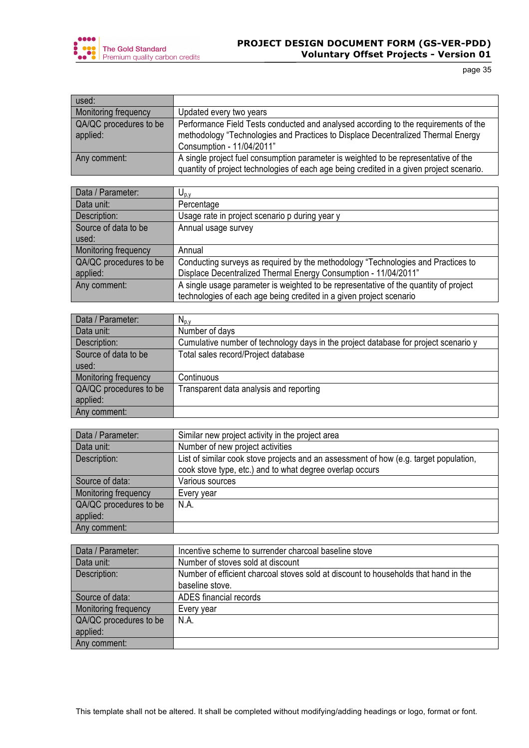| used: | |
|---|---|
| Monitoring frequency | Updated every two years |
| QA/QC procedures to be applied: | Performance Field Tests conducted and analysed according to the requirements of the methodology “Technologies and Practices to Displace Decentralized Thermal Energy Consumption - 11/04/2011” |
| Any comment: | A single project fuel consumption parameter is weighted to be representative of the quantity of project technologies of each age being credited in a given project scenario. |

| Data / Parameter: | $U_{p,y}$ |
|---|---|
| Data unit: | Percentage |
| Description: | Usage rate in project scenario p during year y |
| Source of data to be used: | Annual usage survey |
| Monitoring frequency | Annual |
| QA/QC procedures to be applied: | Conducting surveys as required by the methodology “Technologies and Practices to Displace Decentralized Thermal Energy Consumption - 11/04/2011” |
| Any comment: | A single usage parameter is weighted to be representative of the quantity of project technologies of each age being credited in a given project scenario |

| Data / Parameter: | $N_{p,y}$ |
|---|---|
| Data unit: | Number of days |
| Description: | Cumulative number of technology days in the project database for project scenario y |
| Source of data to be used: | Total sales record/Project database |
| Monitoring frequency | Continuous |
| QA/QC procedures to be applied: | Transparent data analysis and reporting |
| Any comment: | |

| Data / Parameter: | Similar new project activity in the project area |
|---|---|
| Data unit: | Number of new project activities |
| Description: | List of similar cook stove projects and an assessment of how (e.g. target population, cook stove type, etc.) and to what degree overlap occurs |
| Source of data: | Various sources |
| Monitoring frequency | Every year |
| QA/QC procedures to be applied: | N.A. |
| Any comment: | |

| Data / Parameter: | Incentive scheme to surrender charcoal baseline stove |
|---|---|
| Data unit: | Number of stoves sold at discount |
| Description: | Number of efficient charcoal stoves sold at discount to households that hand in the baseline stove. |
| Source of data: | ADES financial records |
| Monitoring frequency | Every year |
| QA/QC procedures to be applied: | N.A. |
| Any comment: | |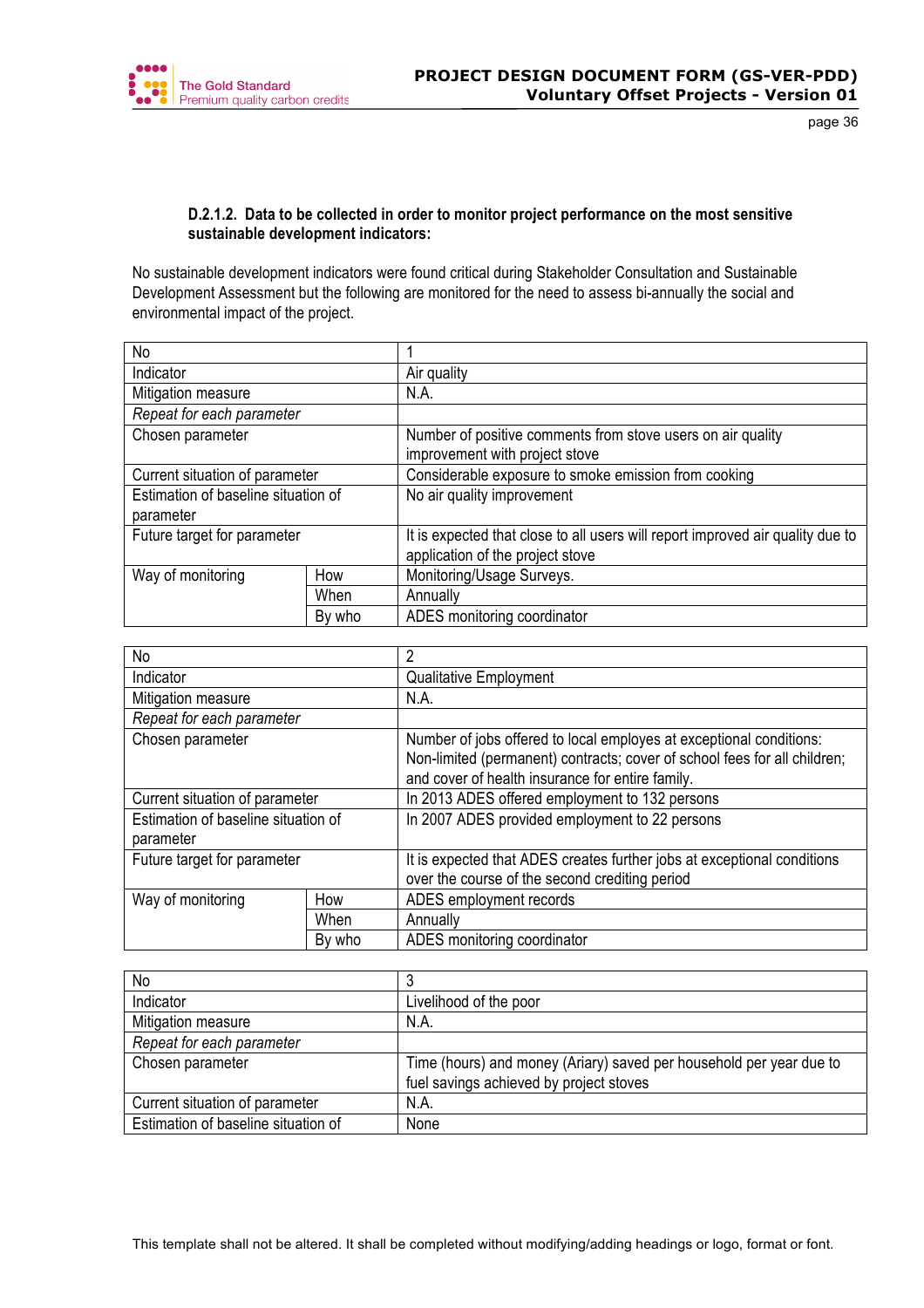#### D.2.1.2. Data to be collected in order to monitor project performance on the most sensitive sustainable development indicators:

No sustainable development indicators were found critical during Stakeholder Consultation and Sustainable Development Assessment but the following are monitored for the need to assess bi-annually the social and environmental impact of the project.

| No | | 1 |
|---|---|---|
| Indicator | | Air quality |
| Mitigation measure | | N.A. |
| *Repeat for each parameter* | | |
| Chosen parameter | | Number of positive comments from stove users on air quality improvement with project stove |
| Current situation of parameter | | Considerable exposure to smoke emission from cooking |
| Estimation of baseline situation of parameter | | No air quality improvement |
| Future target for parameter | | It is expected that close to all users will report improved air quality due to application of the project stove |
| Way of monitoring | How | Monitoring/Usage Surveys. |
| | When | Annually |
| | By who | ADES monitoring coordinator |

| No | | 2 |
|---|---|---|
| Indicator | | Qualitative Employment |
| Mitigation measure | | N.A. |
| *Repeat for each parameter* | | |
| Chosen parameter | | Number of jobs offered to local employes at exceptional conditions: Non-limited (permanent) contracts; cover of school fees for all children; and cover of health insurance for entire family. |
| Current situation of parameter | | In 2013 ADES offered employment to 132 persons |
| Estimation of baseline situation of parameter | | In 2007 ADES provided employment to 22 persons |
| Future target for parameter | | It is expected that ADES creates further jobs at exceptional conditions over the course of the second crediting period |
| Way of monitoring | How | ADES employment records |
| | When | Annually |
| | By who | ADES monitoring coordinator |

| No | | 3 |
|---|---|---|
| Indicator | | Livelihood of the poor |
| Mitigation measure | | N.A. |
| *Repeat for each parameter* | | |
| Chosen parameter | | Time (hours) and money (Ariary) saved per household per year due to fuel savings achieved by project stoves |
| Current situation of parameter | | N.A. |
| Estimation of baseline situation of | | None |

This template shall not be altered. It shall be completed without modifying/adding headings or logo, format or font.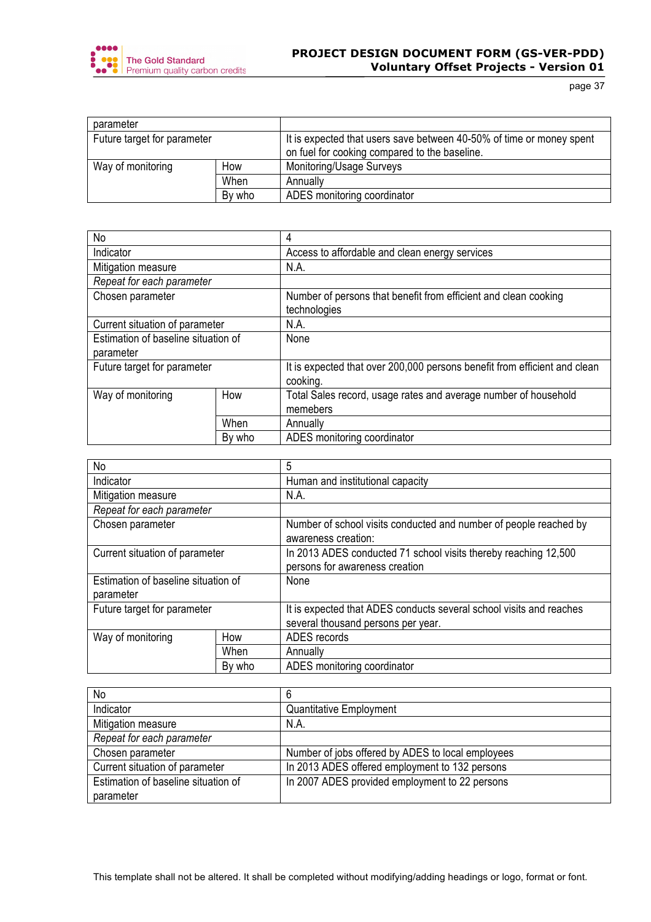| parameter | | |
|---|---|---|
| Future target for parameter | | It is expected that users save between 40-50% of time or money spent on fuel for cooking compared to the baseline. |
| Way of monitoring | How | Monitoring/Usage Surveys |
| | When | Annually |
| | By who | ADES monitoring coordinator |

| No | | 4 |
|---|---|---|
| Indicator | | Access to affordable and clean energy services |
| Mitigation measure | | N.A. |
| *Repeat for each parameter* | | |
| Chosen parameter | | Number of persons that benefit from efficient and clean cooking technologies |
| Current situation of parameter | | N.A. |
| Estimation of baseline situation of parameter | | None |
| Future target for parameter | | It is expected that over 200,000 persons benefit from efficient and clean cooking. |
| Way of monitoring | How | Total Sales record, usage rates and average number of household memebers |
| | When | Annually |
| | By who | ADES monitoring coordinator |

| No | | 5 |
|---|---|---|
| Indicator | | Human and institutional capacity |
| Mitigation measure | | N.A. |
| *Repeat for each parameter* | | |
| Chosen parameter | | Number of school visits conducted and number of people reached by awareness creation: |
| Current situation of parameter | | In 2013 ADES conducted 71 school visits thereby reaching 12,500 persons for awareness creation |
| Estimation of baseline situation of parameter | | None |
| Future target for parameter | | It is expected that ADES conducts several school visits and reaches several thousand persons per year. |
| Way of monitoring | How | ADES records |
| | When | Annually |
| | By who | ADES monitoring coordinator |

| No | 6 |
|---|---|
| Indicator | Quantitative Employment |
| Mitigation measure | N.A. |
| *Repeat for each parameter* | |
| Chosen parameter | Number of jobs offered by ADES to local employees |
| Current situation of parameter | In 2013 ADES offered employment to 132 persons |
| Estimation of baseline situation of parameter | In 2007 ADES provided employment to 22 persons |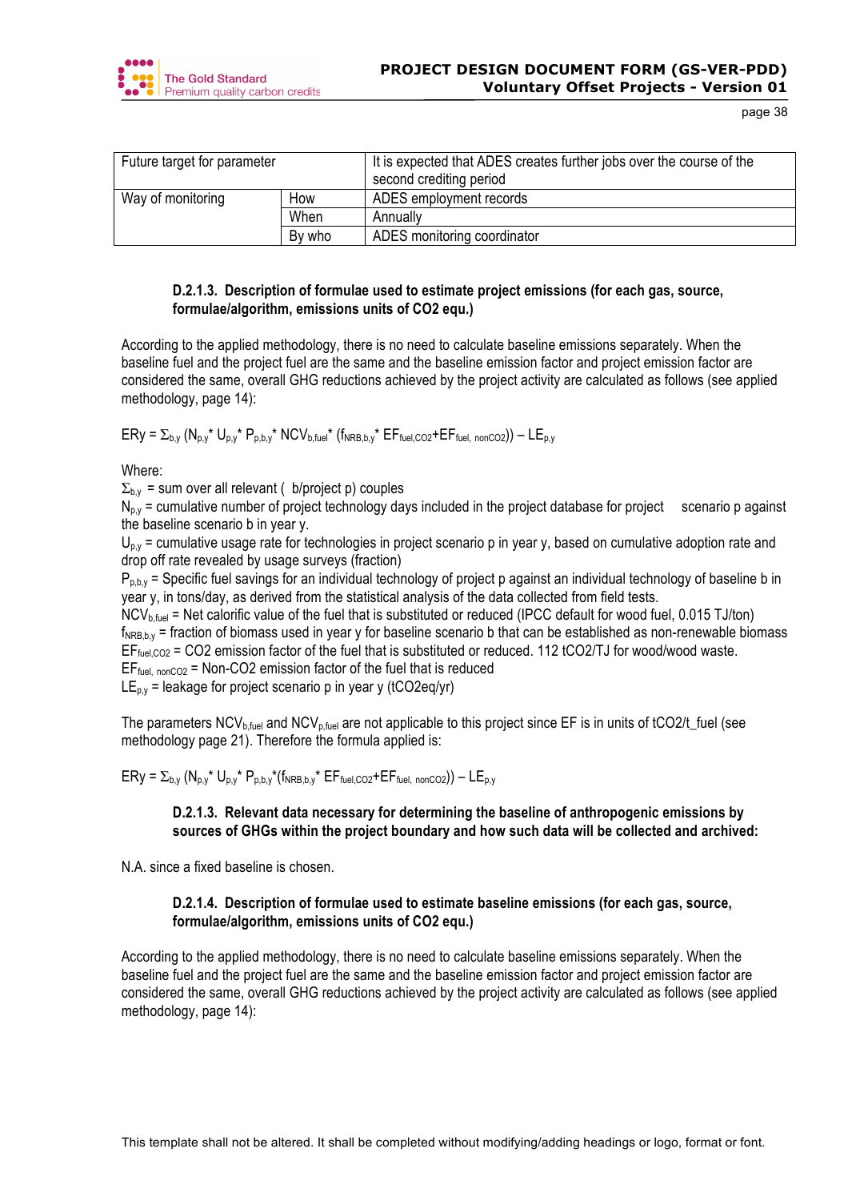| Future target for parameter | | It is expected that ADES creates further jobs over the course of the second crediting period |
|---|---|---|
| Way of monitoring | How | ADES employment records |
| | When | Annually |
| | By who | ADES monitoring coordinator |

#### D.2.1.3. Description of formulae used to estimate project emissions (for each gas, source, formulae/algorithm, emissions units of CO2 equ.)

According to the applied methodology, there is no need to calculate baseline emissions separately. When the baseline fuel and the project fuel are the same and the baseline emission factor and project emission factor are considered the same, overall GHG reductions achieved by the project activity are calculated as follows (see applied methodology, page 14):

$$ER_y = \Sigma_{b,y} (N_{p,y} * U_{p,y} * P_{p,b,y} * NCV_{b,fuel} * (f_{NRB,b,y} * EF_{fuel,CO2} + EF_{fuel,\ nonCO2})) - LE_{p,y}$$

Where:

$\Sigma_{b,y}$ = sum over all relevant ( b/project p) couples

$N_{p,y}$ = cumulative number of project technology days included in the project database for project scenario p against the baseline scenario b in year y.

$U_{p,y}$ = cumulative usage rate for technologies in project scenario p in year y, based on cumulative adoption rate and drop off rate revealed by usage surveys (fraction)

$P_{p,b,y}$ = Specific fuel savings for an individual technology of project p against an individual technology of baseline b in year y, in tons/day, as derived from the statistical analysis of the data collected from field tests.

$NCV_{b,fuel}$ = Net calorific value of the fuel that is substituted or reduced (IPCC default for wood fuel, 0.015 TJ/ton)

$f_{NRB,b,y}$ = fraction of biomass used in year y for baseline scenario b that can be established as non-renewable biomass

$EF_{fuel,CO2}$ = CO2 emission factor of the fuel that is substituted or reduced. 112 tCO2/TJ for wood/wood waste.

$EF_{fuel,\ nonCO2}$ = Non-CO2 emission factor of the fuel that is reduced

$LE_{p,y}$ = leakage for project scenario p in year y (tCO2eq/yr)

The parameters $NCV_{b,fuel}$ and $NCV_{p,fuel}$ are not applicable to this project since EF is in units of tCO2/t_fuel (see methodology page 21). Therefore the formula applied is:

$$ER_y = \Sigma_{b,y} (N_{p,y} * U_{p,y} * P_{p,b,y} * (f_{NRB,b,y} * EF_{fuel,CO2} + EF_{fuel,\ nonCO2})) - LE_{p,y}$$

#### D.2.1.3. Relevant data necessary for determining the baseline of anthropogenic emissions by sources of GHGs within the project boundary and how such data will be collected and archived:

N.A. since a fixed baseline is chosen.

#### D.2.1.4. Description of formulae used to estimate baseline emissions (for each gas, source, formulae/algorithm, emissions units of CO2 equ.)

According to the applied methodology, there is no need to calculate baseline emissions separately. When the baseline fuel and the project fuel are the same and the baseline emission factor and project emission factor are considered the same, overall GHG reductions achieved by the project activity are calculated as follows (see applied methodology, page 14):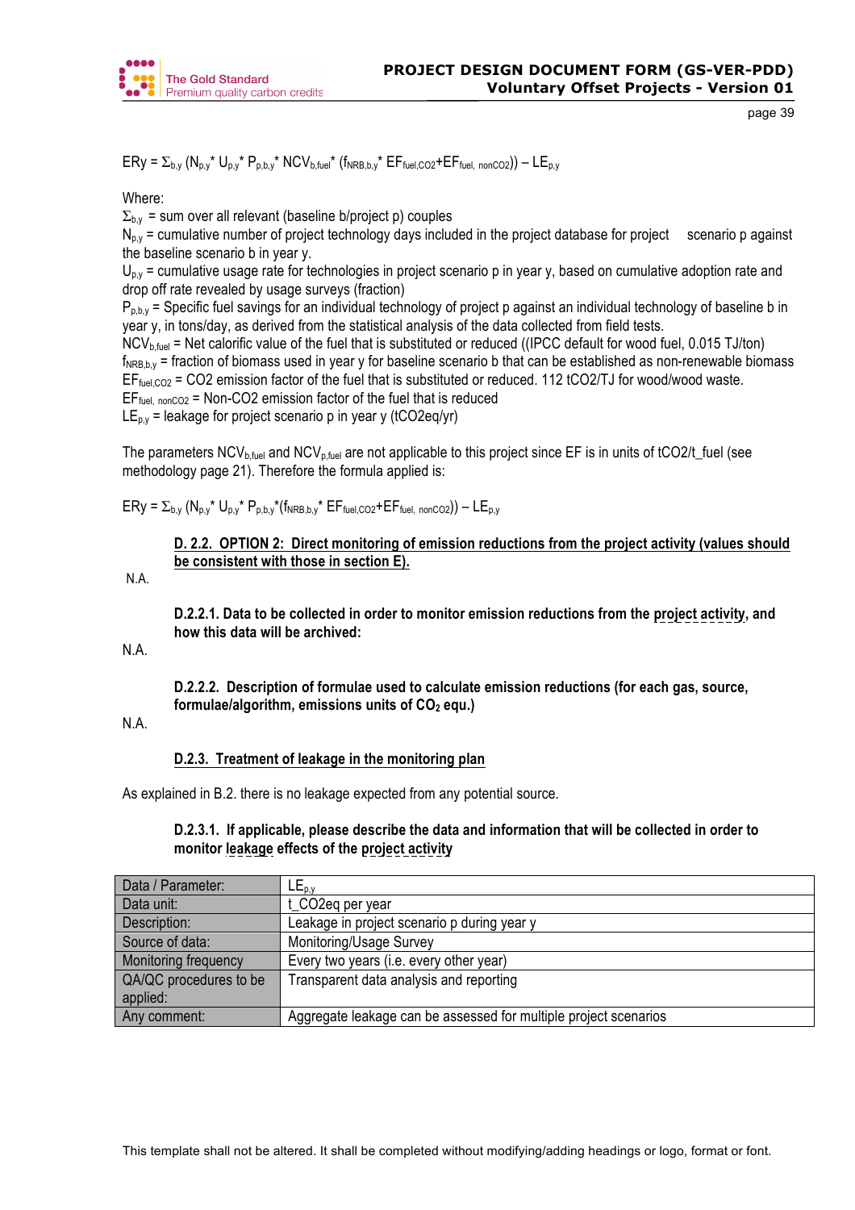$$ER_y = \Sigma_{b,y} (N_{p,y} * U_{p,y} * P_{p,b,y} * NCV_{b,fuel} * (f_{NRB,b,y} * EF_{fuel,CO2} + EF_{fuel,\ nonCO2})) – LE_{p,y}$$

Where:

$\Sigma_{b,y}$ = sum over all relevant (baseline b/project p) couples

$N_{p,y}$ = cumulative number of project technology days included in the project database for project scenario p against the baseline scenario b in year y.

$U_{p,y}$ = cumulative usage rate for technologies in project scenario p in year y, based on cumulative adoption rate and drop off rate revealed by usage surveys (fraction)

$P_{p,b,y}$ = Specific fuel savings for an individual technology of project p against an individual technology of baseline b in year y, in tons/day, as derived from the statistical analysis of the data collected from field tests.

$NCV_{b,fuel}$ = Net calorific value of the fuel that is substituted or reduced ((IPCC default for wood fuel, 0.015 TJ/ton)

$f_{NRB,b,y}$ = fraction of biomass used in year y for baseline scenario b that can be established as non-renewable biomass

$EF_{fuel,CO2}$ = CO2 emission factor of the fuel that is substituted or reduced. 112 tCO2/TJ for wood/wood waste.

$EF_{fuel,\ nonCO2}$ = Non-CO2 emission factor of the fuel that is reduced

$LE_{p,y}$ = leakage for project scenario p in year y (tCO2eq/yr)

The parameters $NCV_{b,fuel}$ and $NCV_{p,fuel}$ are not applicable to this project since EF is in units of tCO2/t_fuel (see methodology page 21). Therefore the formula applied is:

$$ER_y = \Sigma_{b,y} (N_{p,y} * U_{p,y} * P_{p,b,y} * (f_{NRB,b,y} * EF_{fuel,CO2} + EF_{fuel,\ nonCO2})) – LE_{p,y}$$

### D. 2.2. OPTION 2: Direct monitoring of emission reductions from the project activity (values should be consistent with those in section E).

N.A.

#### D.2.2.1. Data to be collected in order to monitor emission reductions from the project activity, and how this data will be archived:

N.A.

#### D.2.2.2. Description of formulae used to calculate emission reductions (for each gas, source, formulae/algorithm, emissions units of $CO_2$ equ.)

N.A.

### D.2.3. Treatment of leakage in the monitoring plan

As explained in B.2. there is no leakage expected from any potential source.

#### D.2.3.1. If applicable, please describe the data and information that will be collected in order to monitor leakage effects of the project activity

| Data / Parameter: | $LE_{p,y}$ |
|---|---|
| Data unit: | t_CO2eq per year |
| Description: | Leakage in project scenario p during year y |
| Source of data: | Monitoring/Usage Survey |
| Monitoring frequency | Every two years (i.e. every other year) |
| QA/QC procedures to be applied: | Transparent data analysis and reporting |
| Any comment: | Aggregate leakage can be assessed for multiple project scenarios |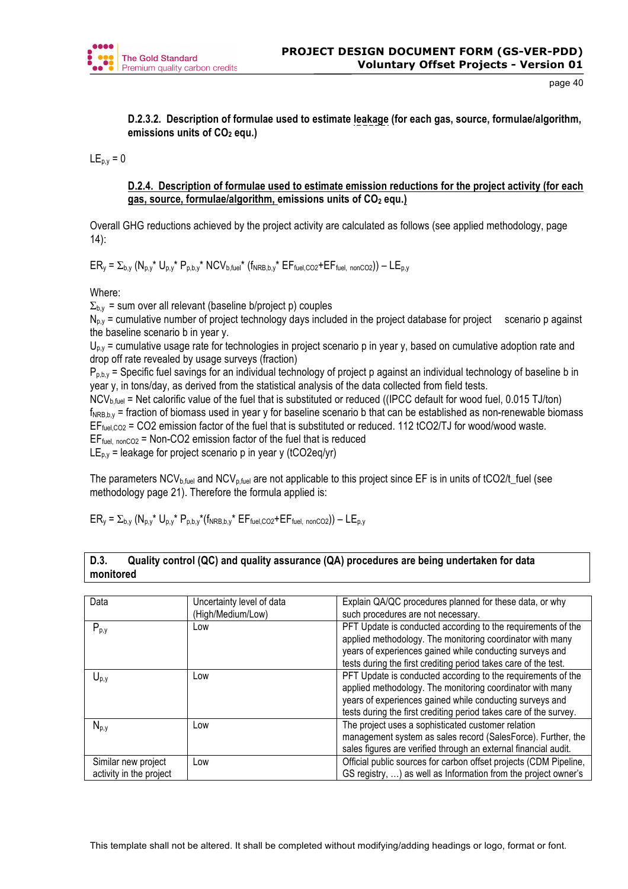#### D.2.3.2. Description of formulae used to estimate leakage (for each gas, source, formulae/algorithm, emissions units of $CO_2$ equ.)

$LE_{p,y} = 0$

#### D.2.4. Description of formulae used to estimate emission reductions for the project activity (for each gas, source, formulae/algorithm, emissions units of $CO_2$ equ.)

Overall GHG reductions achieved by the project activity are calculated as follows (see applied methodology, page 14):

$$ER_y = \Sigma_{b,y} (N_{p,y} * U_{p,y} * P_{p,b,y} * NCV_{b,fuel} * (f_{NRB,b,y} * EF_{fuel,CO2} + EF_{fuel,\ nonCO2})) – LE_{p,y}$$

Where:

$\Sigma_{b,y}$ = sum over all relevant (baseline b/project p) couples
$N_{p,y}$ = cumulative number of project technology days included in the project database for project scenario p against the baseline scenario b in year y.
$U_{p,y}$ = cumulative usage rate for technologies in project scenario p in year y, based on cumulative adoption rate and drop off rate revealed by usage surveys (fraction)
$P_{p,b,y}$ = Specific fuel savings for an individual technology of project p against an individual technology of baseline b in year y, in tons/day, as derived from the statistical analysis of the data collected from field tests.
$NCV_{b,fuel}$ = Net calorific value of the fuel that is substituted or reduced ((IPCC default for wood fuel, 0.015 TJ/ton)
$f_{NRB,b,y}$ = fraction of biomass used in year y for baseline scenario b that can be established as non-renewable biomass
$EF_{fuel,CO2}$ = CO2 emission factor of the fuel that is substituted or reduced. 112 tCO2/TJ for wood/wood waste.
$EF_{fuel,\ nonCO2}$ = Non-CO2 emission factor of the fuel that is reduced
$LE_{p,y}$ = leakage for project scenario p in year y (tCO2eq/yr)

The parameters $NCV_{b,fuel}$ and $NCV_{p,fuel}$ are not applicable to this project since EF is in units of tCO2/t_fuel (see methodology page 21). Therefore the formula applied is:

$$ER_y = \Sigma_{b,y} (N_{p,y} * U_{p,y} * P_{p,b,y} * (f_{NRB,b,y} * EF_{fuel,CO2} + EF_{fuel,\ nonCO2})) – LE_{p,y}$$

### D.3. Quality control (QC) and quality assurance (QA) procedures are being undertaken for data monitored

| Data | Uncertainty level of data (High/Medium/Low) | Explain QA/QC procedures planned for these data, or why such procedures are not necessary. |
|---|---|---|
| $P_{p,y}$ | Low | PFT Update is conducted according to the requirements of the applied methodology. The monitoring coordinator with many years of experiences gained while conducting surveys and tests during the first crediting period takes care of the test. |
| $U_{p,y}$ | Low | PFT Update is conducted according to the requirements of the applied methodology. The monitoring coordinator with many years of experiences gained while conducting surveys and tests during the first crediting period takes care of the survey. |
| $N_{p,y}$ | Low | The project uses a sophisticated customer relation management system as sales record (SalesForce). Further, the sales figures are verified through an external financial audit. |
| Similar new project activity in the project | Low | Official public sources for carbon offset projects (CDM Pipeline, GS registry, …) as well as Information from the project owner's |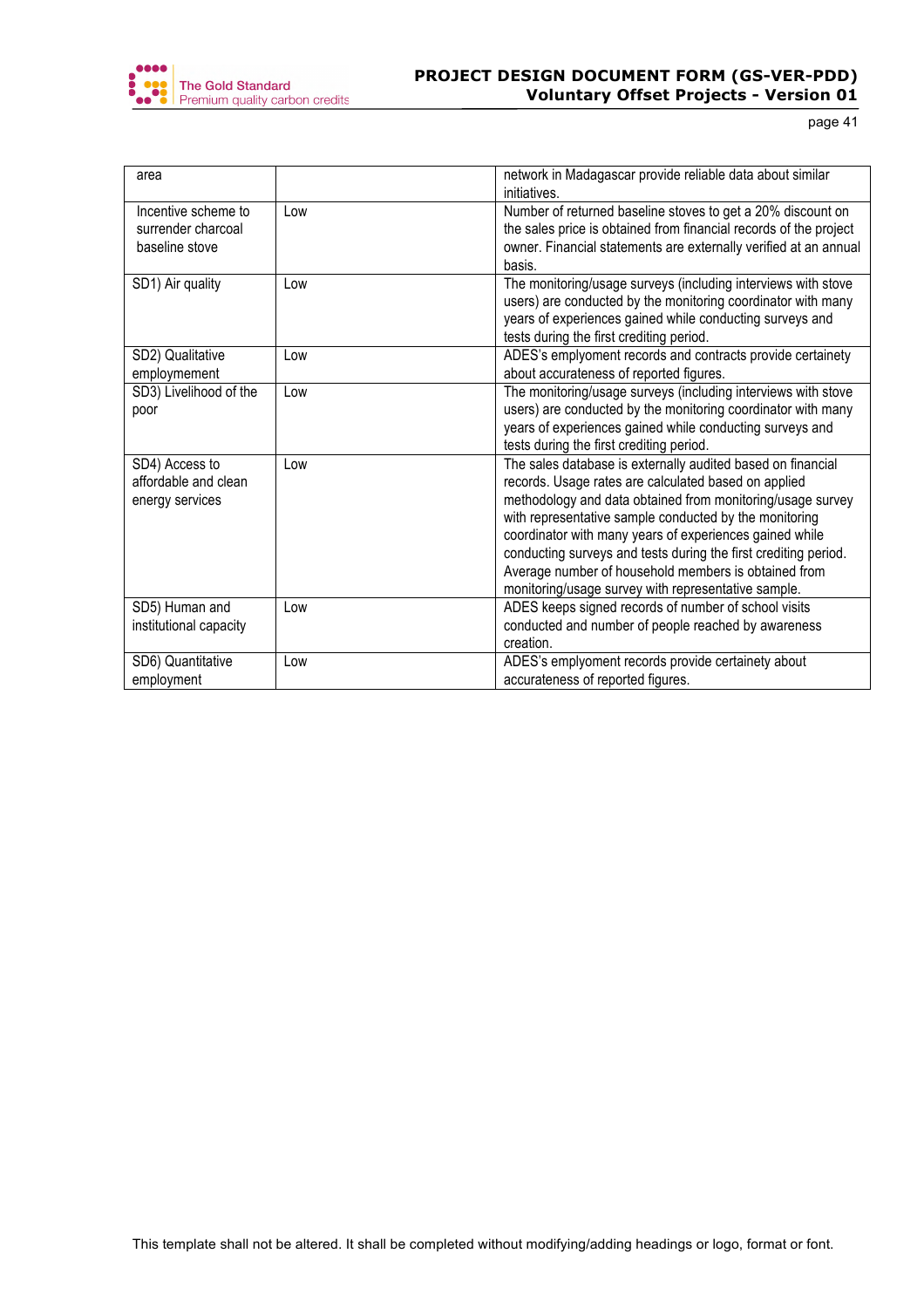| area | | network in Madagascar provide reliable data about similar initiatives. |
|---|---|---|
| Incentive scheme to surrender charcoal baseline stove | Low | Number of returned baseline stoves to get a 20% discount on the sales price is obtained from financial records of the project owner. Financial statements are externally verified at an annual basis. |
| SD1) Air quality | Low | The monitoring/usage surveys (including interviews with stove users) are conducted by the monitoring coordinator with many years of experiences gained while conducting surveys and tests during the first crediting period. |
| SD2) Qualitative employmement | Low | ADES's emplyoment records and contracts provide certainety about accurateness of reported figures. |
| SD3) Livelihood of the poor | Low | The monitoring/usage surveys (including interviews with stove users) are conducted by the monitoring coordinator with many years of experiences gained while conducting surveys and tests during the first crediting period. |
| SD4) Access to affordable and clean energy services | Low | The sales database is externally audited based on financial records. Usage rates are calculated based on applied methodology and data obtained from monitoring/usage survey with representative sample conducted by the monitoring coordinator with many years of experiences gained while conducting surveys and tests during the first crediting period. Average number of household members is obtained from monitoring/usage survey with representative sample. |
| SD5) Human and institutional capacity | Low | ADES keeps signed records of number of school visits conducted and number of people reached by awareness creation. |
| SD6) Quantitative employment | Low | ADES's emplyoment records provide certainety about accurateness of reported figures. |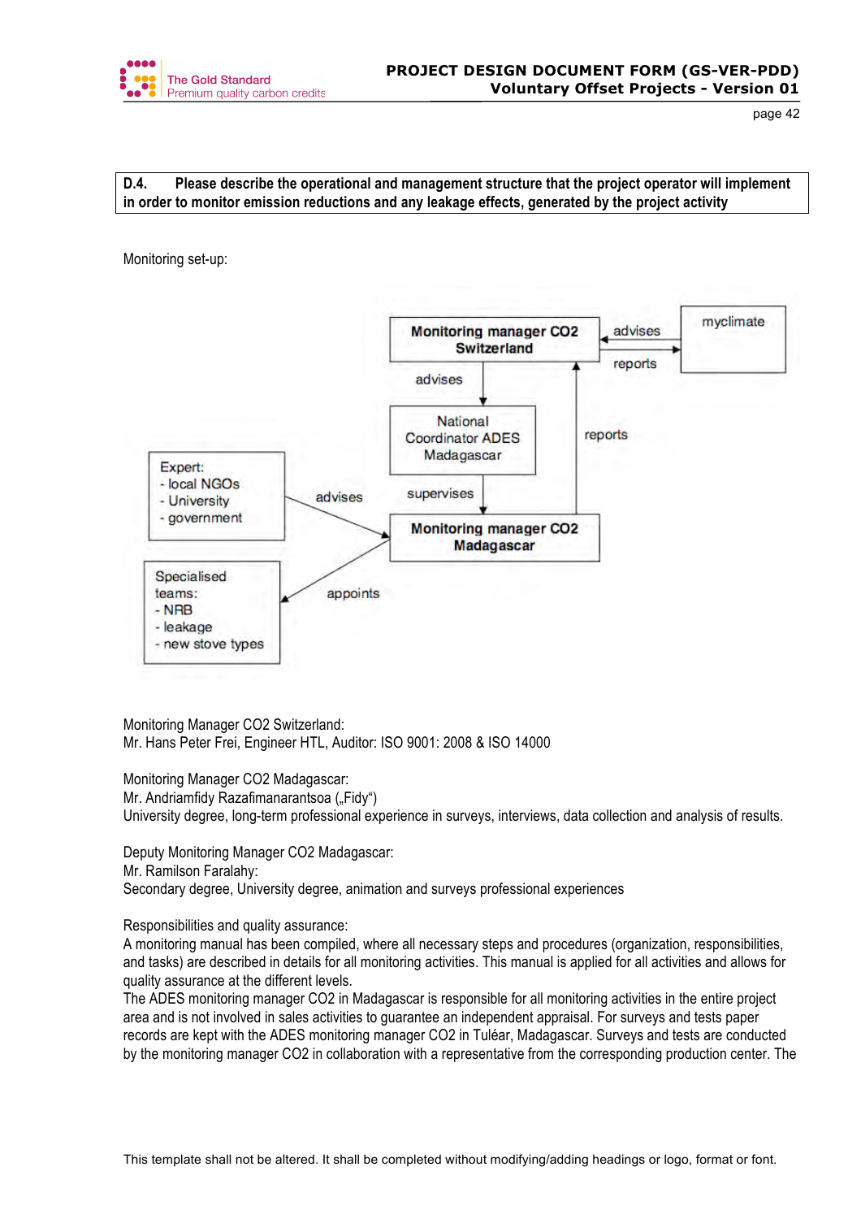**D.4. Please describe the operational and management structure that the project operator will implement in order to monitor emission reductions and any leakage effects, generated by the project activity**

Monitoring set-up:

- **Monitoring manager CO2 Switzerland**
- myclimate (advises / reports)
- National Coordinator ADES Madagascar
- **Monitoring manager CO2 Madagascar**
- Expert: local NGOs, University, government (advises)
- Specialised teams: NRB, leakage, new stove types (appoints)

Monitoring Manager CO2 Switzerland:
Mr. Hans Peter Frei, Engineer HTL, Auditor: ISO 9001: 2008 & ISO 14000

Monitoring Manager CO2 Madagascar:
Mr. Andriamfidy Razafimanarantsoa („Fidy")
University degree, long-term professional experience in surveys, interviews, data collection and analysis of results.

Deputy Monitoring Manager CO2 Madagascar:
Mr. Ramilson Faralahy:
Secondary degree, University degree, animation and surveys professional experiences

Responsibilities and quality assurance:
A monitoring manual has been compiled, where all necessary steps and procedures (organization, responsibilities, and tasks) are described in details for all monitoring activities. This manual is applied for all activities and allows for quality assurance at the different levels.
The ADES monitoring manager CO2 in Madagascar is responsible for all monitoring activities in the entire project area and is not involved in sales activities to guarantee an independent appraisal. For surveys and tests paper records are kept with the ADES monitoring manager CO2 in Tuléar, Madagascar. Surveys and tests are conducted by the monitoring manager CO2 in collaboration with a representative from the corresponding production center. The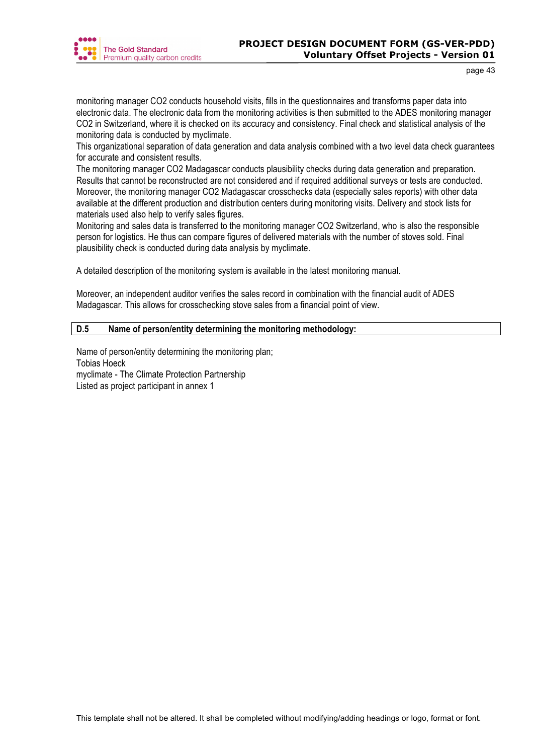monitoring manager $CO_2$ conducts household visits, fills in the questionnaires and transforms paper data into electronic data. The electronic data from the monitoring activities is then submitted to the ADES monitoring manager $CO_2$ in Switzerland, where it is checked on its accuracy and consistency. Final check and statistical analysis of the monitoring data is conducted by myclimate.

This organizational separation of data generation and data analysis combined with a two level data check guarantees for accurate and consistent results.

The monitoring manager $CO_2$ Madagascar conducts plausibility checks during data generation and preparation. Results that cannot be reconstructed are not considered and if required additional surveys or tests are conducted. Moreover, the monitoring manager $CO_2$ Madagascar crosschecks data (especially sales reports) with other data available at the different production and distribution centers during monitoring visits. Delivery and stock lists for materials used also help to verify sales figures.

Monitoring and sales data is transferred to the monitoring manager $CO_2$ Switzerland, who is also the responsible person for logistics. He thus can compare figures of delivered materials with the number of stoves sold. Final plausibility check is conducted during data analysis by myclimate.

A detailed description of the monitoring system is available in the latest monitoring manual.

Moreover, an independent auditor verifies the sales record in combination with the financial audit of ADES Madagascar. This allows for crosschecking stove sales from a financial point of view.

## D.5 Name of person/entity determining the monitoring methodology:

Name of person/entity determining the monitoring plan;
Tobias Hoeck
myclimate - The Climate Protection Partnership
Listed as project participant in annex 1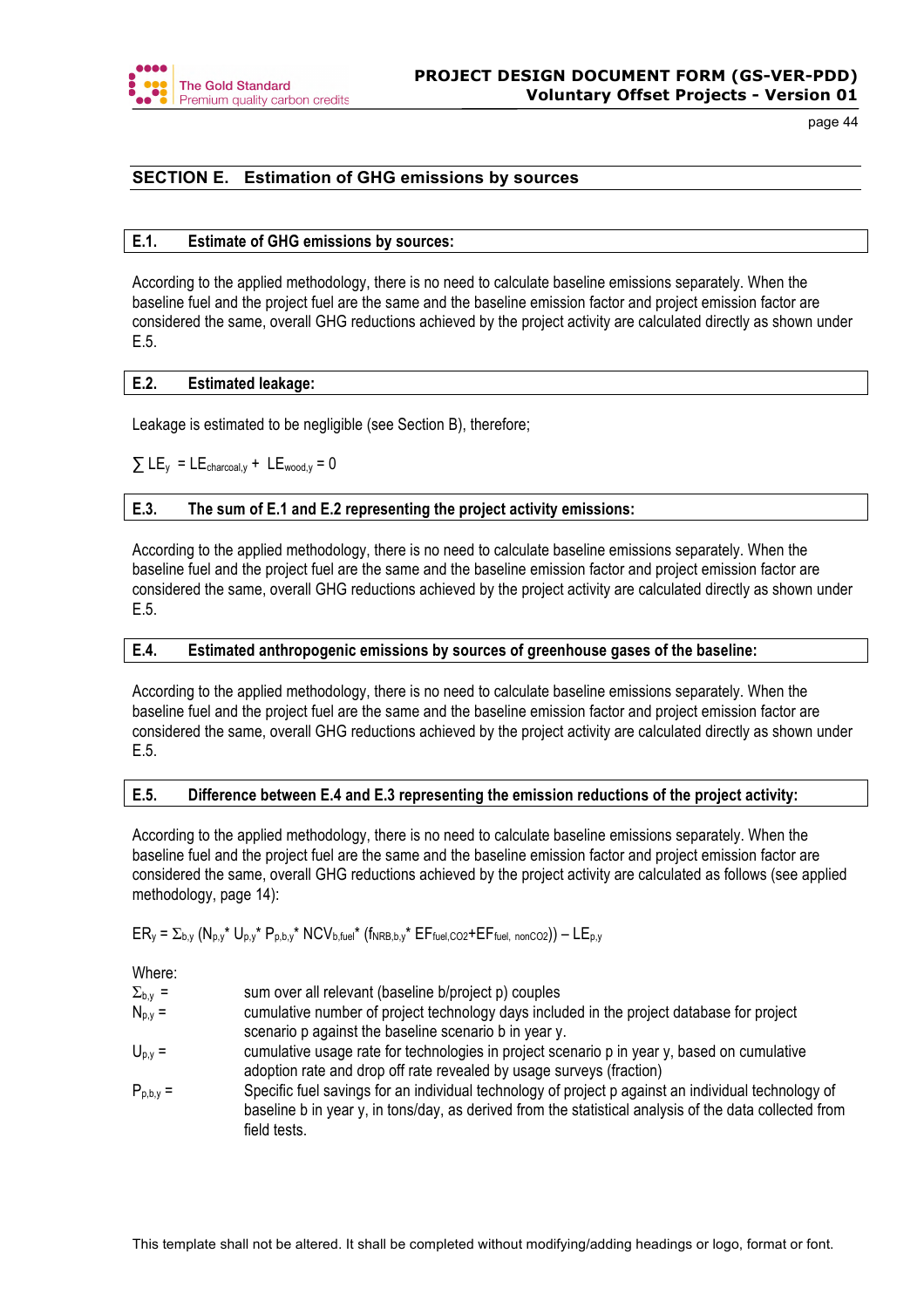## SECTION E. Estimation of GHG emissions by sources

### E.1. Estimate of GHG emissions by sources:

According to the applied methodology, there is no need to calculate baseline emissions separately. When the baseline fuel and the project fuel are the same and the baseline emission factor and project emission factor are considered the same, overall GHG reductions achieved by the project activity are calculated directly as shown under E.5.

### E.2. Estimated leakage:

Leakage is estimated to be negligible (see Section B), therefore;

$\sum LE_y = LE_{charcoal,y} + LE_{wood,y} = 0$

### E.3. The sum of E.1 and E.2 representing the project activity emissions:

According to the applied methodology, there is no need to calculate baseline emissions separately. When the baseline fuel and the project fuel are the same and the baseline emission factor and project emission factor are considered the same, overall GHG reductions achieved by the project activity are calculated directly as shown under E.5.

### E.4. Estimated anthropogenic emissions by sources of greenhouse gases of the baseline:

According to the applied methodology, there is no need to calculate baseline emissions separately. When the baseline fuel and the project fuel are the same and the baseline emission factor and project emission factor are considered the same, overall GHG reductions achieved by the project activity are calculated directly as shown under E.5.

### E.5. Difference between E.4 and E.3 representing the emission reductions of the project activity:

According to the applied methodology, there is no need to calculate baseline emissions separately. When the baseline fuel and the project fuel are the same and the baseline emission factor and project emission factor are considered the same, overall GHG reductions achieved by the project activity are calculated as follows (see applied methodology, page 14):

$$ER_y = \Sigma_{b,y} (N_{p,y} * U_{p,y} * P_{p,b,y} * NCV_{b,fuel} * (f_{NRB,b,y} * EF_{fuel,CO2} + EF_{fuel,\ nonCO2})) - LE_{p,y}$$

Where:

| | |
|---|---|
| $\Sigma_{b,y}$ = | sum over all relevant (baseline b/project p) couples |
| $N_{p,y}$ = | cumulative number of project technology days included in the project database for project scenario p against the baseline scenario b in year y. |
| $U_{p,y}$ = | cumulative usage rate for technologies in project scenario p in year y, based on cumulative adoption rate and drop off rate revealed by usage surveys (fraction) |
| $P_{p,b,y}$ = | Specific fuel savings for an individual technology of project p against an individual technology of baseline b in year y, in tons/day, as derived from the statistical analysis of the data collected from field tests. |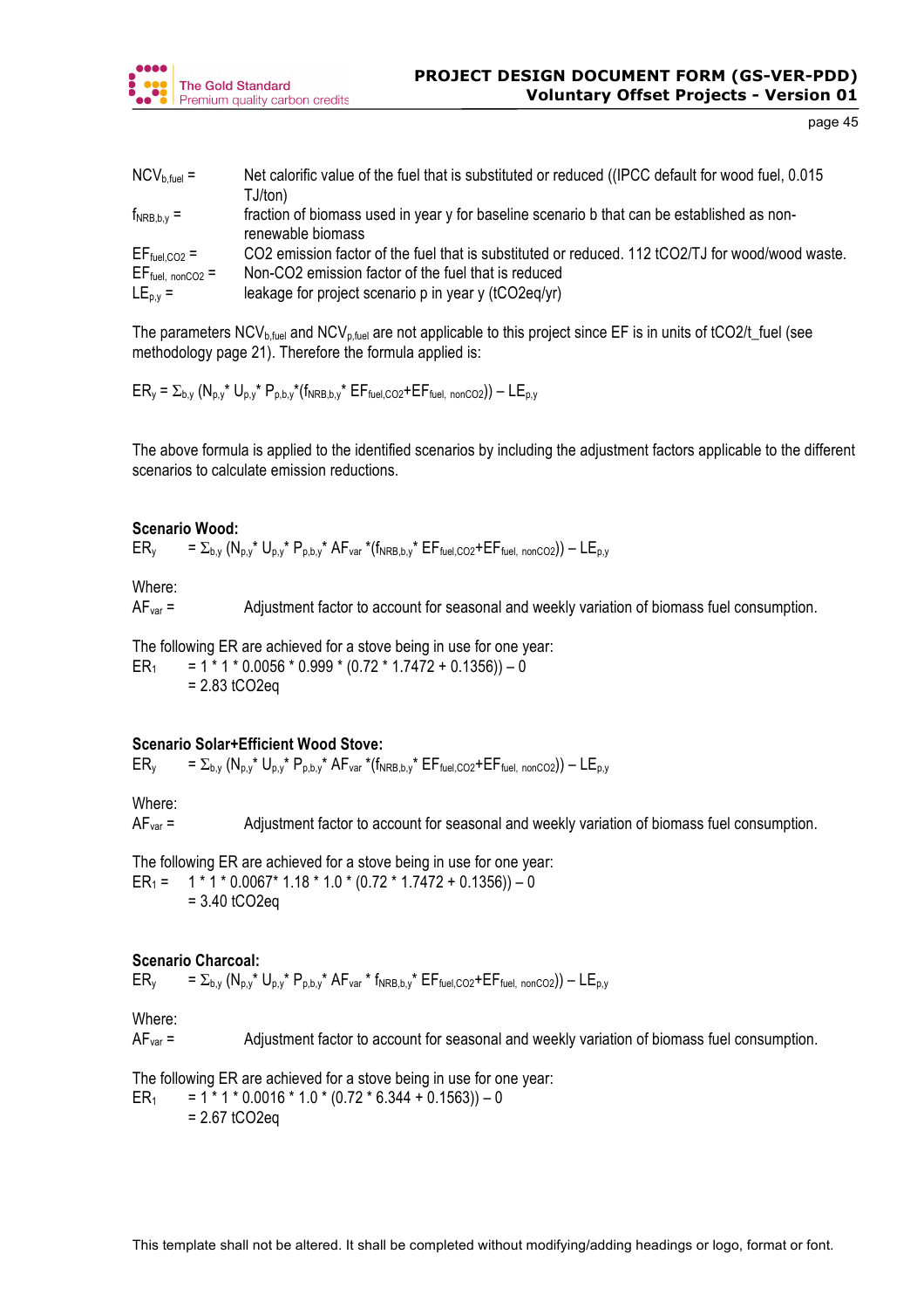$NCV_{b,fuel}$ = Net calorific value of the fuel that is substituted or reduced ((IPCC default for wood fuel, 0.015 TJ/ton)

$f_{NRB,b,y}$ = fraction of biomass used in year y for baseline scenario b that can be established as non-renewable biomass

$EF_{fuel,CO2}$ = CO2 emission factor of the fuel that is substituted or reduced. 112 tCO2/TJ for wood/wood waste.

$EF_{fuel,\ nonCO2}$ = Non-CO2 emission factor of the fuel that is reduced

$LE_{p,y}$ = leakage for project scenario p in year y (tCO2eq/yr)

The parameters $NCV_{b,fuel}$ and $NCV_{p,fuel}$ are not applicable to this project since EF is in units of tCO2/t_fuel (see methodology page 21). Therefore the formula applied is:

$$ER_y = \Sigma_{b,y} (N_{p,y} * U_{p,y} * P_{p,b,y} * (f_{NRB,b,y} * EF_{fuel,CO2} + EF_{fuel,\ nonCO2})) – LE_{p,y}$$

The above formula is applied to the identified scenarios by including the adjustment factors applicable to the different scenarios to calculate emission reductions.

**Scenario Wood:**

$$ER_y = \Sigma_{b,y} (N_{p,y} * U_{p,y} * P_{p,b,y} * AF_{var} * (f_{NRB,b,y} * EF_{fuel,CO2} + EF_{fuel,\ nonCO2})) – LE_{p,y}$$

Where:

$AF_{var}$ = Adjustment factor to account for seasonal and weekly variation of biomass fuel consumption.

The following ER are achieved for a stove being in use for one year:

$$ER_1 = 1 * 1 * 0.0056 * 0.999 * (0.72 * 1.7472 + 0.1356)) – 0$$
$$= 2.83 \text{ tCO2eq}$$

**Scenario Solar+Efficient Wood Stove:**

$$ER_y = \Sigma_{b,y} (N_{p,y} * U_{p,y} * P_{p,b,y} * AF_{var} * (f_{NRB,b,y} * EF_{fuel,CO2} + EF_{fuel,\ nonCO2})) – LE_{p,y}$$

Where:

$AF_{var}$ = Adjustment factor to account for seasonal and weekly variation of biomass fuel consumption.

The following ER are achieved for a stove being in use for one year:

$$ER_1 = 1 * 1 * 0.0067 * 1.18 * 1.0 * (0.72 * 1.7472 + 0.1356)) – 0$$
$$= 3.40 \text{ tCO2eq}$$

**Scenario Charcoal:**

$$ER_y = \Sigma_{b,y} (N_{p,y} * U_{p,y} * P_{p,b,y} * AF_{var} * f_{NRB,b,y} * EF_{fuel,CO2} + EF_{fuel,\ nonCO2})) – LE_{p,y}$$

Where:

$AF_{var}$ = Adjustment factor to account for seasonal and weekly variation of biomass fuel consumption.

The following ER are achieved for a stove being in use for one year:

$$ER_1 = 1 * 1 * 0.0016 * 1.0 * (0.72 * 6.344 + 0.1563)) – 0$$
$$= 2.67 \text{ tCO2eq}$$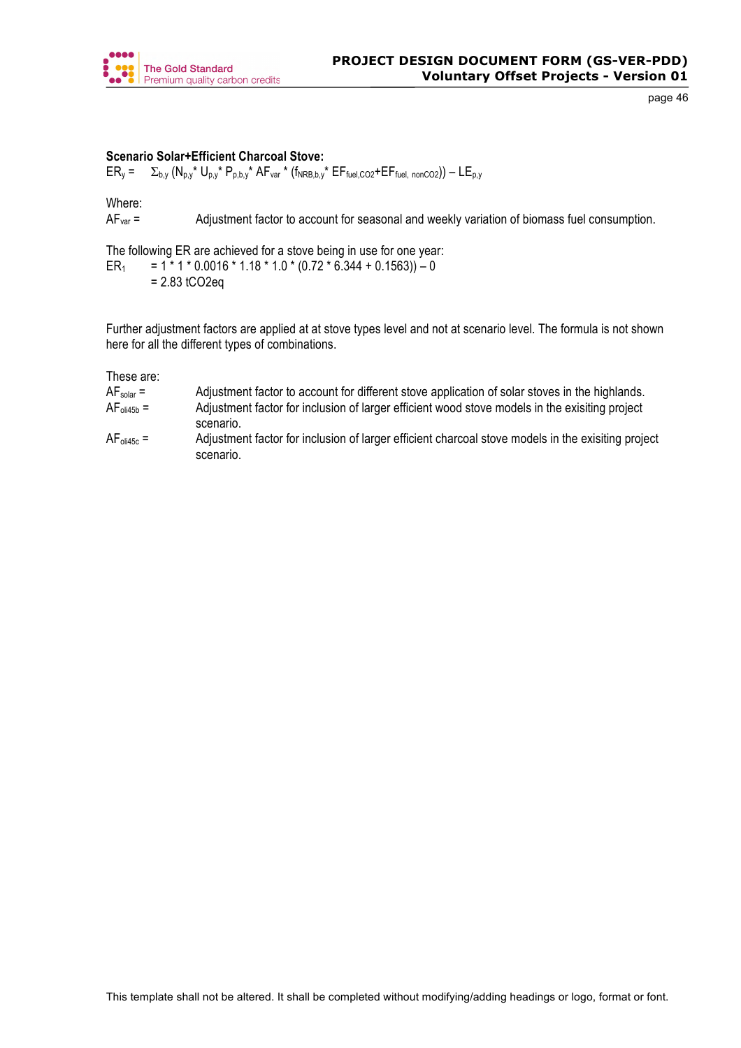**Scenario Solar+Efficient Charcoal Stove:**

$ER_y = \Sigma_{b,y} (N_{p,y} * U_{p,y} * P_{p,b,y} * AF_{var} * (f_{NRB,b,y} * EF_{fuel,CO2} + EF_{fuel,\ nonCO2})) - LE_{p,y}$

Where:

$AF_{var}$ = Adjustment factor to account for seasonal and weekly variation of biomass fuel consumption.

The following ER are achieved for a stove being in use for one year:

$ER_1 = 1 * 1 * 0.0016 * 1.18 * 1.0 * (0.72 * 6.344 + 0.1563)) - 0$
$= 2.83$ tCO2eq

Further adjustment factors are applied at at stove types level and not at scenario level. The formula is not shown here for all the different types of combinations.

These are:

$AF_{solar}$ = Adjustment factor to account for different stove application of solar stoves in the highlands.

$AF_{oli45b}$ = Adjustment factor for inclusion of larger efficient wood stove models in the exisiting project scenario.

$AF_{oli45c}$ = Adjustment factor for inclusion of larger efficient charcoal stove models in the exisiting project scenario.

This template shall not be altered. It shall be completed without modifying/adding headings or logo, format or font.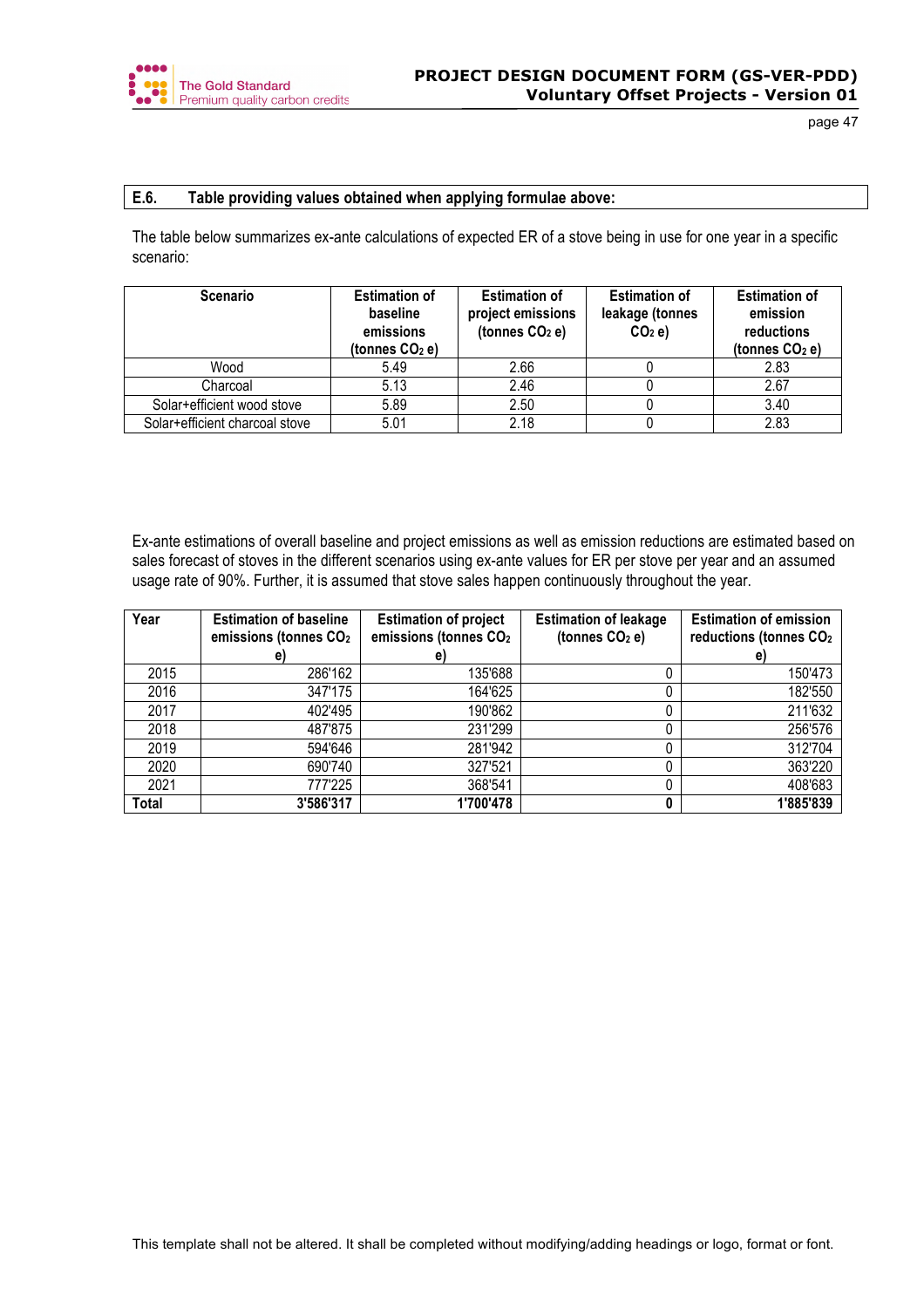## E.6. Table providing values obtained when applying formulae above:

The table below summarizes ex-ante calculations of expected ER of a stove being in use for one year in a specific scenario:

| Scenario | Estimation of baseline emissions (tonnes $CO_2$ e) | Estimation of project emissions (tonnes $CO_2$ e) | Estimation of leakage (tonnes $CO_2$ e) | Estimation of emission reductions (tonnes $CO_2$ e) |
|---|---|---|---|---|
| Wood | 5.49 | 2.66 | 0 | 2.83 |
| Charcoal | 5.13 | 2.46 | 0 | 2.67 |
| Solar+efficient wood stove | 5.89 | 2.50 | 0 | 3.40 |
| Solar+efficient charcoal stove | 5.01 | 2.18 | 0 | 2.83 |

Ex-ante estimations of overall baseline and project emissions as well as emission reductions are estimated based on sales forecast of stoves in the different scenarios using ex-ante values for ER per stove per year and an assumed usage rate of 90%. Further, it is assumed that stove sales happen continuously throughout the year.

| Year | Estimation of baseline emissions (tonnes $CO_2$ e) | Estimation of project emissions (tonnes $CO_2$ e) | Estimation of leakage (tonnes $CO_2$ e) | Estimation of emission reductions (tonnes $CO_2$ e) |
|---|---|---|---|---|
| 2015 | 286'162 | 135'688 | 0 | 150'473 |
| 2016 | 347'175 | 164'625 | 0 | 182'550 |
| 2017 | 402'495 | 190'862 | 0 | 211'632 |
| 2018 | 487'875 | 231'299 | 0 | 256'576 |
| 2019 | 594'646 | 281'942 | 0 | 312'704 |
| 2020 | 690'740 | 327'521 | 0 | 363'220 |
| 2021 | 777'225 | 368'541 | 0 | 408'683 |
| **Total** | **3'586'317** | **1'700'478** | **0** | **1'885'839** |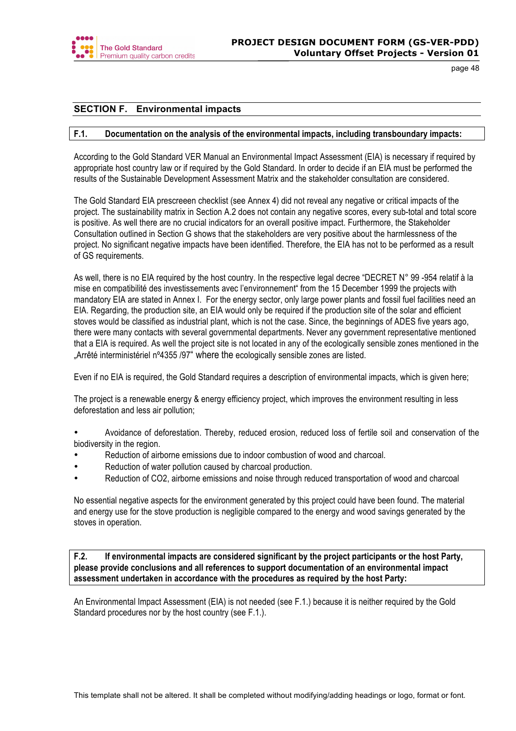## SECTION F. Environmental impacts

### F.1. Documentation on the analysis of the environmental impacts, including transboundary impacts:

According to the Gold Standard VER Manual an Environmental Impact Assessment (EIA) is necessary if required by appropriate host country law or if required by the Gold Standard. In order to decide if an EIA must be performed the results of the Sustainable Development Assessment Matrix and the stakeholder consultation are considered.

The Gold Standard EIA prescreeen checklist (see Annex 4) did not reveal any negative or critical impacts of the project. The sustainability matrix in Section A.2 does not contain any negative scores, every sub-total and total score is positive. As well there are no crucial indicators for an overall positive impact. Furthermore, the Stakeholder Consultation outlined in Section G shows that the stakeholders are very positive about the harmlessness of the project. No significant negative impacts have been identified. Therefore, the EIA has not to be performed as a result of GS requirements.

As well, there is no EIA required by the host country. In the respective legal decree "DECRET N° 99 -954 relatif à la mise en compatibilité des investissements avec l'environnement" from the 15 December 1999 the projects with mandatory EIA are stated in Annex I. For the energy sector, only large power plants and fossil fuel facilities need an EIA. Regarding, the production site, an EIA would only be required if the production site of the solar and efficient stoves would be classified as industrial plant, which is not the case. Since, the beginnings of ADES five years ago, there were many contacts with several governmental departments. Never any government representative mentioned that a EIA is required. As well the project site is not located in any of the ecologically sensible zones mentioned in the „Arrêté interministériel nº4355 /97" where the ecologically sensible zones are listed.

Even if no EIA is required, the Gold Standard requires a description of environmental impacts, which is given here;

The project is a renewable energy & energy efficiency project, which improves the environment resulting in less deforestation and less air pollution;

- Avoidance of deforestation. Thereby, reduced erosion, reduced loss of fertile soil and conservation of the biodiversity in the region.
- Reduction of airborne emissions due to indoor combustion of wood and charcoal.
- Reduction of water pollution caused by charcoal production.
- Reduction of CO2, airborne emissions and noise through reduced transportation of wood and charcoal

No essential negative aspects for the environment generated by this project could have been found. The material and energy use for the stove production is negligible compared to the energy and wood savings generated by the stoves in operation.

### F.2. If environmental impacts are considered significant by the project participants or the host Party, please provide conclusions and all references to support documentation of an environmental impact assessment undertaken in accordance with the procedures as required by the host Party:

An Environmental Impact Assessment (EIA) is not needed (see F.1.) because it is neither required by the Gold Standard procedures nor by the host country (see F.1.).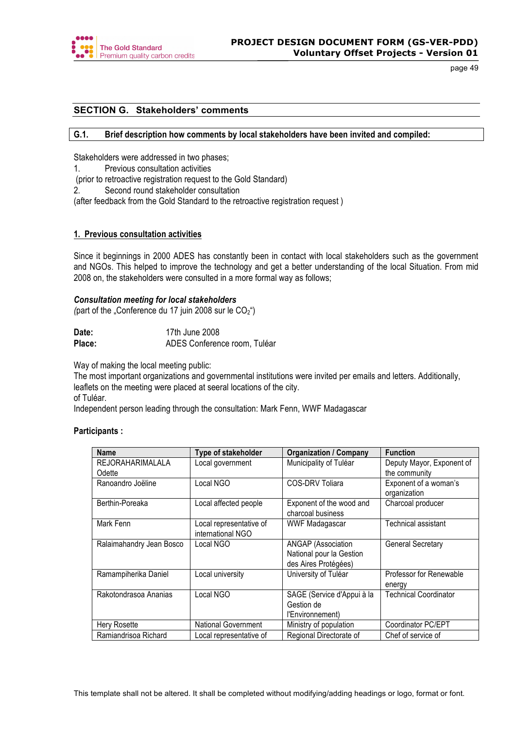## SECTION G. Stakeholders' comments

### G.1. Brief description how comments by local stakeholders have been invited and compiled:

Stakeholders were addressed in two phases;

1. Previous consultation activities

 (prior to retroactive registration request to the Gold Standard)

2. Second round stakeholder consultation

(after feedback from the Gold Standard to the retroactive registration request )

**1. Previous consultation activities**

Since it beginnings in 2000 ADES has constantly been in contact with local stakeholders such as the government and NGOs. This helped to improve the technology and get a better understanding of the local Situation. From mid 2008 on, the stakeholders were consulted in a more formal way as follows;

***Consultation meeting for local stakeholders***

*(*part of the „Conference du 17 juin 2008 sur le $CO_2$")

**Date:** 17th June 2008

**Place:** ADES Conference room, Tuléar

Way of making the local meeting public:

The most important organizations and governmental institutions were invited per emails and letters. Additionally, leaflets on the meeting were placed at seeral locations of the city.

of Tuléar.

Independent person leading through the consultation: Mark Fenn, WWF Madagascar

**Participants :**

| Name | Type of stakeholder | Organization / Company | Function |
|---|---|---|---|
| REJORAHARIMALALA Odette | Local government | Municipality of Tuléar | Deputy Mayor, Exponent of the community |
| Ranoandro Joëline | Local NGO | COS-DRV Toliara | Exponent of a woman's organization |
| Berthin-Poreaka | Local affected people | Exponent of the wood and charcoal business | Charcoal producer |
| Mark Fenn | Local representative of international NGO | WWF Madagascar | Technical assistant |
| Ralaimahandry Jean Bosco | Local NGO | ANGAP (Association National pour la Gestion des Aires Protégées) | General Secretary |
| Ramampiherika Daniel | Local university | University of Tuléar | Professor for Renewable energy |
| Rakotondrasoa Ananias | Local NGO | SAGE (Service d'Appui à la Gestion de l'Environnement) | Technical Coordinator |
| Hery Rosette | National Government | Ministry of population | Coordinator PC/EPT |
| Ramiandrisoa Richard | Local representative of | Regional Directorate of | Chef of service of |

This template shall not be altered. It shall be completed without modifying/adding headings or logo, format or font.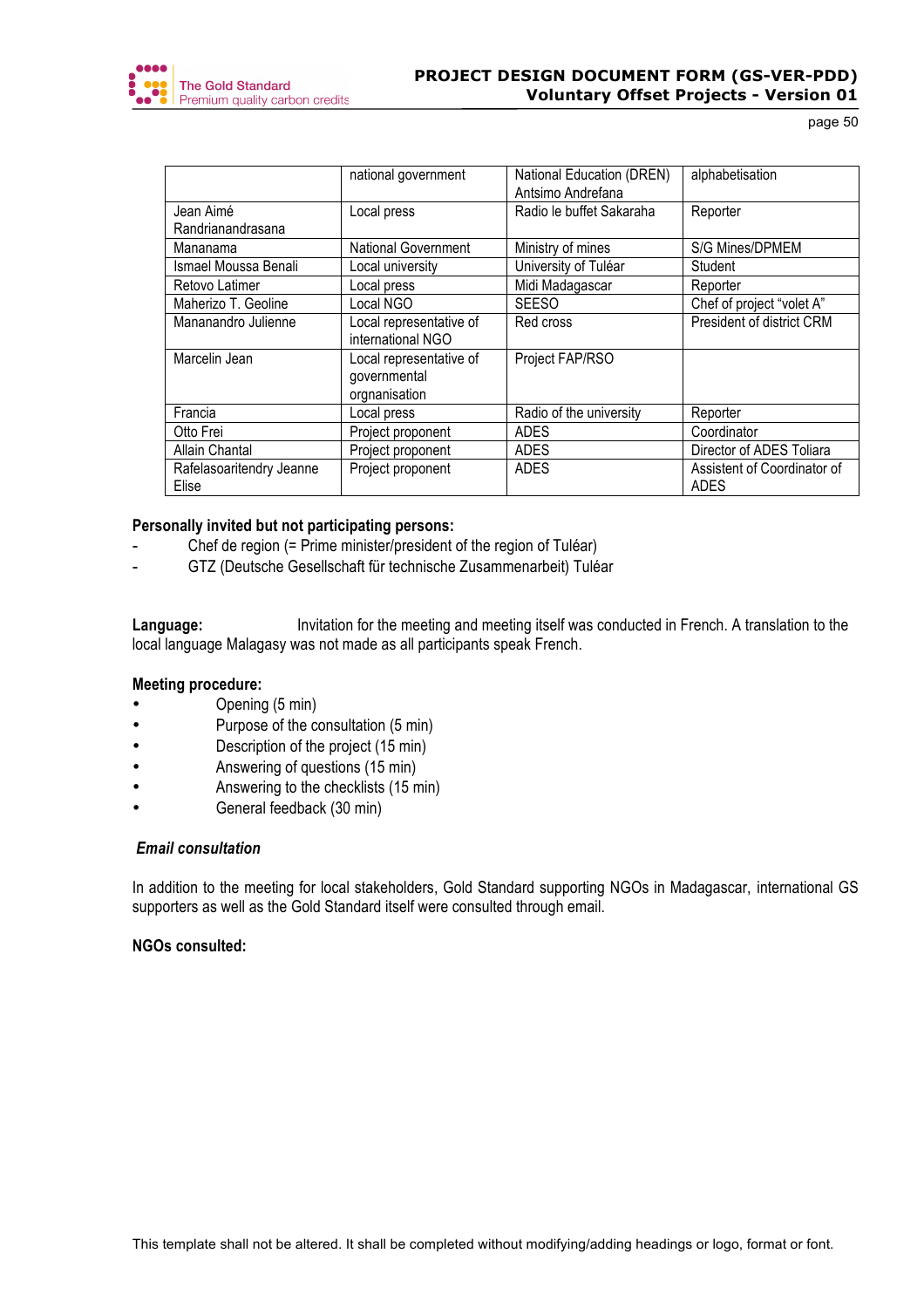| | national government | National Education (DREN) Antsimo Andrefana | alphabetisation |
|---|---|---|---|
| Jean Aimé Randrianandrasana | Local press | Radio le buffet Sakaraha | Reporter |
| Mananama | National Government | Ministry of mines | S/G Mines/DPMEM |
| Ismael Moussa Benali | Local university | University of Tuléar | Student |
| Retovo Latimer | Local press | Midi Madagascar | Reporter |
| Maherizo T. Geoline | Local NGO | SEESO | Chef of project "volet A" |
| Mananandro Julienne | Local representative of international NGO | Red cross | President of district CRM |
| Marcelin Jean | Local representative of governmental orgnanisation | Project FAP/RSO | |
| Francia | Local press | Radio of the university | Reporter |
| Otto Frei | Project proponent | ADES | Coordinator |
| Allain Chantal | Project proponent | ADES | Director of ADES Toliara |
| Rafelasoaritendry Jeanne Elise | Project proponent | ADES | Assistent of Coordinator of ADES |

**Personally invited but not participating persons:**

- Chef de region (= Prime minister/president of the region of Tuléar)
- GTZ (Deutsche Gesellschaft für technische Zusammenarbeit) Tuléar

**Language:** Invitation for the meeting and meeting itself was conducted in French. A translation to the local language Malagasy was not made as all participants speak French.

**Meeting procedure:**

- Opening (5 min)
- Purpose of the consultation (5 min)
- Description of the project (15 min)
- Answering of questions (15 min)
- Answering to the checklists (15 min)
- General feedback (30 min)

***Email consultation***

In addition to the meeting for local stakeholders, Gold Standard supporting NGOs in Madagascar, international GS supporters as well as the Gold Standard itself were consulted through email.

**NGOs consulted:**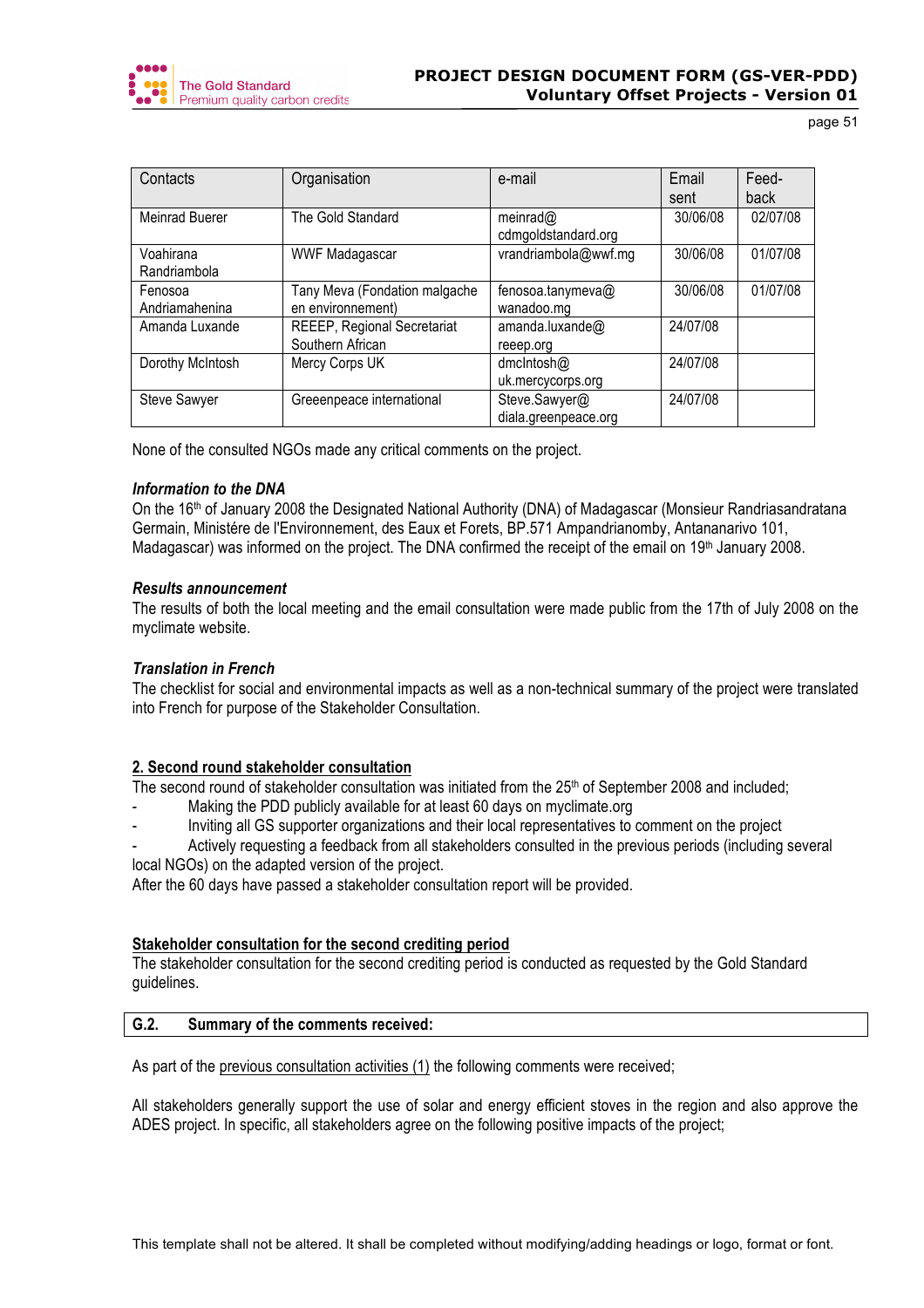| Contacts | Organisation | e-mail | Email sent | Feed-back |
|---|---|---|---|---|
| Meinrad Buerer | The Gold Standard | meinrad@cdmgoldstandard.org | 30/06/08 | 02/07/08 |
| Voahirana Randriambola | WWF Madagascar | vrandriambola@wwf.mg | 30/06/08 | 01/07/08 |
| Fenosoa Andriamahenina | Tany Meva (Fondation malgache en environnement) | fenosoa.tanymeva@wanadoo.mg | 30/06/08 | 01/07/08 |
| Amanda Luxande | REEEP, Regional Secretariat Southern African | amanda.luxande@reeep.org | 24/07/08 | |
| Dorothy McIntosh | Mercy Corps UK | dmcIntosh@uk.mercycorps.org | 24/07/08 | |
| Steve Sawyer | Greeenpeace international | Steve.Sawyer@diala.greenpeace.org | 24/07/08 | |

None of the consulted NGOs made any critical comments on the project.

***Information to the DNA***

On the 16th of January 2008 the Designated National Authority (DNA) of Madagascar (Monsieur Randriasandratana Germain, Ministére de l'Environnement, des Eaux et Forets, BP.571 Ampandrianomby, Antananarivo 101, Madagascar) was informed on the project. The DNA confirmed the receipt of the email on 19th January 2008.

***Results announcement***

The results of both the local meeting and the email consultation were made public from the 17th of July 2008 on the myclimate website.

***Translation in French***

The checklist for social and environmental impacts as well as a non-technical summary of the project were translated into French for purpose of the Stakeholder Consultation.

**2. Second round stakeholder consultation**

The second round of stakeholder consultation was initiated from the 25th of September 2008 and included;

- Making the PDD publicly available for at least 60 days on myclimate.org
- Inviting all GS supporter organizations and their local representatives to comment on the project
- Actively requesting a feedback from all stakeholders consulted in the previous periods (including several local NGOs) on the adapted version of the project.

After the 60 days have passed a stakeholder consultation report will be provided.

**Stakeholder consultation for the second crediting period**

The stakeholder consultation for the second crediting period is conducted as requested by the Gold Standard guidelines.

## G.2. Summary of the comments received:

As part of the previous consultation activities (1) the following comments were received;

All stakeholders generally support the use of solar and energy efficient stoves in the region and also approve the ADES project. In specific, all stakeholders agree on the following positive impacts of the project;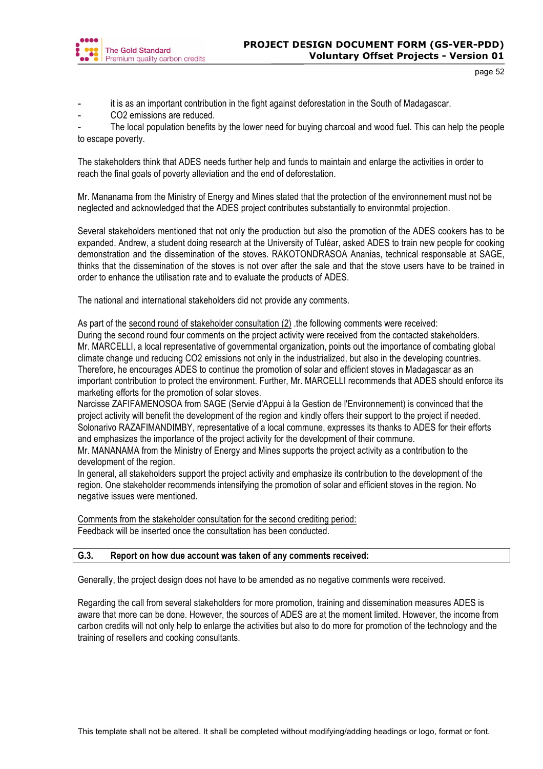- it is as an important contribution in the fight against deforestation in the South of Madagascar.
- $CO_2$ emissions are reduced.
- The local population benefits by the lower need for buying charcoal and wood fuel. This can help the people to escape poverty.

The stakeholders think that ADES needs further help and funds to maintain and enlarge the activities in order to reach the final goals of poverty alleviation and the end of deforestation.

Mr. Mananama from the Ministry of Energy and Mines stated that the protection of the environnement must not be neglected and acknowledged that the ADES project contributes substantially to environmtal projection.

Several stakeholders mentioned that not only the production but also the promotion of the ADES cookers has to be expanded. Andrew, a student doing research at the University of Tuléar, asked ADES to train new people for cooking demonstration and the dissemination of the stoves. RAKOTONDRASOA Ananias, technical responsable at SAGE, thinks that the dissemination of the stoves is not over after the sale and that the stove users have to be trained in order to enhance the utilisation rate and to evaluate the products of ADES.

The national and international stakeholders did not provide any comments.

As part of the second round of stakeholder consultation (2) .the following comments were received:
During the second round four comments on the project activity were received from the contacted stakeholders.
Mr. MARCELLI, a local representative of governmental organization, points out the importance of combating global climate change und reducing $CO_2$ emissions not only in the industrialized, but also in the developing countries. Therefore, he encourages ADES to continue the promotion of solar and efficient stoves in Madagascar as an important contribution to protect the environment. Further, Mr. MARCELLI recommends that ADES should enforce its marketing efforts for the promotion of solar stoves.
Narcisse ZAFIFAMENOSOA from SAGE (Servie d'Appui à la Gestion de l'Environnement) is convinced that the project activity will benefit the development of the region and kindly offers their support to the project if needed.
Solonarivo RAZAFIMANDIMBY, representative of a local commune, expresses its thanks to ADES for their efforts and emphasizes the importance of the project activity for the development of their commune.
Mr. MANANAMA from the Ministry of Energy and Mines supports the project activity as a contribution to the development of the region.
In general, all stakeholders support the project activity and emphasize its contribution to the development of the region. One stakeholder recommends intensifying the promotion of solar and efficient stoves in the region. No negative issues were mentioned.

Comments from the stakeholder consultation for the second crediting period:
Feedback will be inserted once the consultation has been conducted.

## G.3. Report on how due account was taken of any comments received:

Generally, the project design does not have to be amended as no negative comments were received.

Regarding the call from several stakeholders for more promotion, training and dissemination measures ADES is aware that more can be done. However, the sources of ADES are at the moment limited. However, the income from carbon credits will not only help to enlarge the activities but also to do more for promotion of the technology and the training of resellers and cooking consultants.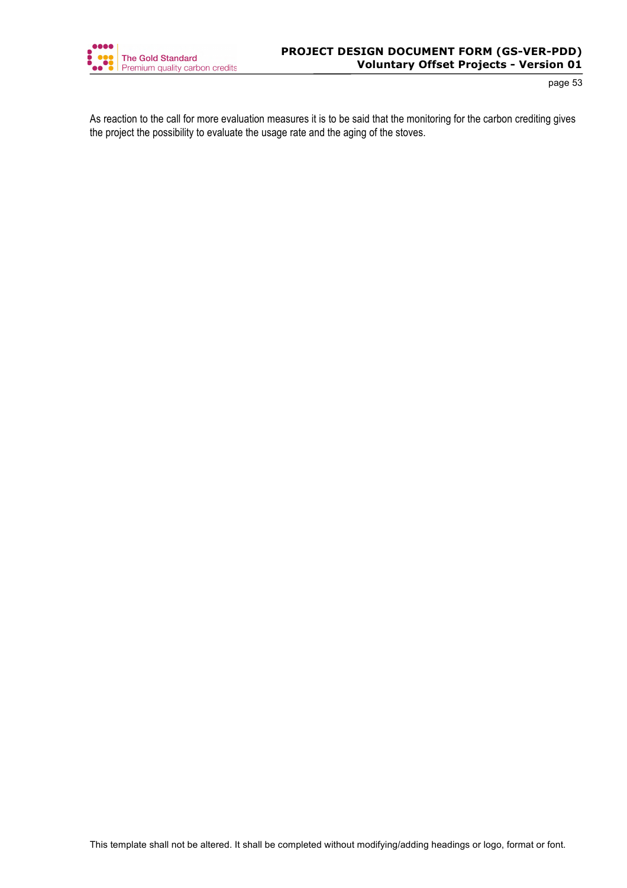As reaction to the call for more evaluation measures it is to be said that the monitoring for the carbon crediting gives the project the possibility to evaluate the usage rate and the aging of the stoves.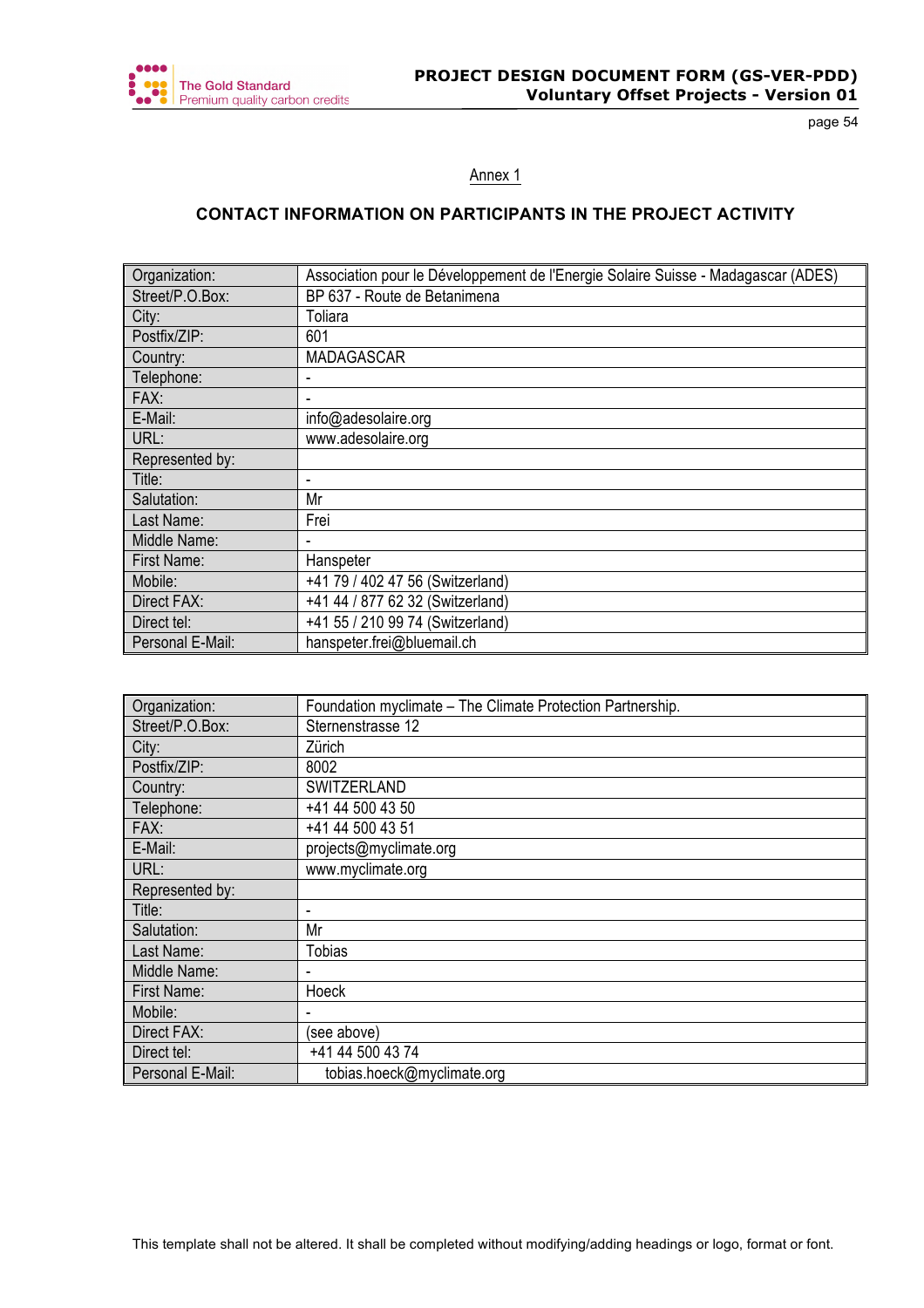Annex 1

## CONTACT INFORMATION ON PARTICIPANTS IN THE PROJECT ACTIVITY

| Organization: | Association pour le Développement de l'Energie Solaire Suisse - Madagascar (ADES) |
|---|---|
| Street/P.O.Box: | BP 637 - Route de Betanimena |
| City: | Toliara |
| Postfix/ZIP: | 601 |
| Country: | MADAGASCAR |
| Telephone: | - |
| FAX: | - |
| E-Mail: | info@adesolaire.org |
| URL: | www.adesolaire.org |
| Represented by: | |
| Title: | - |
| Salutation: | Mr |
| Last Name: | Frei |
| Middle Name: | - |
| First Name: | Hanspeter |
| Mobile: | +41 79 / 402 47 56 (Switzerland) |
| Direct FAX: | +41 44 / 877 62 32 (Switzerland) |
| Direct tel: | +41 55 / 210 99 74 (Switzerland) |
| Personal E-Mail: | hanspeter.frei@bluemail.ch |

| Organization: | Foundation myclimate – The Climate Protection Partnership. |
|---|---|
| Street/P.O.Box: | Sternenstrasse 12 |
| City: | Zürich |
| Postfix/ZIP: | 8002 |
| Country: | SWITZERLAND |
| Telephone: | +41 44 500 43 50 |
| FAX: | +41 44 500 43 51 |
| E-Mail: | projects@myclimate.org |
| URL: | www.myclimate.org |
| Represented by: | |
| Title: | - |
| Salutation: | Mr |
| Last Name: | Tobias |
| Middle Name: | - |
| First Name: | Hoeck |
| Mobile: | - |
| Direct FAX: | (see above) |
| Direct tel: | +41 44 500 43 74 |
| Personal E-Mail: | tobias.hoeck@myclimate.org |

This template shall not be altered. It shall be completed without modifying/adding headings or logo, format or font.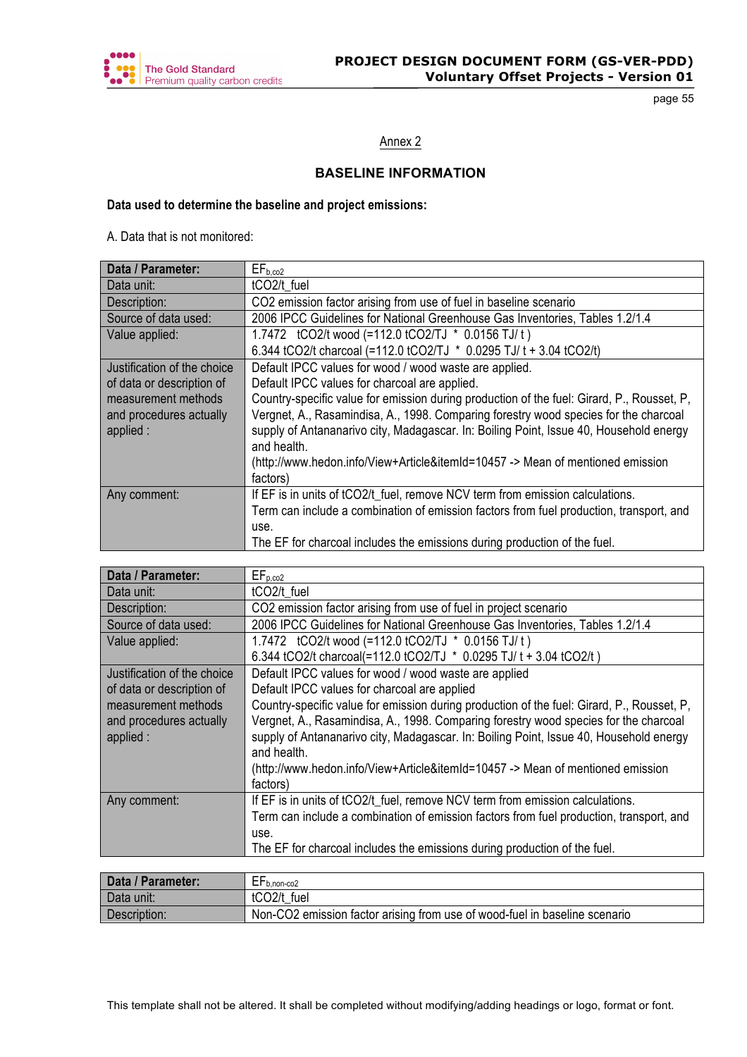<u>Annex 2</u>

## BASELINE INFORMATION

**Data used to determine the baseline and project emissions:**

A. Data that is not monitored:

| **Data / Parameter:** | $EF_{b,co2}$ |
|---|---|
| Data unit: | tCO2/t_fuel |
| Description: | CO2 emission factor arising from use of fuel in baseline scenario |
| Source of data used: | 2006 IPCC Guidelines for National Greenhouse Gas Inventories, Tables 1.2/1.4 |
| Value applied: | 1.7472 tCO2/t wood (=112.0 tCO2/TJ * 0.0156 TJ/ t )<br>6.344 tCO2/t charcoal (=112.0 tCO2/TJ * 0.0295 TJ/ t + 3.04 tCO2/t) |
| Justification of the choice of data or description of measurement methods and procedures actually applied : | Default IPCC values for wood / wood waste are applied.<br>Default IPCC values for charcoal are applied.<br>Country-specific value for emission during production of the fuel: Girard, P., Rousset, P, Vergnet, A., Rasamindisa, A., 1998. Comparing forestry wood species for the charcoal supply of Antananarivo city, Madagascar. In: Boiling Point, Issue 40, Household energy and health.<br>(http://www.hedon.info/View+Article&itemId=10457 -> Mean of mentioned emission factors) |
| Any comment: | If EF is in units of tCO2/t_fuel, remove NCV term from emission calculations.<br>Term can include a combination of emission factors from fuel production, transport, and use.<br>The EF for charcoal includes the emissions during production of the fuel. |

| **Data / Parameter:** | $EF_{p,co2}$ |
|---|---|
| Data unit: | tCO2/t_fuel |
| Description: | CO2 emission factor arising from use of fuel in project scenario |
| Source of data used: | 2006 IPCC Guidelines for National Greenhouse Gas Inventories, Tables 1.2/1.4 |
| Value applied: | 1.7472 tCO2/t wood (=112.0 tCO2/TJ * 0.0156 TJ/ t )<br>6.344 tCO2/t charcoal(=112.0 tCO2/TJ * 0.0295 TJ/ t + 3.04 tCO2/t ) |
| Justification of the choice of data or description of measurement methods and procedures actually applied : | Default IPCC values for wood / wood waste are applied<br>Default IPCC values for charcoal are applied<br>Country-specific value for emission during production of the fuel: Girard, P., Rousset, P, Vergnet, A., Rasamindisa, A., 1998. Comparing forestry wood species for the charcoal supply of Antananarivo city, Madagascar. In: Boiling Point, Issue 40, Household energy and health.<br>(http://www.hedon.info/View+Article&itemId=10457 -> Mean of mentioned emission factors) |
| Any comment: | If EF is in units of tCO2/t_fuel, remove NCV term from emission calculations.<br>Term can include a combination of emission factors from fuel production, transport, and use.<br>The EF for charcoal includes the emissions during production of the fuel. |

| **Data / Parameter:** | $EF_{b,non\text{-}co2}$ |
|---|---|
| Data unit: | tCO2/t_fuel |
| Description: | Non-CO2 emission factor arising from use of wood-fuel in baseline scenario |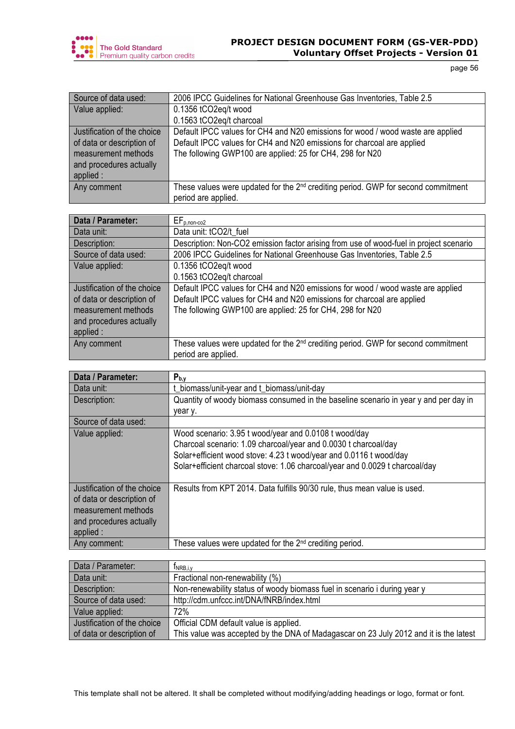| Source of data used: | 2006 IPCC Guidelines for National Greenhouse Gas Inventories, Table 2.5 |
|---|---|
| Value applied: | 0.1356 tCO2eq/t wood<br>0.1563 tCO2eq/t charcoal |
| Justification of the choice of data or description of measurement methods and procedures actually applied : | Default IPCC values for CH4 and N20 emissions for wood / wood waste are applied<br>Default IPCC values for CH4 and N20 emissions for charcoal are applied<br>The following GWP100 are applied: 25 for CH4, 298 for N20 |
| Any comment | These values were updated for the 2nd crediting period. GWP for second commitment period are applied. |

| **Data / Parameter:** | $EF_{p,non\text{-}co2}$ |
|---|---|
| Data unit: | Data unit: tCO2/t_fuel |
| Description: | Description: Non-CO2 emission factor arising from use of wood-fuel in project scenario |
| Source of data used: | 2006 IPCC Guidelines for National Greenhouse Gas Inventories, Table 2.5 |
| Value applied: | 0.1356 tCO2eq/t wood<br>0.1563 tCO2eq/t charcoal |
| Justification of the choice of data or description of measurement methods and procedures actually applied : | Default IPCC values for CH4 and N20 emissions for wood / wood waste are applied<br>Default IPCC values for CH4 and N20 emissions for charcoal are applied<br>The following GWP100 are applied: 25 for CH4, 298 for N20 |
| Any comment | These values were updated for the 2nd crediting period. GWP for second commitment period are applied. |

| **Data / Parameter:** | $P_{b,y}$ |
|---|---|
| Data unit: | t_biomass/unit-year and t_biomass/unit-day |
| Description: | Quantity of woody biomass consumed in the baseline scenario in year y and per day in year y. |
| Source of data used: | |
| Value applied: | Wood scenario: 3.95 t wood/year and 0.0108 t wood/day<br>Charcoal scenario: 1.09 charcoal/year and 0.0030 t charcoal/day<br>Solar+efficient wood stove: 4.23 t wood/year and 0.0116 t wood/day<br>Solar+efficient charcoal stove: 1.06 charcoal/year and 0.0029 t charcoal/day |
| Justification of the choice of data or description of measurement methods and procedures actually applied : | Results from KPT 2014. Data fulfills 90/30 rule, thus mean value is used. |
| Any comment: | These values were updated for the 2nd crediting period. |

| Data / Parameter: | $f_{NRB,i,y}$ |
|---|---|
| Data unit: | Fractional non-renewability (%) |
| Description: | Non-renewability status of woody biomass fuel in scenario i during year y |
| Source of data used: | http://cdm.unfccc.int/DNA/fNRB/index.html |
| Value applied: | 72% |
| Justification of the choice of data or description of | Official CDM default value is applied.<br>This value was accepted by the DNA of Madagascar on 23 July 2012 and it is the latest |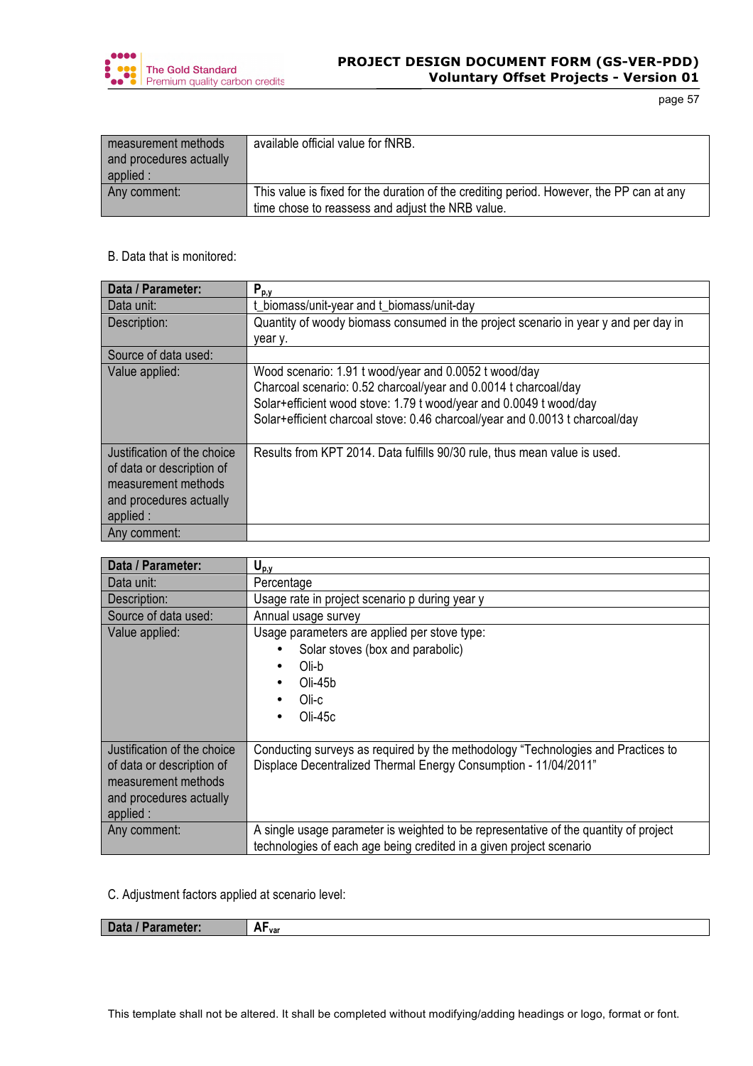| | |
|---|---|
| measurement methods and procedures actually applied : | available official value for fNRB. |
| Any comment: | This value is fixed for the duration of the crediting period. However, the PP can at any time chose to reassess and adjust the NRB value. |

B. Data that is monitored:

| **Data / Parameter:** | $P_{p,y}$ |
|---|---|
| Data unit: | t_biomass/unit-year and t_biomass/unit-day |
| Description: | Quantity of woody biomass consumed in the project scenario in year y and per day in year y. |
| Source of data used: | |
| Value applied: | Wood scenario: 1.91 t wood/year and 0.0052 t wood/day<br>Charcoal scenario: 0.52 charcoal/year and 0.0014 t charcoal/day<br>Solar+efficient wood stove: 1.79 t wood/year and 0.0049 t wood/day<br>Solar+efficient charcoal stove: 0.46 charcoal/year and 0.0013 t charcoal/day |
| Justification of the choice of data or description of measurement methods and procedures actually applied : | Results from KPT 2014. Data fulfills 90/30 rule, thus mean value is used. |
| Any comment: | |

| **Data / Parameter:** | $U_{p,y}$ |
|---|---|
| Data unit: | Percentage |
| Description: | Usage rate in project scenario p during year y |
| Source of data used: | Annual usage survey |
| Value applied: | Usage parameters are applied per stove type:<br>• Solar stoves (box and parabolic)<br>• Oli-b<br>• Oli-45b<br>• Oli-c<br>• Oli-45c |
| Justification of the choice of data or description of measurement methods and procedures actually applied : | Conducting surveys as required by the methodology "Technologies and Practices to Displace Decentralized Thermal Energy Consumption - 11/04/2011" |
| Any comment: | A single usage parameter is weighted to be representative of the quantity of project technologies of each age being credited in a given project scenario |

C. Adjustment factors applied at scenario level:

| **Data / Parameter:** | $AF_{var}$ |
|---|---|

This template shall not be altered. It shall be completed without modifying/adding headings or logo, format or font.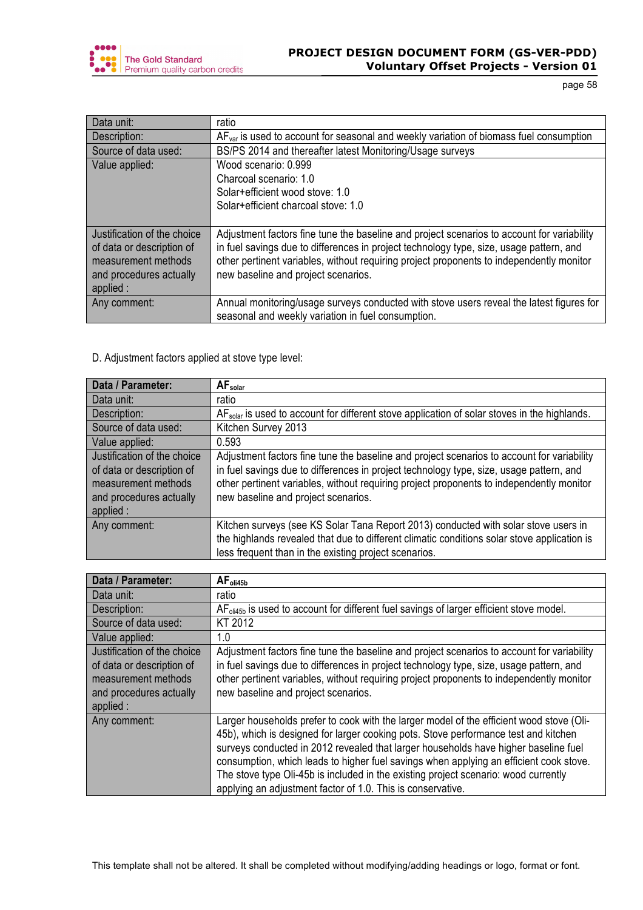| Data unit: | ratio |
|---|---|
| Description: | $AF_{var}$ is used to account for seasonal and weekly variation of biomass fuel consumption |
| Source of data used: | BS/PS 2014 and thereafter latest Monitoring/Usage surveys |
| Value applied: | Wood scenario: 0.999<br>Charcoal scenario: 1.0<br>Solar+efficient wood stove: 1.0<br>Solar+efficient charcoal stove: 1.0 |
| Justification of the choice of data or description of measurement methods and procedures actually applied : | Adjustment factors fine tune the baseline and project scenarios to account for variability in fuel savings due to differences in project technology type, size, usage pattern, and other pertinent variables, without requiring project proponents to independently monitor new baseline and project scenarios. |
| Any comment: | Annual monitoring/usage surveys conducted with stove users reveal the latest figures for seasonal and weekly variation in fuel consumption. |

D. Adjustment factors applied at stove type level:

| **Data / Parameter:** | **$AF_{solar}$** |
|---|---|
| Data unit: | ratio |
| Description: | $AF_{solar}$ is used to account for different stove application of solar stoves in the highlands. |
| Source of data used: | Kitchen Survey 2013 |
| Value applied: | 0.593 |
| Justification of the choice of data or description of measurement methods and procedures actually applied : | Adjustment factors fine tune the baseline and project scenarios to account for variability in fuel savings due to differences in project technology type, size, usage pattern, and other pertinent variables, without requiring project proponents to independently monitor new baseline and project scenarios. |
| Any comment: | Kitchen surveys (see KS Solar Tana Report 2013) conducted with solar stove users in the highlands revealed that due to different climatic conditions solar stove application is less frequent than in the existing project scenarios. |

| **Data / Parameter:** | **$AF_{oli45b}$** |
|---|---|
| Data unit: | ratio |
| Description: | $AF_{oli45b}$ is used to account for different fuel savings of larger efficient stove model. |
| Source of data used: | KT 2012 |
| Value applied: | 1.0 |
| Justification of the choice of data or description of measurement methods and procedures actually applied : | Adjustment factors fine tune the baseline and project scenarios to account for variability in fuel savings due to differences in project technology type, size, usage pattern, and other pertinent variables, without requiring project proponents to independently monitor new baseline and project scenarios. |
| Any comment: | Larger households prefer to cook with the larger model of the efficient wood stove (Oli-45b), which is designed for larger cooking pots. Stove performance test and kitchen surveys conducted in 2012 revealed that larger households have higher baseline fuel consumption, which leads to higher fuel savings when applying an efficient cook stove. The stove type Oli-45b is included in the existing project scenario: wood currently applying an adjustment factor of 1.0. This is conservative. |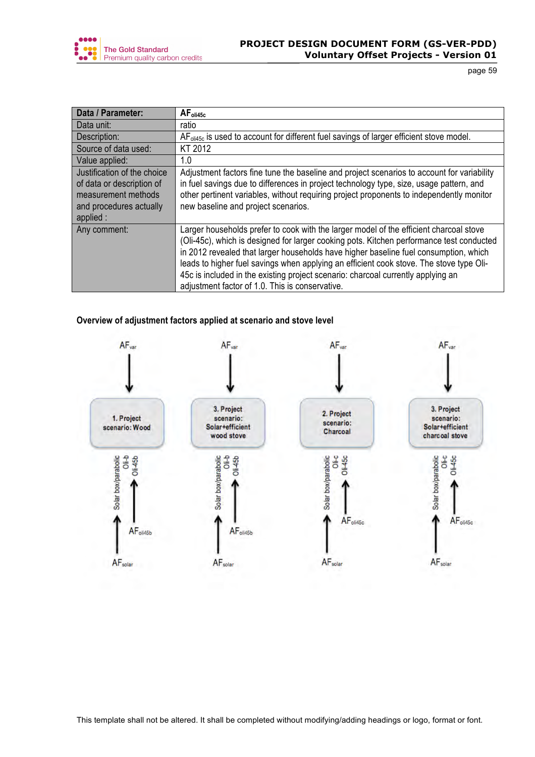| Data / Parameter: | $AF_{oli45c}$ |
|---|---|
| Data unit: | ratio |
| Description: | $AF_{oli45c}$ is used to account for different fuel savings of larger efficient stove model. |
| Source of data used: | KT 2012 |
| Value applied: | 1.0 |
| Justification of the choice of data or description of measurement methods and procedures actually applied : | Adjustment factors fine tune the baseline and project scenarios to account for variability in fuel savings due to differences in project technology type, size, usage pattern, and other pertinent variables, without requiring project proponents to independently monitor new baseline and project scenarios. |
| Any comment: | Larger households prefer to cook with the larger model of the efficient charcoal stove (Oli-45c), which is designed for larger cooking pots. Kitchen performance test conducted in 2012 revealed that larger households have higher baseline fuel consumption, which leads to higher fuel savings when applying an efficient cook stove. The stove type Oli-45c is included in the existing project scenario: charcoal currently applying an adjustment factor of 1.0. This is conservative. |

**Overview of adjustment factors applied at scenario and stove level**

| Scenario | Scenario-level factor | Stoves | Stove-level factors |
|---|---|---|---|
| 1. Project scenario: Wood | $AF_{var}$ | Solar box/parabolic, Oli-b, Oli-45b | $AF_{solar}$, $AF_{oli45b}$ |
| 3. Project scenario: Solar+efficient wood stove | $AF_{var}$ | Solar box/parabolic, Oli-b, Oli-45b | $AF_{solar}$, $AF_{oli45b}$ |
| 2. Project scenario: Charcoal | $AF_{var}$ | Solar box/parabolic, Oli-c, Oli-45c | $AF_{solar}$, $AF_{oli45c}$ |
| 3. Project scenario: Solar+efficient charcoal stove | $AF_{var}$ | Solar box/parabolic, Oli-c, Oli-45c | $AF_{solar}$, $AF_{oli45c}$ |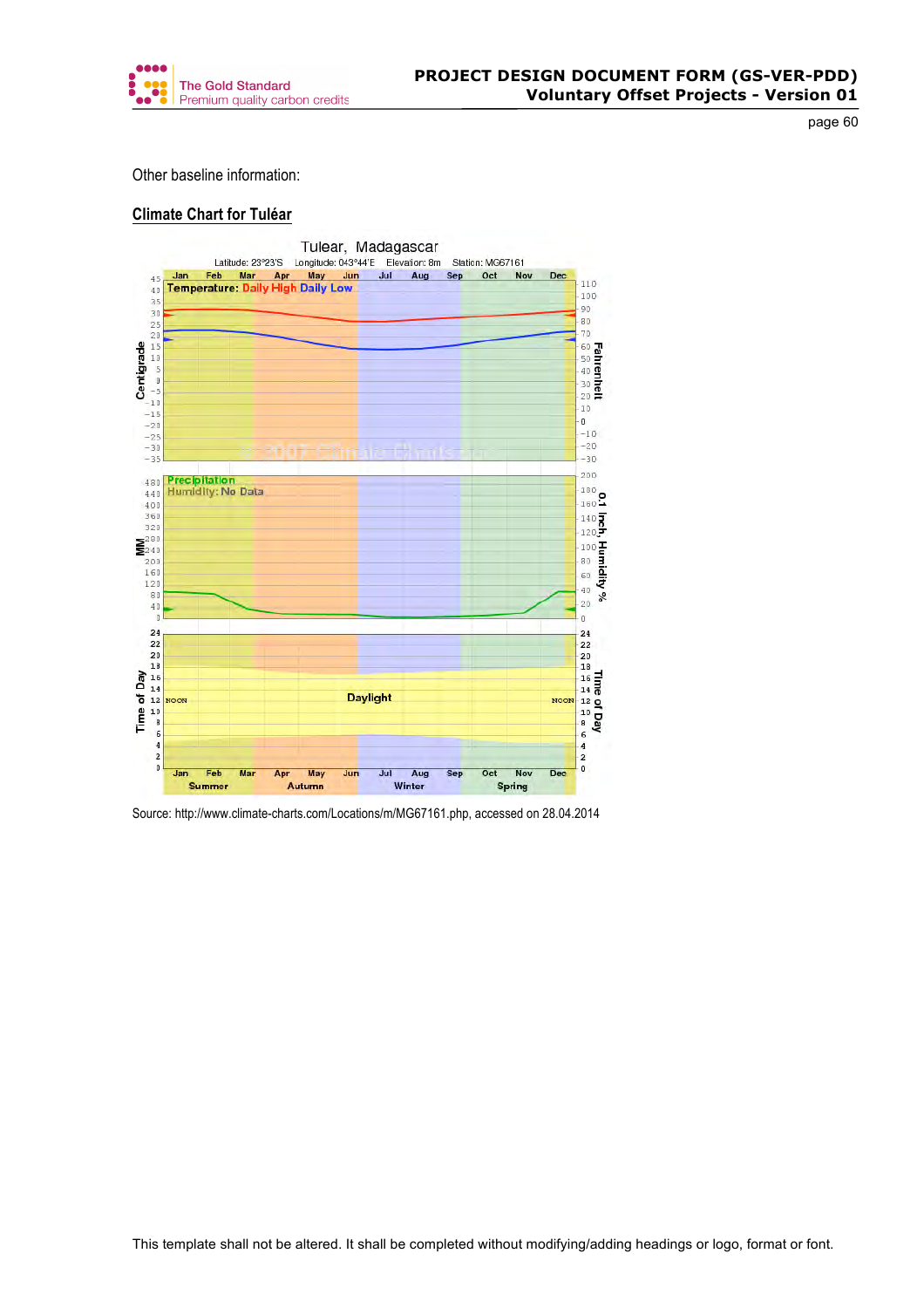Other baseline information:

**Climate Chart for Tuléar**

Source: http://www.climate-charts.com/Locations/m/MG67161.php, accessed on 28.04.2014

This template shall not be altered. It shall be completed without modifying/adding headings or logo, format or font.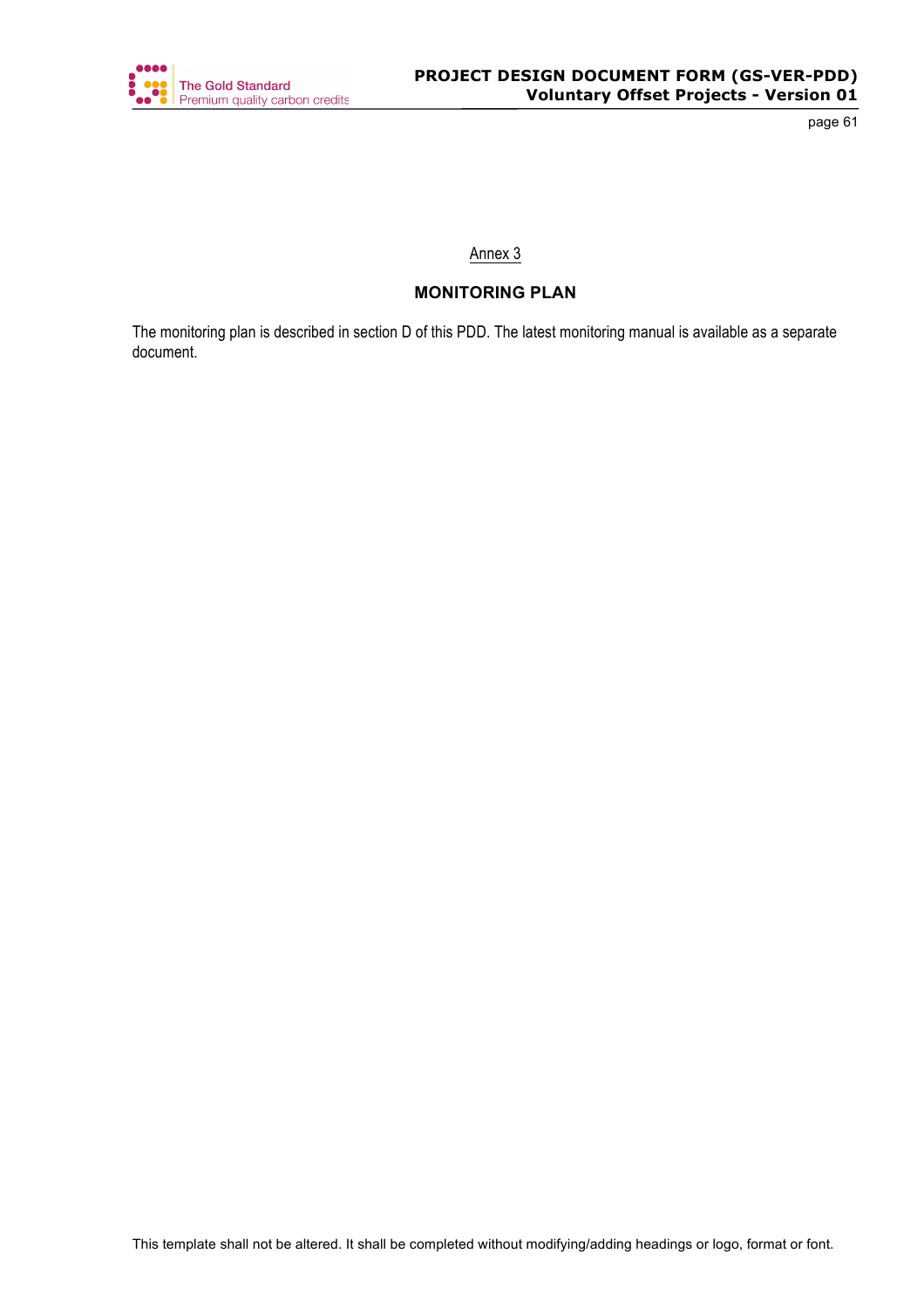Annex 3

## MONITORING PLAN

The monitoring plan is described in section D of this PDD. The latest monitoring manual is available as a separate document.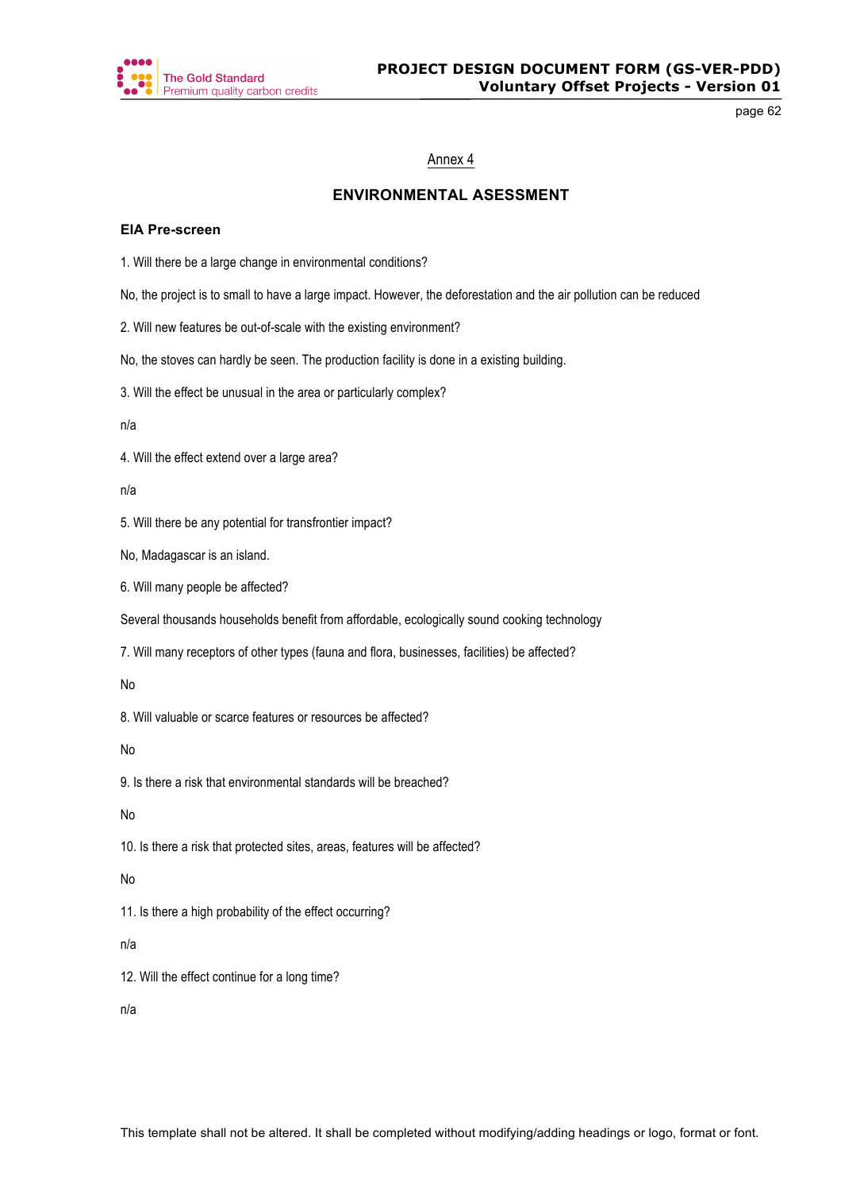Annex 4

## ENVIRONMENTAL ASESSMENT

### EIA Pre-screen

1. Will there be a large change in environmental conditions?

No, the project is to small to have a large impact. However, the deforestation and the air pollution can be reduced

2. Will new features be out-of-scale with the existing environment?

No, the stoves can hardly be seen. The production facility is done in a existing building.

3. Will the effect be unusual in the area or particularly complex?

n/a

4. Will the effect extend over a large area?

n/a

5. Will there be any potential for transfrontier impact?

No, Madagascar is an island.

6. Will many people be affected?

Several thousands households benefit from affordable, ecologically sound cooking technology

7. Will many receptors of other types (fauna and flora, businesses, facilities) be affected?

No

8. Will valuable or scarce features or resources be affected?

No

9. Is there a risk that environmental standards will be breached?

No

10. Is there a risk that protected sites, areas, features will be affected?

No

11. Is there a high probability of the effect occurring?

n/a

12. Will the effect continue for a long time?

n/a

This template shall not be altered. It shall be completed without modifying/adding headings or logo, format or font.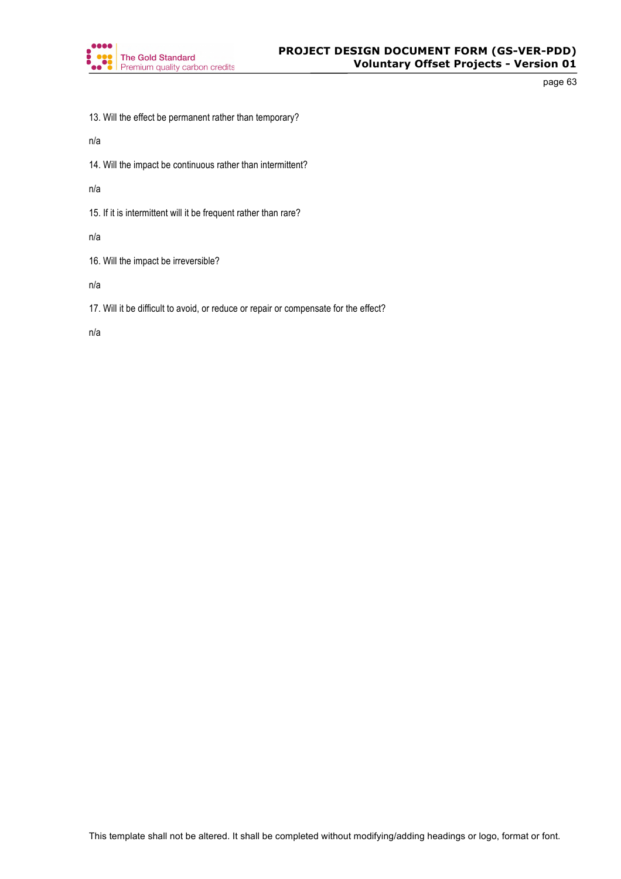13. Will the effect be permanent rather than temporary?

n/a

14. Will the impact be continuous rather than intermittent?

n/a

15. If it is intermittent will it be frequent rather than rare?

n/a

16. Will the impact be irreversible?

n/a

17. Will it be difficult to avoid, or reduce or repair or compensate for the effect?

n/a